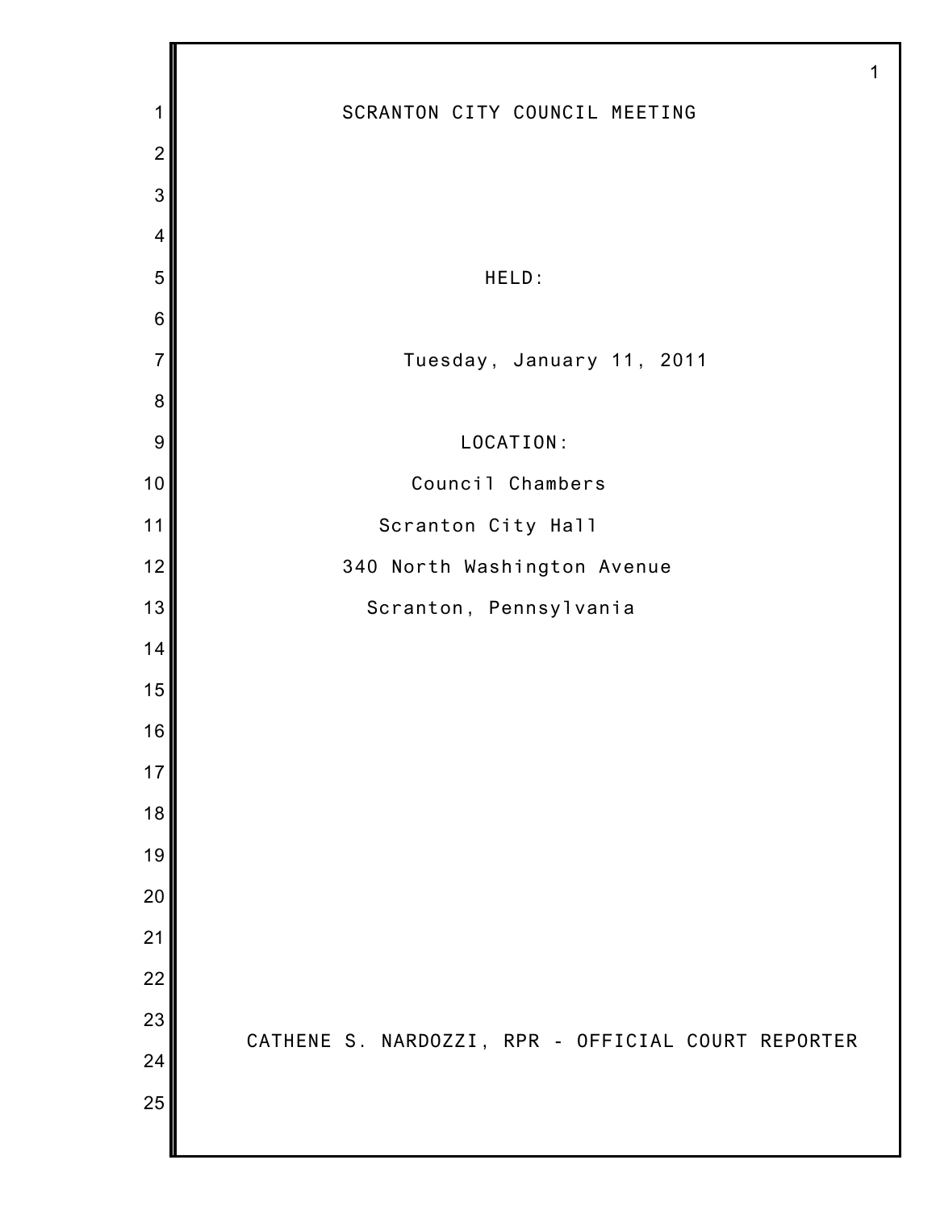# SCRANTON CITY COUNCIL MEETING

HELD:

Tuesday, January 11, 2011

LOCATION:

Council Chambers

Scranton City Hall

340 North Washington Avenue

Scranton, Pennsylvania

CATHENE S. NARDOZZI, RPR - OFFICIAL COURT REPORTER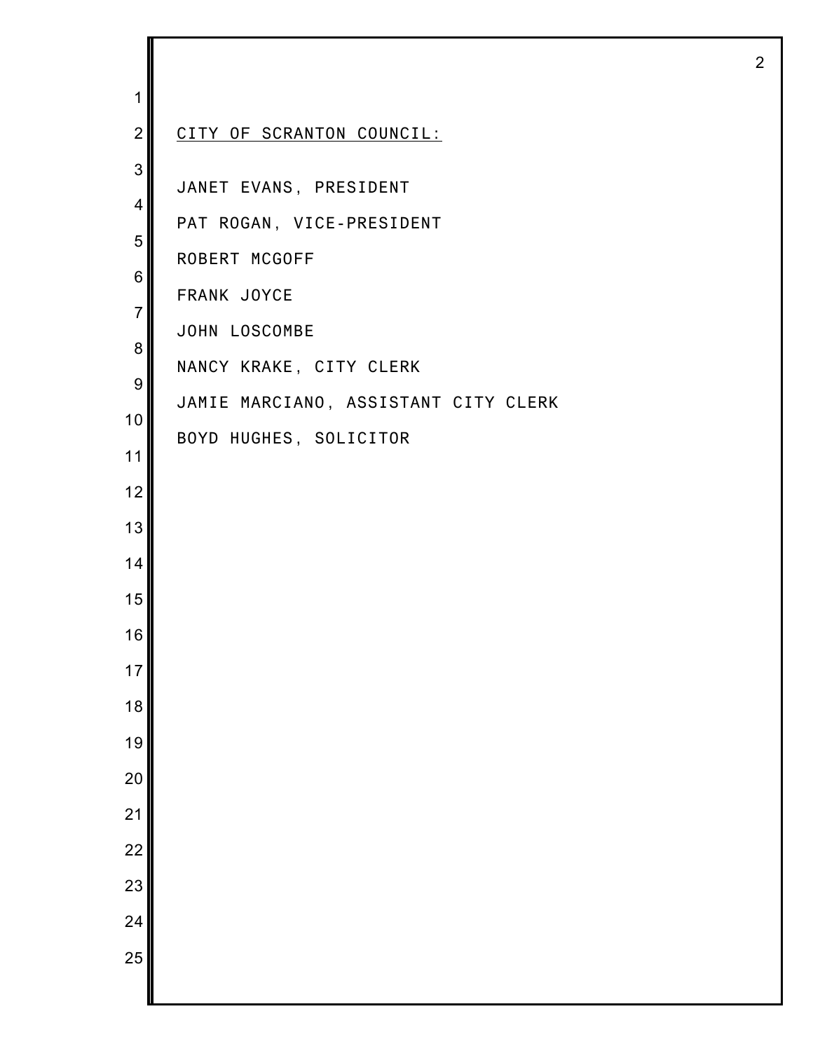CITY OF SCRANTON COUNCIL:

JANET EVANS, PRESIDENT

PAT ROGAN, VICE-PRESIDENT

ROBERT MCGOFF

FRANK JOYCE

JOHN LOSCOMBE

NANCY KRAKE, CITY CLERK

JAMIE MARCIANO, ASSISTANT CITY CLERK

BOYD HUGHES, SOLICITOR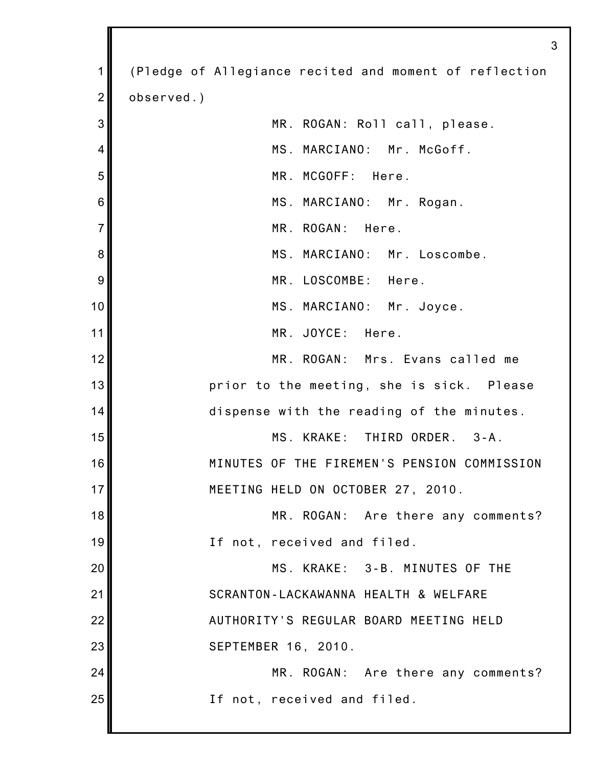(Pledge of Allegiance recited and moment of reflection observed.)

MR. ROGAN: Roll call, please.

MS. MARCIANO: Mr. McGoff.

MR. MCGOFF: Here.

MS. MARCIANO: Mr. Rogan.

MR. ROGAN: Here.

MS. MARCIANO: Mr. Loscombe.

MR. LOSCOMBE: Here.

MS. MARCIANO: Mr. Joyce.

MR. JOYCE: Here.

MR. ROGAN: Mrs. Evans called me prior to the meeting, she is sick. Please dispense with the reading of the minutes.

MS. KRAKE: THIRD ORDER. 3-A. MINUTES OF THE FIREMEN'S PENSION COMMISSION MEETING HELD ON OCTOBER 27, 2010.

MR. ROGAN: Are there any comments? If not, received and filed.

MS. KRAKE: 3-B. MINUTES OF THE SCRANTON-LACKAWANNA HEALTH & WELFARE AUTHORITY'S REGULAR BOARD MEETING HELD SEPTEMBER 16, 2010.

MR. ROGAN: Are there any comments? If not, received and filed.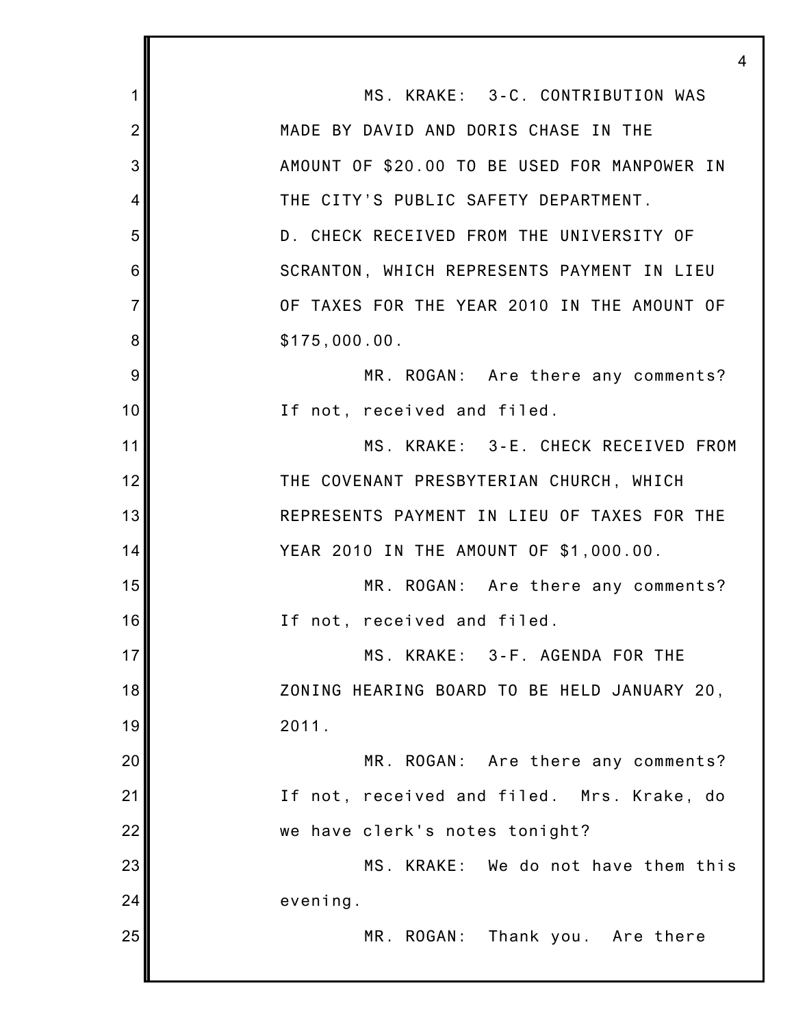MS. KRAKE: 3-C. CONTRIBUTION WAS MADE BY DAVID AND DORIS CHASE IN THE AMOUNT OF $20.00 TO BE USED FOR MANPOWER IN THE CITY'S PUBLIC SAFETY DEPARTMENT.

D. CHECK RECEIVED FROM THE UNIVERSITY OF SCRANTON, WHICH REPRESENTS PAYMENT IN LIEU OF TAXES FOR THE YEAR 2010 IN THE AMOUNT OF $175,000.00.

MR. ROGAN: Are there any comments? If not, received and filed.

MS. KRAKE: 3-E. CHECK RECEIVED FROM THE COVENANT PRESBYTERIAN CHURCH, WHICH REPRESENTS PAYMENT IN LIEU OF TAXES FOR THE YEAR 2010 IN THE AMOUNT OF $1,000.00.

MR. ROGAN: Are there any comments? If not, received and filed.

MS. KRAKE: 3-F. AGENDA FOR THE ZONING HEARING BOARD TO BE HELD JANUARY 20, 2011.

MR. ROGAN: Are there any comments? If not, received and filed. Mrs. Krake, do we have clerk's notes tonight?

MS. KRAKE: We do not have them this evening.

MR. ROGAN: Thank you. Are there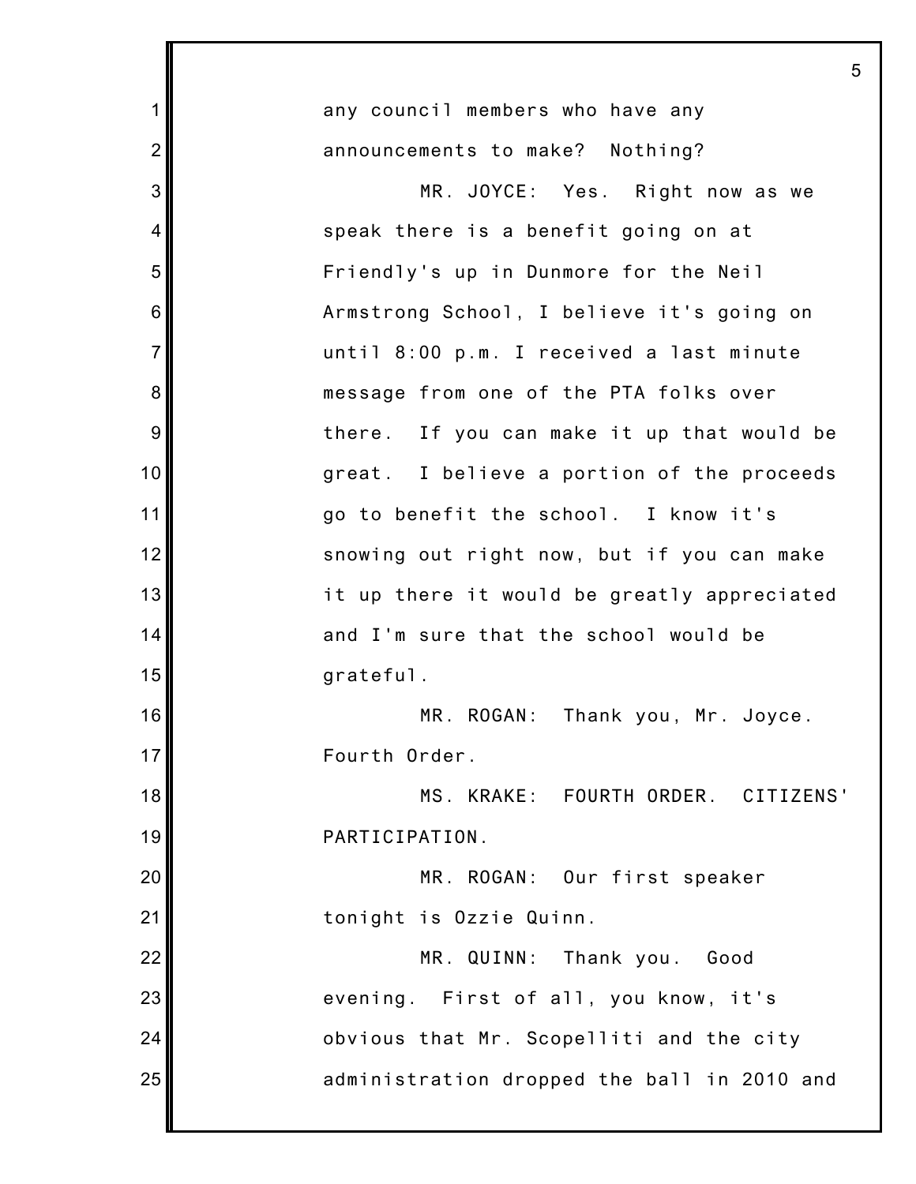any council members who have any announcements to make? Nothing?

MR. JOYCE: Yes. Right now as we speak there is a benefit going on at Friendly's up in Dunmore for the Neil Armstrong School, I believe it's going on until 8:00 p.m. I received a last minute message from one of the PTA folks over there. If you can make it up that would be great. I believe a portion of the proceeds go to benefit the school. I know it's snowing out right now, but if you can make it up there it would be greatly appreciated and I'm sure that the school would be grateful.

MR. ROGAN: Thank you, Mr. Joyce. Fourth Order.

MS. KRAKE: FOURTH ORDER. CITIZENS' PARTICIPATION.

MR. ROGAN: Our first speaker tonight is Ozzie Quinn.

MR. QUINN: Thank you. Good evening. First of all, you know, it's obvious that Mr. Scopelliti and the city administration dropped the ball in 2010 and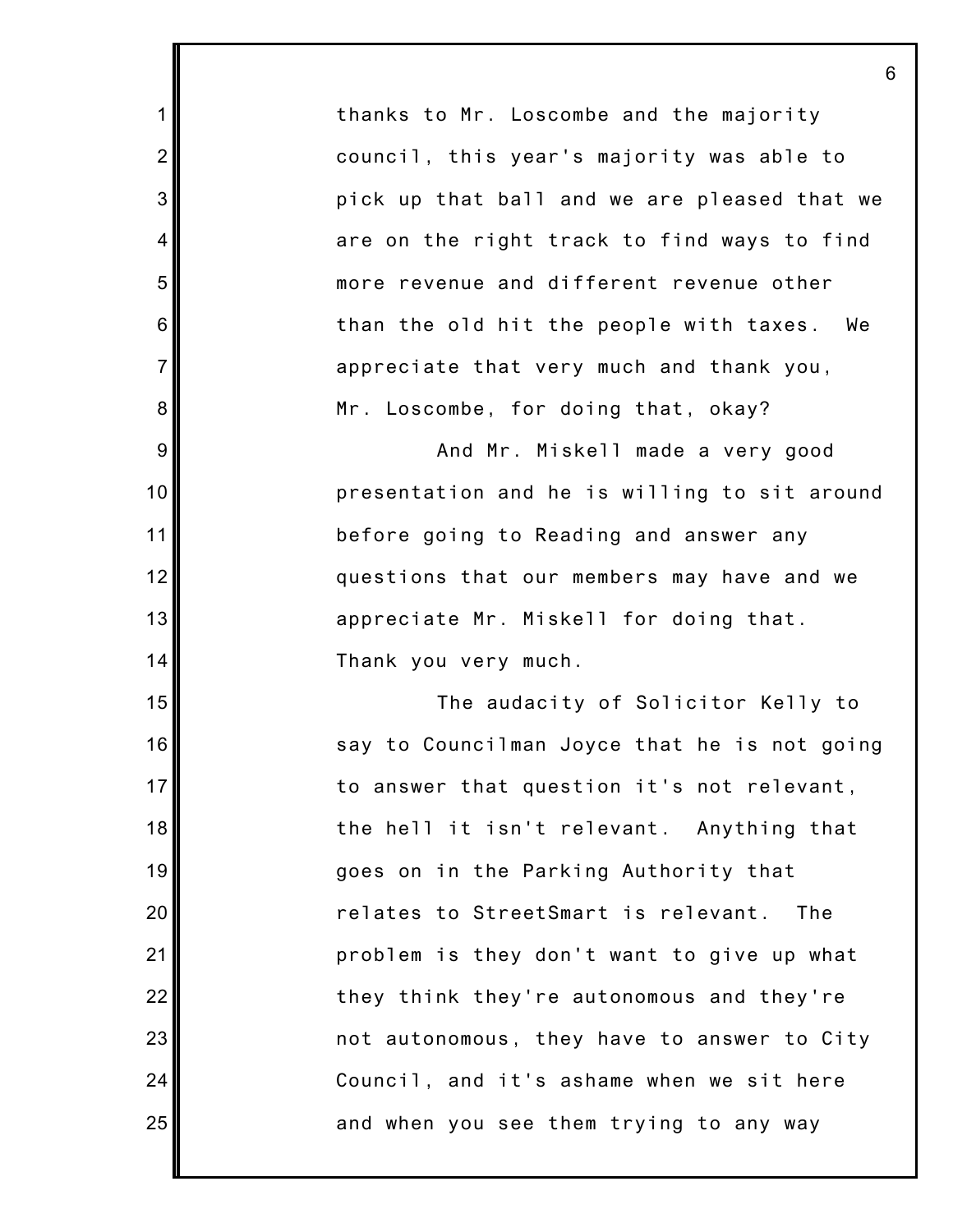thanks to Mr. Loscombe and the majority council, this year's majority was able to pick up that ball and we are pleased that we are on the right track to find ways to find more revenue and different revenue other than the old hit the people with taxes. We appreciate that very much and thank you, Mr. Loscombe, for doing that, okay?

And Mr. Miskell made a very good presentation and he is willing to sit around before going to Reading and answer any questions that our members may have and we appreciate Mr. Miskell for doing that. Thank you very much.

The audacity of Solicitor Kelly to say to Councilman Joyce that he is not going to answer that question it's not relevant, the hell it isn't relevant. Anything that goes on in the Parking Authority that relates to StreetSmart is relevant. The problem is they don't want to give up what they think they're autonomous and they're not autonomous, they have to answer to City Council, and it's ashame when we sit here and when you see them trying to any way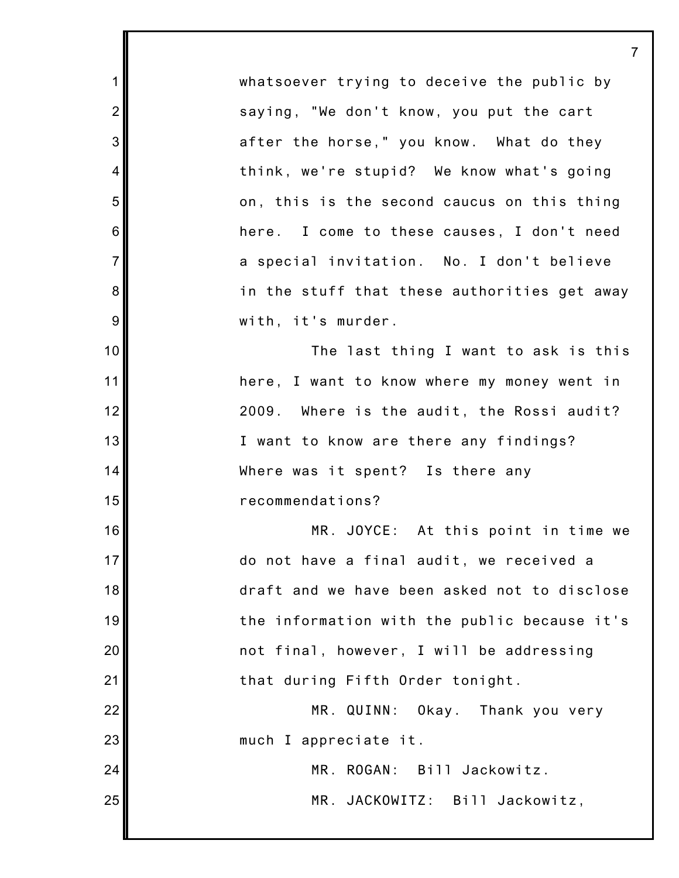whatsoever trying to deceive the public by saying, "We don't know, you put the cart after the horse," you know. What do they think, we're stupid? We know what's going on, this is the second caucus on this thing here. I come to these causes, I don't need a special invitation. No. I don't believe in the stuff that these authorities get away with, it's murder.

The last thing I want to ask is this here, I want to know where my money went in 2009. Where is the audit, the Rossi audit? I want to know are there any findings? Where was it spent? Is there any recommendations?

MR. JOYCE: At this point in time we do not have a final audit, we received a draft and we have been asked not to disclose the information with the public because it's not final, however, I will be addressing that during Fifth Order tonight.

MR. QUINN: Okay. Thank you very much I appreciate it.

MR. ROGAN: Bill Jackowitz.

MR. JACKOWITZ: Bill Jackowitz,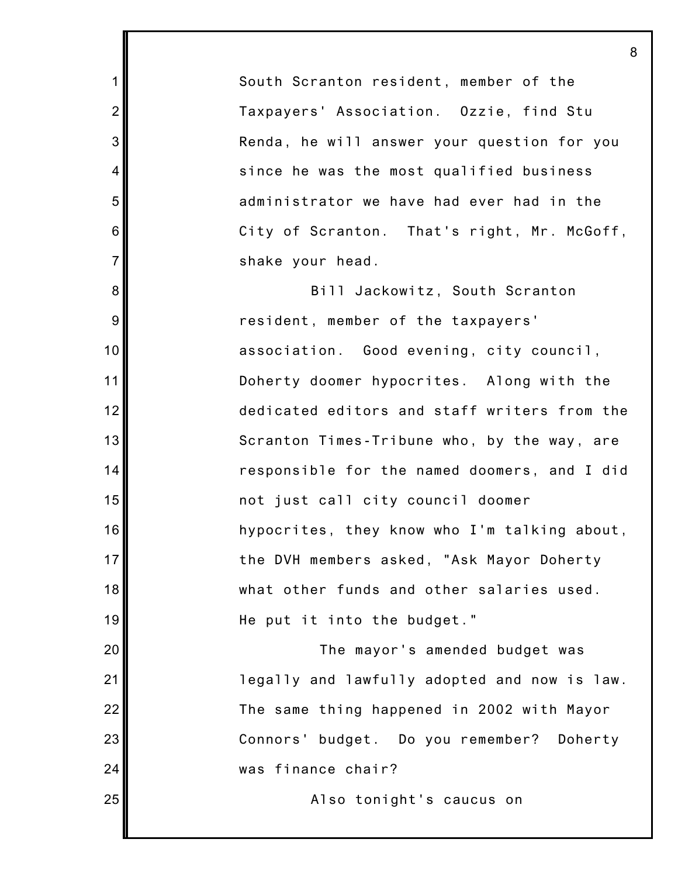South Scranton resident, member of the Taxpayers' Association. Ozzie, find Stu Renda, he will answer your question for you since he was the most qualified business administrator we have had ever had in the City of Scranton. That's right, Mr. McGoff, shake your head.

Bill Jackowitz, South Scranton resident, member of the taxpayers' association. Good evening, city council, Doherty doomer hypocrites. Along with the dedicated editors and staff writers from the Scranton Times-Tribune who, by the way, are responsible for the named doomers, and I did not just call city council doomer hypocrites, they know who I'm talking about, the DVH members asked, "Ask Mayor Doherty what other funds and other salaries used. He put it into the budget."

The mayor's amended budget was legally and lawfully adopted and now is law. The same thing happened in 2002 with Mayor Connors' budget. Do you remember? Doherty was finance chair?

Also tonight's caucus on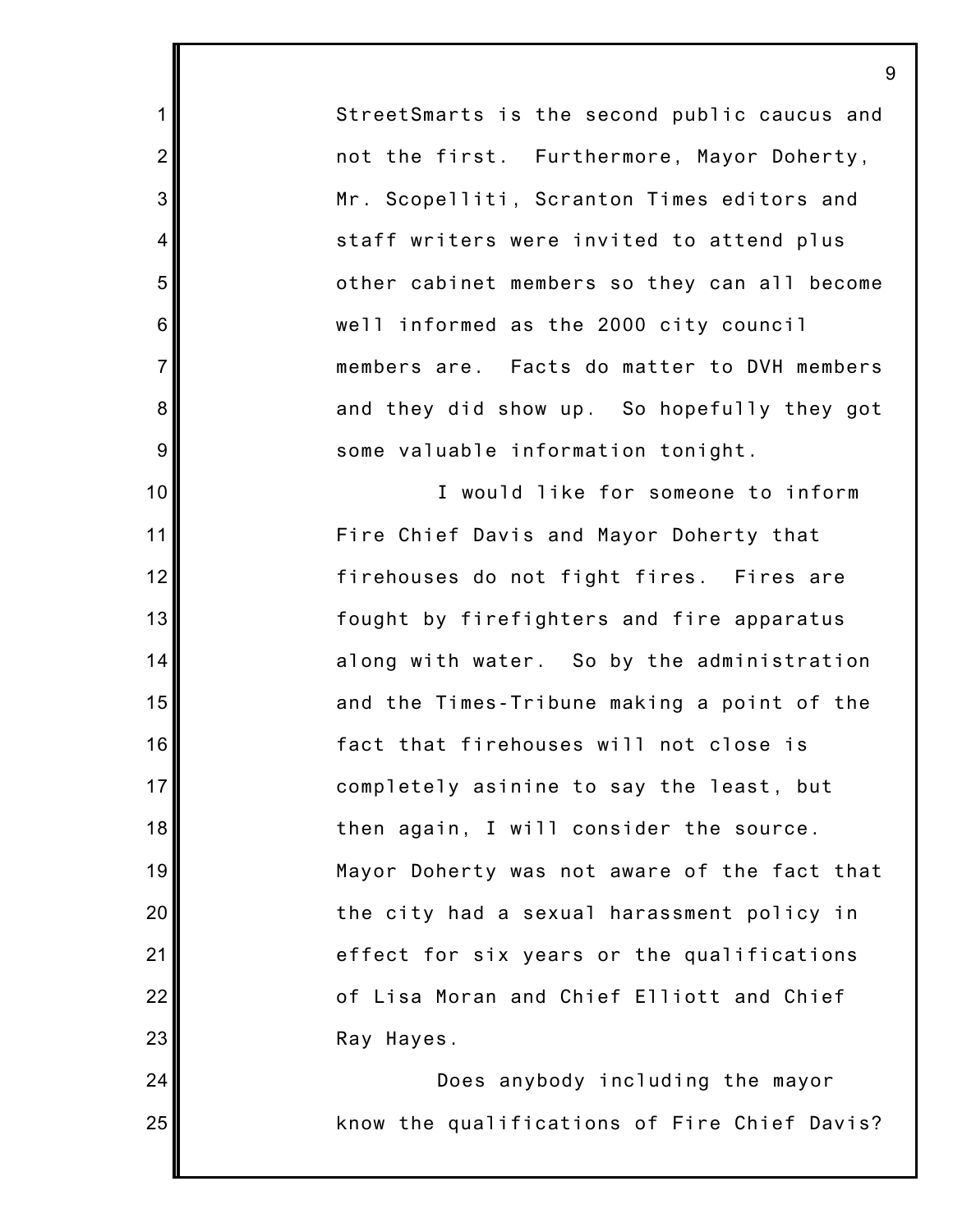StreetSmarts is the second public caucus and not the first. Furthermore, Mayor Doherty, Mr. Scopelliti, Scranton Times editors and staff writers were invited to attend plus other cabinet members so they can all become well informed as the 2000 city council members are. Facts do matter to DVH members and they did show up. So hopefully they got some valuable information tonight.

I would like for someone to inform Fire Chief Davis and Mayor Doherty that firehouses do not fight fires. Fires are fought by firefighters and fire apparatus along with water. So by the administration and the Times-Tribune making a point of the fact that firehouses will not close is completely asinine to say the least, but then again, I will consider the source. Mayor Doherty was not aware of the fact that the city had a sexual harassment policy in effect for six years or the qualifications of Lisa Moran and Chief Elliott and Chief Ray Hayes.

Does anybody including the mayor know the qualifications of Fire Chief Davis?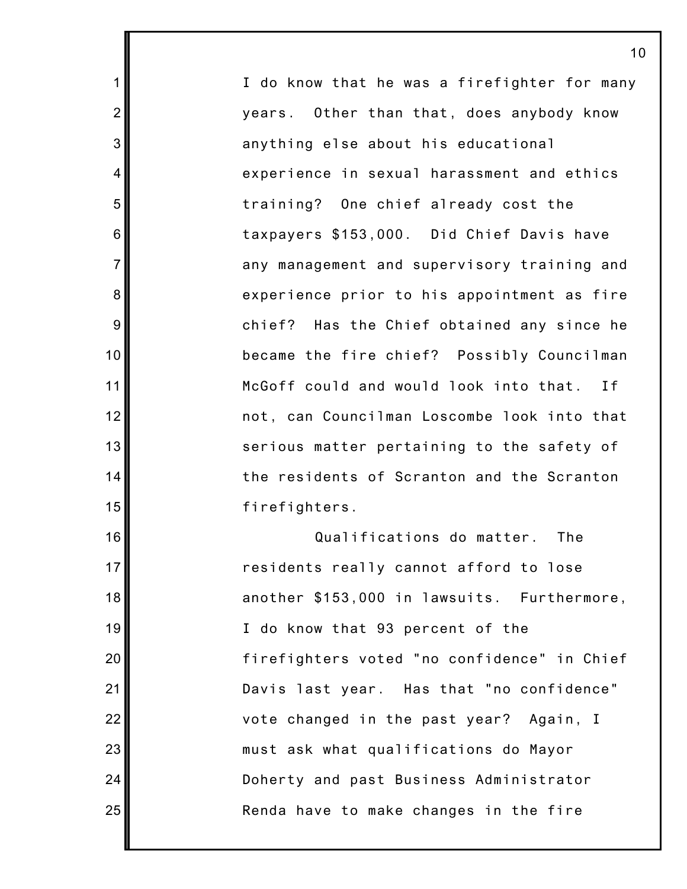I do know that he was a firefighter for many years. Other than that, does anybody know anything else about his educational experience in sexual harassment and ethics training? One chief already cost the taxpayers $153,000. Did Chief Davis have any management and supervisory training and experience prior to his appointment as fire chief? Has the Chief obtained any since he became the fire chief? Possibly Councilman McGoff could and would look into that. If not, can Councilman Loscombe look into that serious matter pertaining to the safety of the residents of Scranton and the Scranton firefighters.

Qualifications do matter. The residents really cannot afford to lose another $153,000 in lawsuits. Furthermore, I do know that 93 percent of the firefighters voted "no confidence" in Chief Davis last year. Has that "no confidence" vote changed in the past year? Again, I must ask what qualifications do Mayor Doherty and past Business Administrator Renda have to make changes in the fire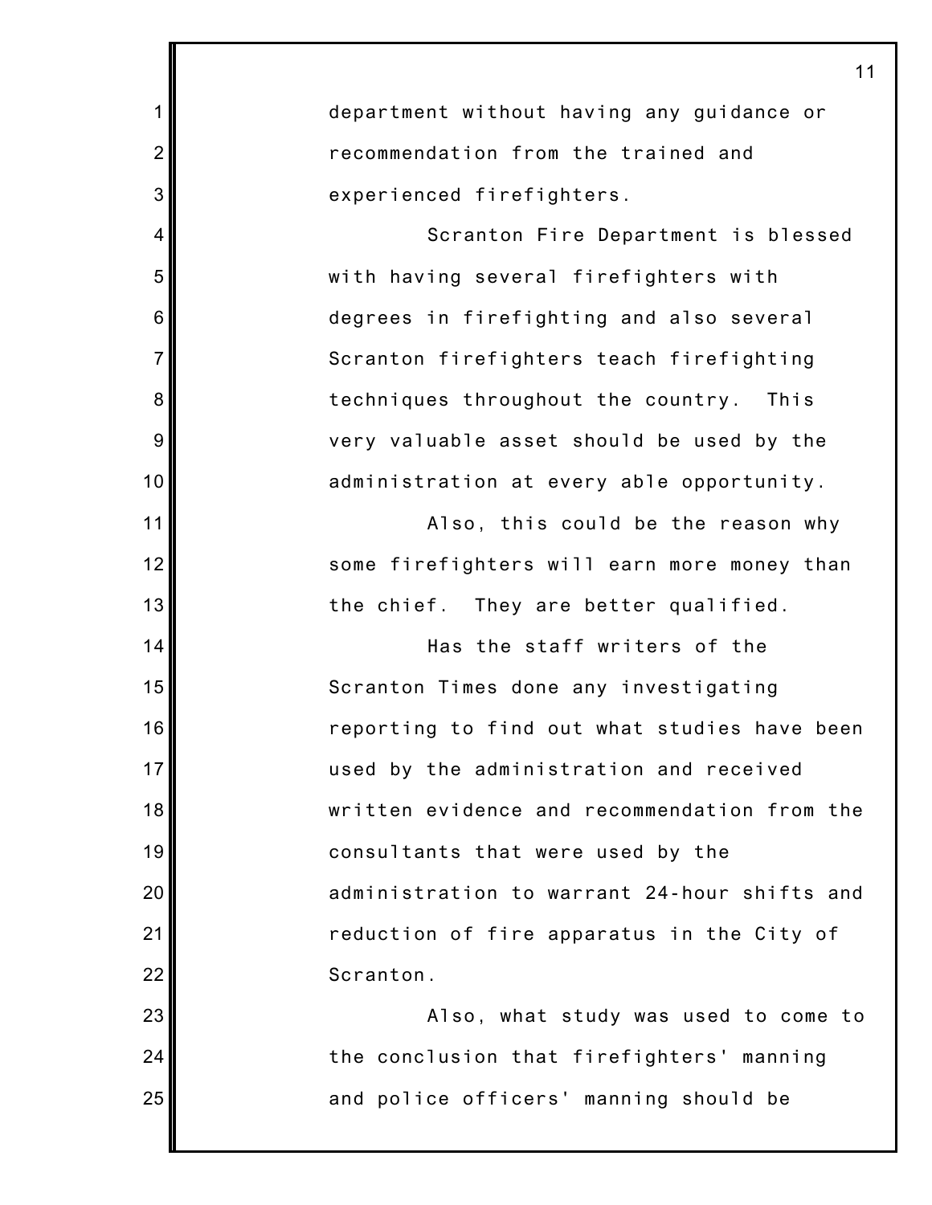department without having any guidance or recommendation from the trained and experienced firefighters.

Scranton Fire Department is blessed with having several firefighters with degrees in firefighting and also several Scranton firefighters teach firefighting techniques throughout the country. This very valuable asset should be used by the administration at every able opportunity.

Also, this could be the reason why some firefighters will earn more money than the chief. They are better qualified.

Has the staff writers of the Scranton Times done any investigating reporting to find out what studies have been used by the administration and received written evidence and recommendation from the consultants that were used by the administration to warrant 24-hour shifts and reduction of fire apparatus in the City of Scranton.

Also, what study was used to come to the conclusion that firefighters' manning and police officers' manning should be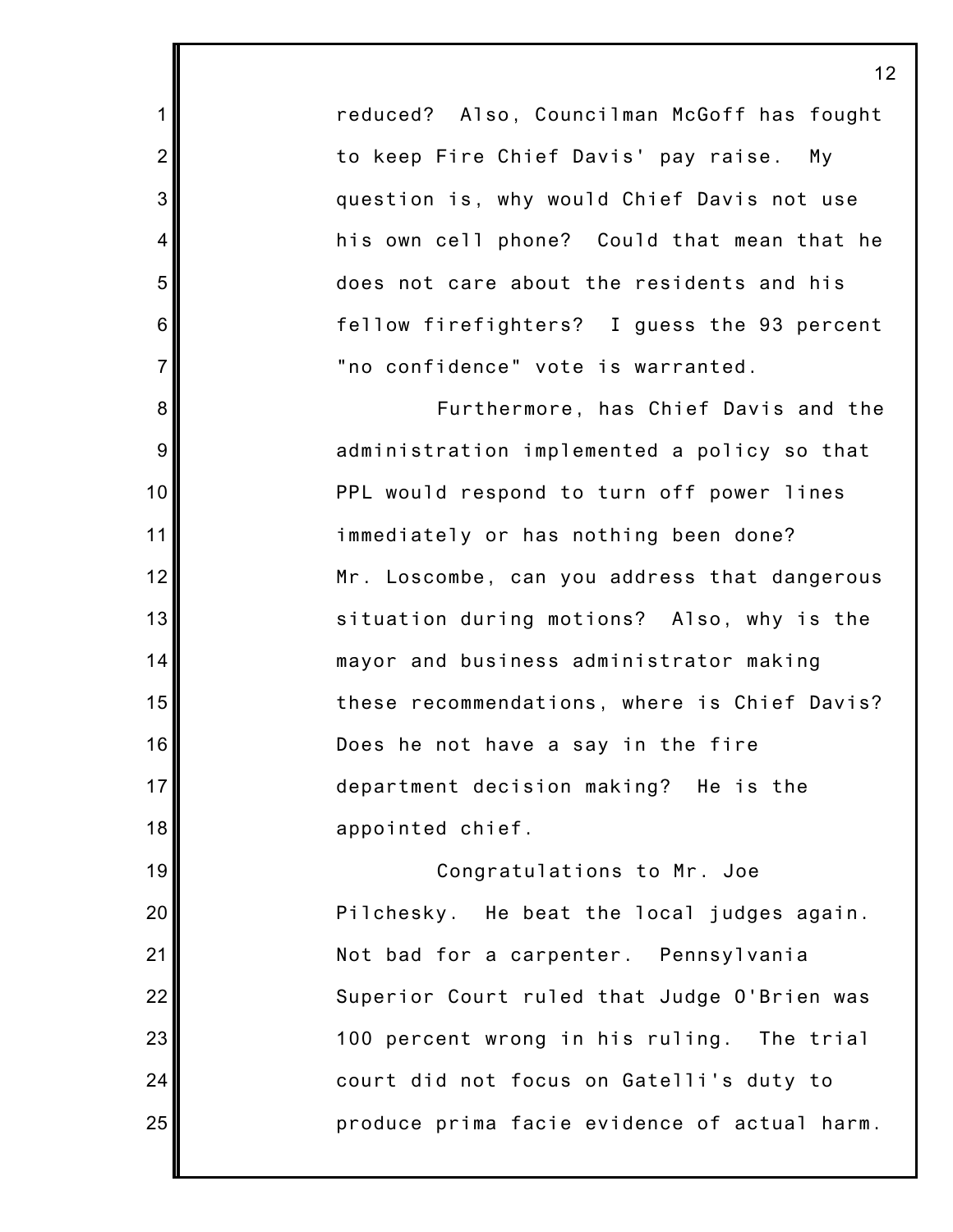reduced? Also, Councilman McGoff has fought to keep Fire Chief Davis' pay raise. My question is, why would Chief Davis not use his own cell phone? Could that mean that he does not care about the residents and his fellow firefighters? I guess the 93 percent "no confidence" vote is warranted.

Furthermore, has Chief Davis and the administration implemented a policy so that PPL would respond to turn off power lines immediately or has nothing been done? Mr. Loscombe, can you address that dangerous situation during motions? Also, why is the mayor and business administrator making these recommendations, where is Chief Davis? Does he not have a say in the fire department decision making? He is the appointed chief.

Congratulations to Mr. Joe Pilchesky. He beat the local judges again. Not bad for a carpenter. Pennsylvania Superior Court ruled that Judge O'Brien was 100 percent wrong in his ruling. The trial court did not focus on Gatelli's duty to produce prima facie evidence of actual harm.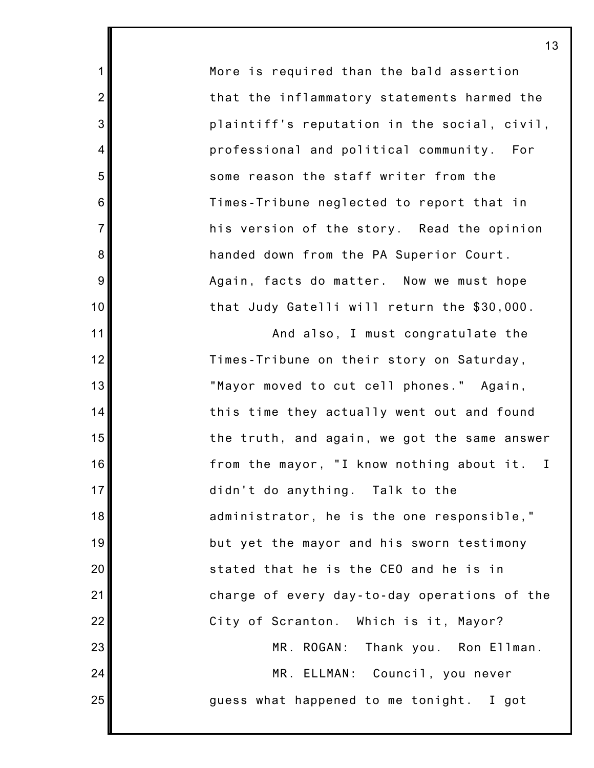More is required than the bald assertion that the inflammatory statements harmed the plaintiff's reputation in the social, civil, professional and political community. For some reason the staff writer from the Times-Tribune neglected to report that in his version of the story. Read the opinion handed down from the PA Superior Court. Again, facts do matter. Now we must hope that Judy Gatelli will return the $30,000.

And also, I must congratulate the Times-Tribune on their story on Saturday, "Mayor moved to cut cell phones." Again, this time they actually went out and found the truth, and again, we got the same answer from the mayor, "I know nothing about it. I didn't do anything. Talk to the administrator, he is the one responsible," but yet the mayor and his sworn testimony stated that he is the CEO and he is in charge of every day-to-day operations of the City of Scranton. Which is it, Mayor?

MR. ROGAN: Thank you. Ron Ellman.

MR. ELLMAN: Council, you never guess what happened to me tonight. I got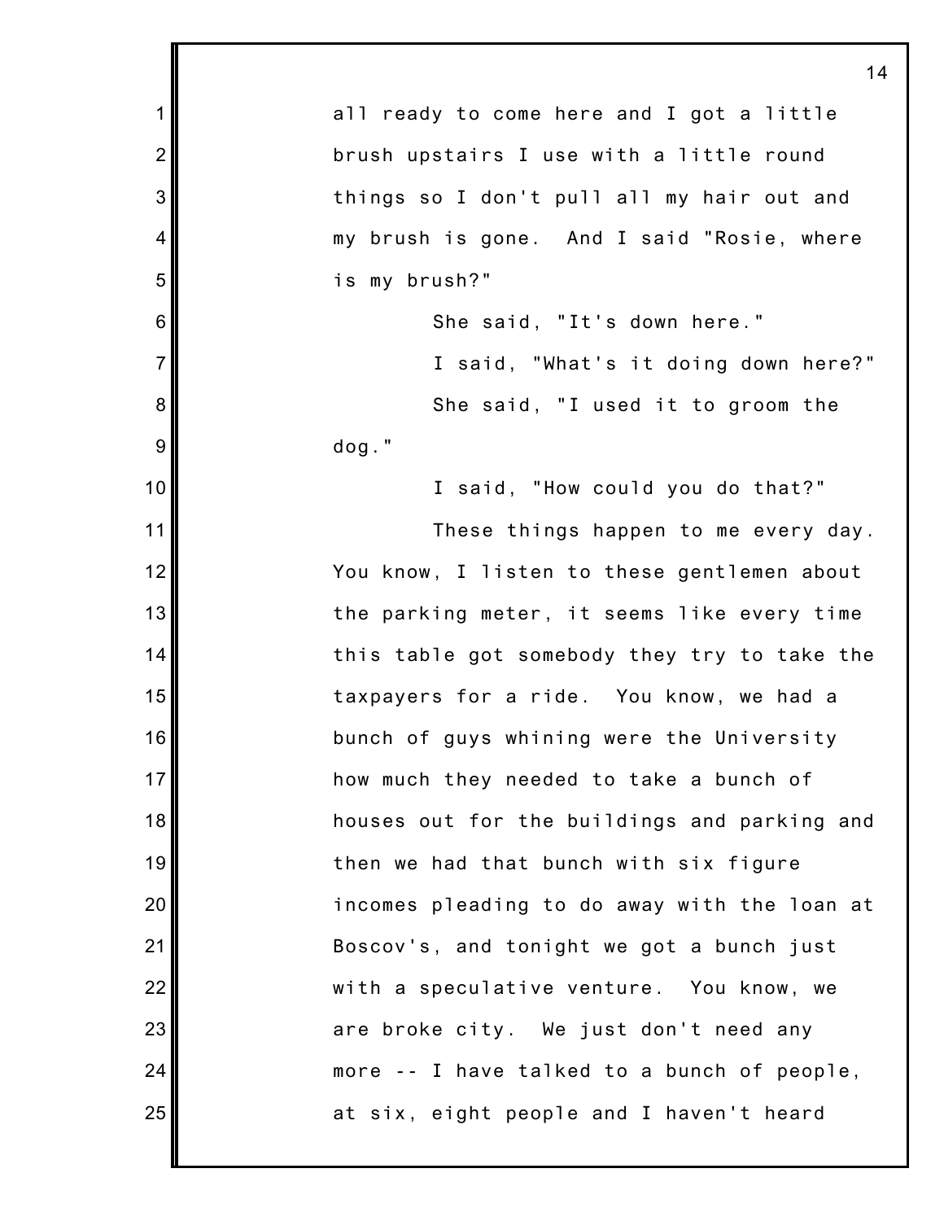all ready to come here and I got a little brush upstairs I use with a little round things so I don't pull all my hair out and my brush is gone. And I said "Rosie, where is my brush?"

She said, "It's down here."

I said, "What's it doing down here?"

She said, "I used it to groom the dog."

I said, "How could you do that?"

These things happen to me every day. You know, I listen to these gentlemen about the parking meter, it seems like every time this table got somebody they try to take the taxpayers for a ride. You know, we had a bunch of guys whining were the University how much they needed to take a bunch of houses out for the buildings and parking and then we had that bunch with six figure incomes pleading to do away with the loan at Boscov's, and tonight we got a bunch just with a speculative venture. You know, we are broke city. We just don't need any more -- I have talked to a bunch of people, at six, eight people and I haven't heard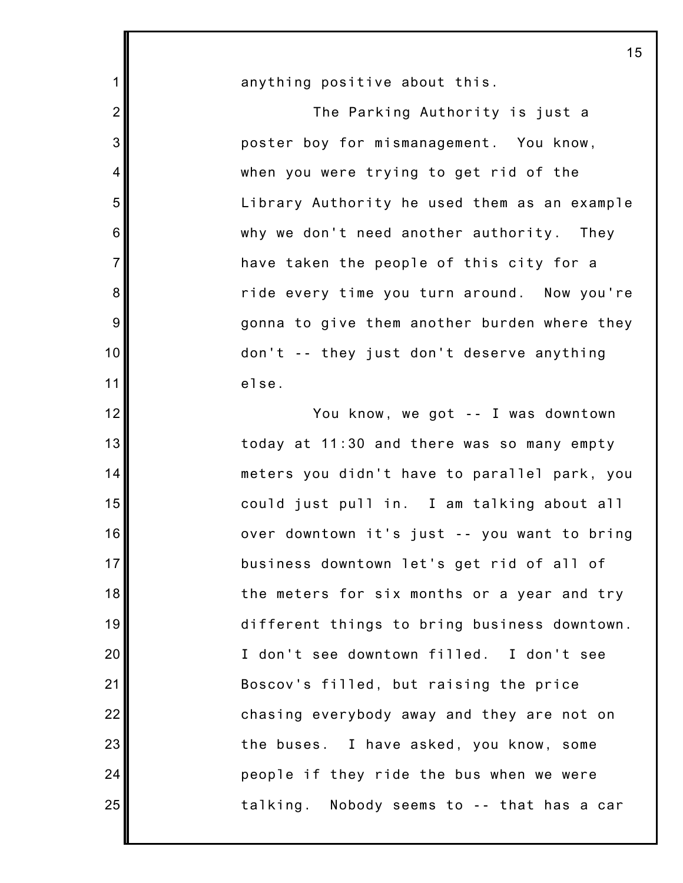anything positive about this.

The Parking Authority is just a poster boy for mismanagement. You know, when you were trying to get rid of the Library Authority he used them as an example why we don't need another authority. They have taken the people of this city for a ride every time you turn around. Now you're gonna to give them another burden where they don't -- they just don't deserve anything else.

You know, we got -- I was downtown today at 11:30 and there was so many empty meters you didn't have to parallel park, you could just pull in. I am talking about all over downtown it's just -- you want to bring business downtown let's get rid of all of the meters for six months or a year and try different things to bring business downtown. I don't see downtown filled. I don't see Boscov's filled, but raising the price chasing everybody away and they are not on the buses. I have asked, you know, some people if they ride the bus when we were talking. Nobody seems to -- that has a car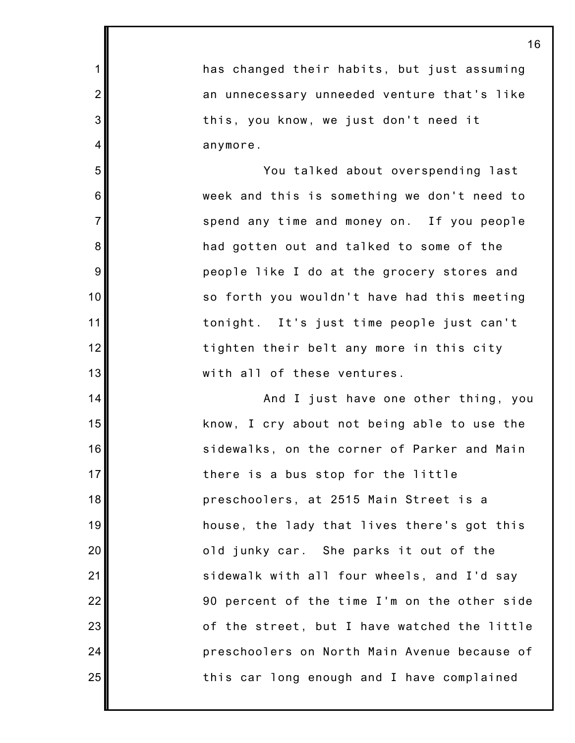has changed their habits, but just assuming an unnecessary unneeded venture that's like this, you know, we just don't need it anymore.

You talked about overspending last week and this is something we don't need to spend any time and money on. If you people had gotten out and talked to some of the people like I do at the grocery stores and so forth you wouldn't have had this meeting tonight. It's just time people just can't tighten their belt any more in this city with all of these ventures.

And I just have one other thing, you know, I cry about not being able to use the sidewalks, on the corner of Parker and Main there is a bus stop for the little preschoolers, at 2515 Main Street is a house, the lady that lives there's got this old junky car. She parks it out of the sidewalk with all four wheels, and I'd say 90 percent of the time I'm on the other side of the street, but I have watched the little preschoolers on North Main Avenue because of this car long enough and I have complained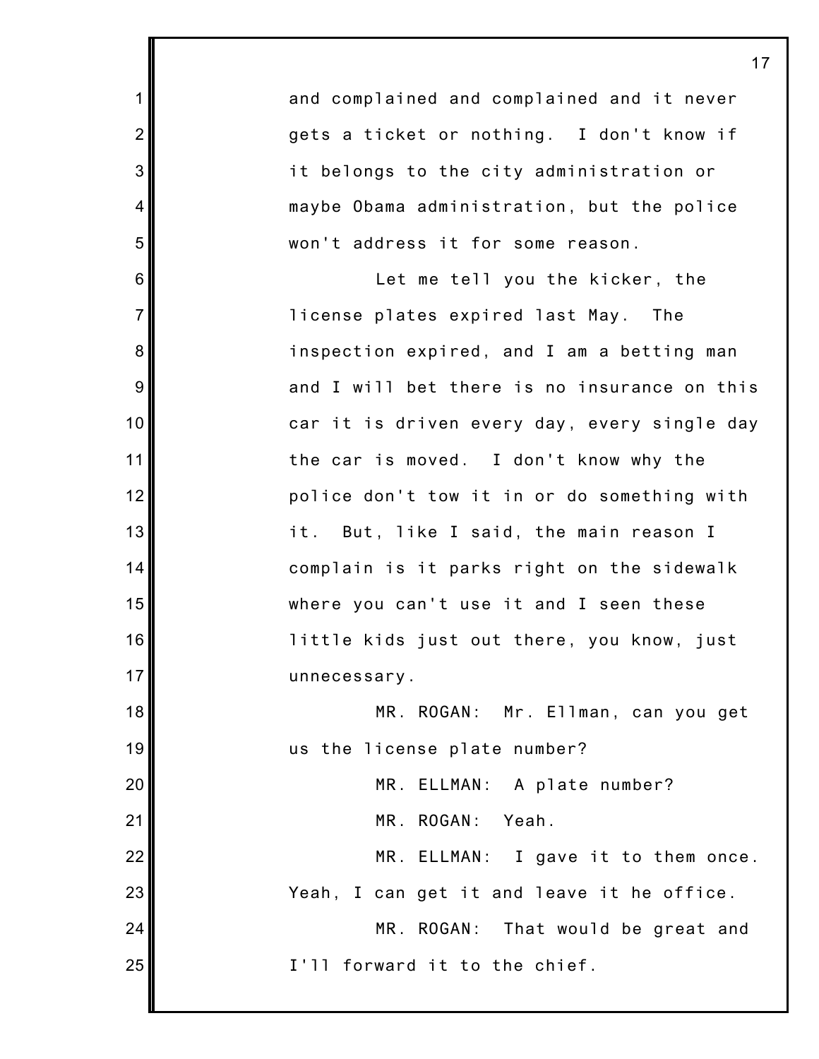and complained and complained and it never gets a ticket or nothing. I don't know if it belongs to the city administration or maybe Obama administration, but the police won't address it for some reason.

Let me tell you the kicker, the license plates expired last May. The inspection expired, and I am a betting man and I will bet there is no insurance on this car it is driven every day, every single day the car is moved. I don't know why the police don't tow it in or do something with it. But, like I said, the main reason I complain is it parks right on the sidewalk where you can't use it and I seen these little kids just out there, you know, just unnecessary.

MR. ROGAN: Mr. Ellman, can you get us the license plate number?

MR. ELLMAN: A plate number?

MR. ROGAN: Yeah.

MR. ELLMAN: I gave it to them once. Yeah, I can get it and leave it he office.

MR. ROGAN: That would be great and I'll forward it to the chief.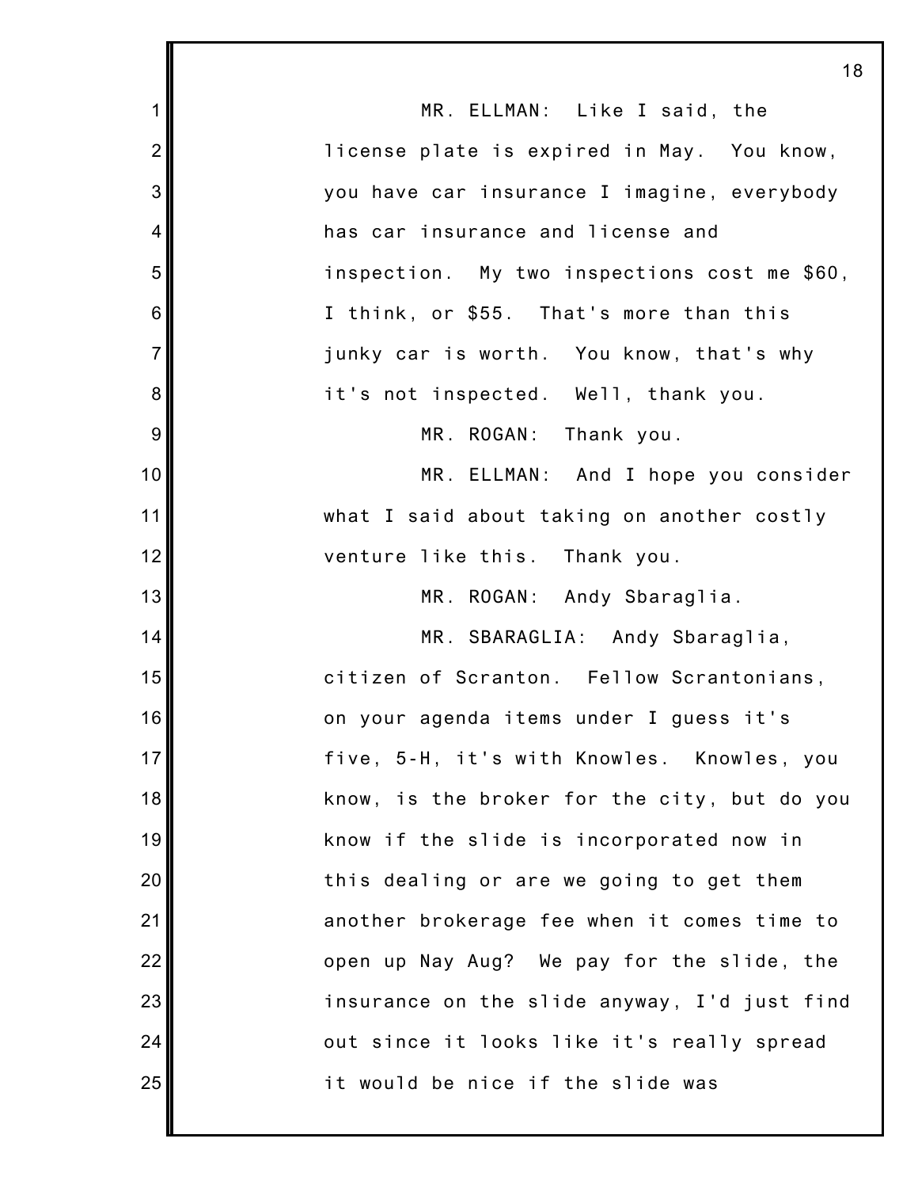MR. ELLMAN: Like I said, the license plate is expired in May. You know, you have car insurance I imagine, everybody has car insurance and license and inspection. My two inspections cost me $60, I think, or $55. That's more than this junky car is worth. You know, that's why it's not inspected. Well, thank you.

MR. ROGAN: Thank you.

MR. ELLMAN: And I hope you consider what I said about taking on another costly venture like this. Thank you.

MR. ROGAN: Andy Sbaraglia.

MR. SBARAGLIA: Andy Sbaraglia, citizen of Scranton. Fellow Scrantonians, on your agenda items under I guess it's five, 5-H, it's with Knowles. Knowles, you know, is the broker for the city, but do you know if the slide is incorporated now in this dealing or are we going to get them another brokerage fee when it comes time to open up Nay Aug? We pay for the slide, the insurance on the slide anyway, I'd just find out since it looks like it's really spread it would be nice if the slide was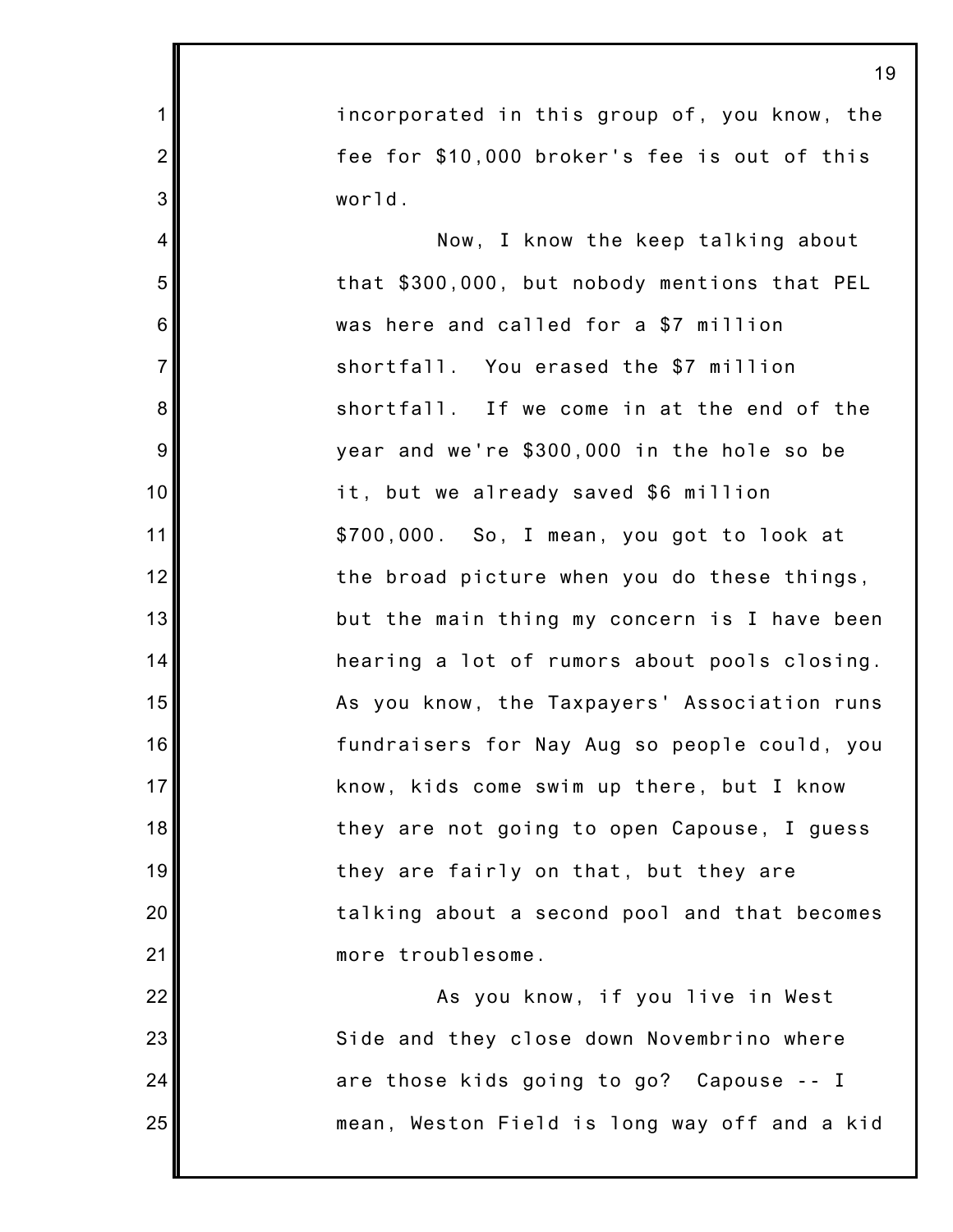incorporated in this group of, you know, the fee for $10,000 broker's fee is out of this world.

Now, I know the keep talking about that $300,000, but nobody mentions that PEL was here and called for a $7 million shortfall. You erased the $7 million shortfall. If we come in at the end of the year and we're $300,000 in the hole so be it, but we already saved $6 million $700,000. So, I mean, you got to look at the broad picture when you do these things, but the main thing my concern is I have been hearing a lot of rumors about pools closing. As you know, the Taxpayers' Association runs fundraisers for Nay Aug so people could, you know, kids come swim up there, but I know they are not going to open Capouse, I guess they are fairly on that, but they are talking about a second pool and that becomes more troublesome.

As you know, if you live in West Side and they close down Novembrino where are those kids going to go? Capouse -- I mean, Weston Field is long way off and a kid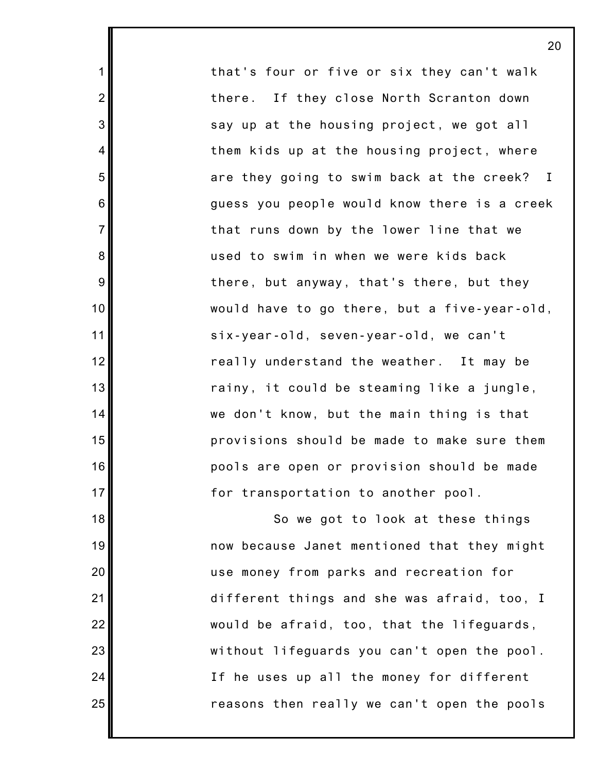that's four or five or six they can't walk there. If they close North Scranton down say up at the housing project, we got all them kids up at the housing project, where are they going to swim back at the creek? I guess you people would know there is a creek that runs down by the lower line that we used to swim in when we were kids back there, but anyway, that's there, but they would have to go there, but a five-year-old, six-year-old, seven-year-old, we can't really understand the weather. It may be rainy, it could be steaming like a jungle, we don't know, but the main thing is that provisions should be made to make sure them pools are open or provision should be made for transportation to another pool.

So we got to look at these things now because Janet mentioned that they might use money from parks and recreation for different things and she was afraid, too, I would be afraid, too, that the lifeguards, without lifeguards you can't open the pool. If he uses up all the money for different reasons then really we can't open the pools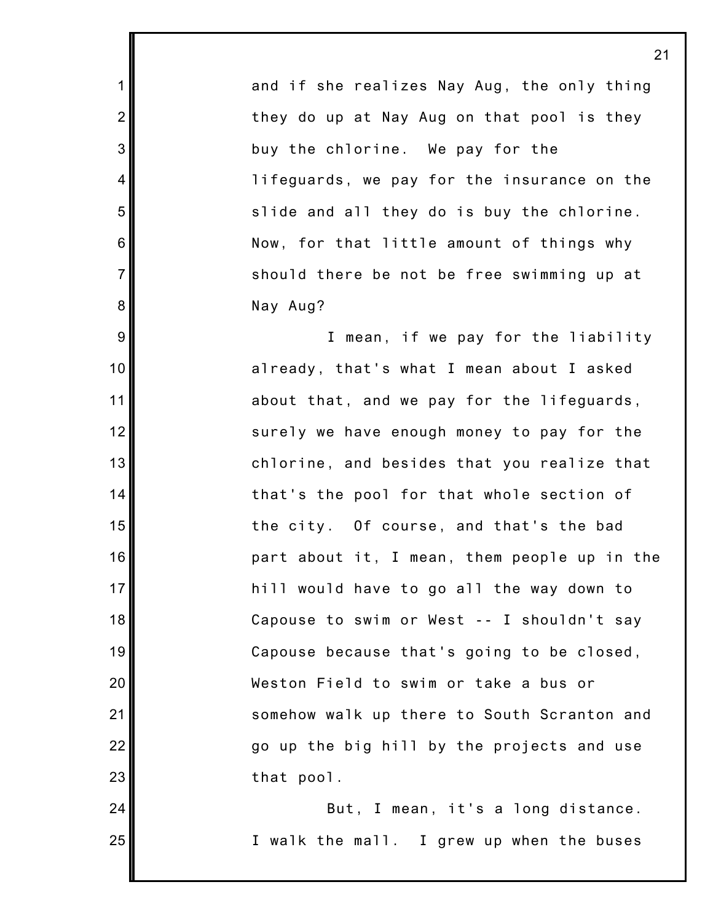and if she realizes Nay Aug, the only thing they do up at Nay Aug on that pool is they buy the chlorine. We pay for the lifeguards, we pay for the insurance on the slide and all they do is buy the chlorine. Now, for that little amount of things why should there be not be free swimming up at Nay Aug?

I mean, if we pay for the liability already, that's what I mean about I asked about that, and we pay for the lifeguards, surely we have enough money to pay for the chlorine, and besides that you realize that that's the pool for that whole section of the city. Of course, and that's the bad part about it, I mean, them people up in the hill would have to go all the way down to Capouse to swim or West -- I shouldn't say Capouse because that's going to be closed, Weston Field to swim or take a bus or somehow walk up there to South Scranton and go up the big hill by the projects and use that pool.

But, I mean, it's a long distance. I walk the mall. I grew up when the buses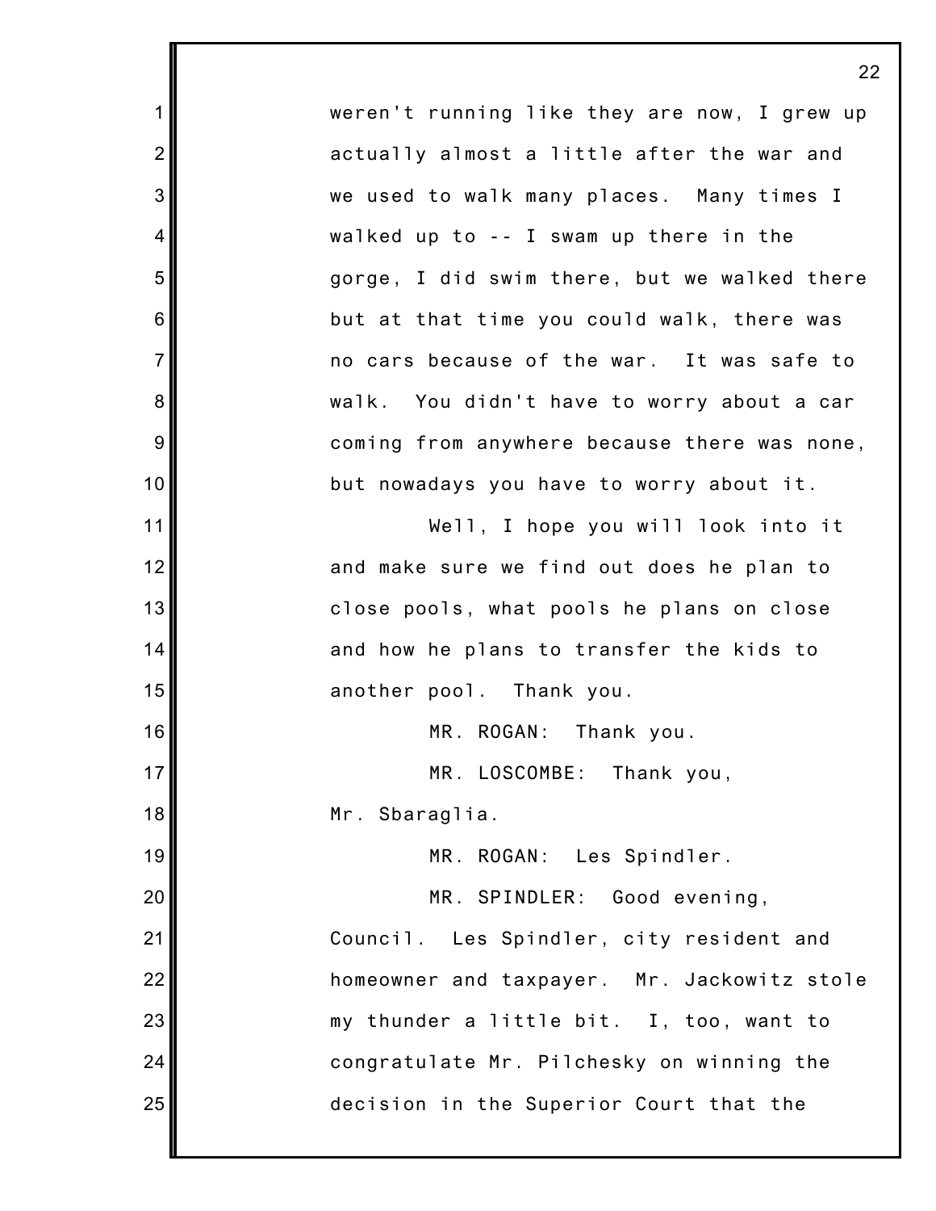weren't running like they are now, I grew up actually almost a little after the war and we used to walk many places. Many times I walked up to -- I swam up there in the gorge, I did swim there, but we walked there but at that time you could walk, there was no cars because of the war. It was safe to walk. You didn't have to worry about a car coming from anywhere because there was none, but nowadays you have to worry about it.

Well, I hope you will look into it and make sure we find out does he plan to close pools, what pools he plans on close and how he plans to transfer the kids to another pool. Thank you.

MR. ROGAN: Thank you.

MR. LOSCOMBE: Thank you, Mr. Sbaraglia.

MR. ROGAN: Les Spindler.

MR. SPINDLER: Good evening, Council. Les Spindler, city resident and homeowner and taxpayer. Mr. Jackowitz stole my thunder a little bit. I, too, want to congratulate Mr. Pilchesky on winning the decision in the Superior Court that the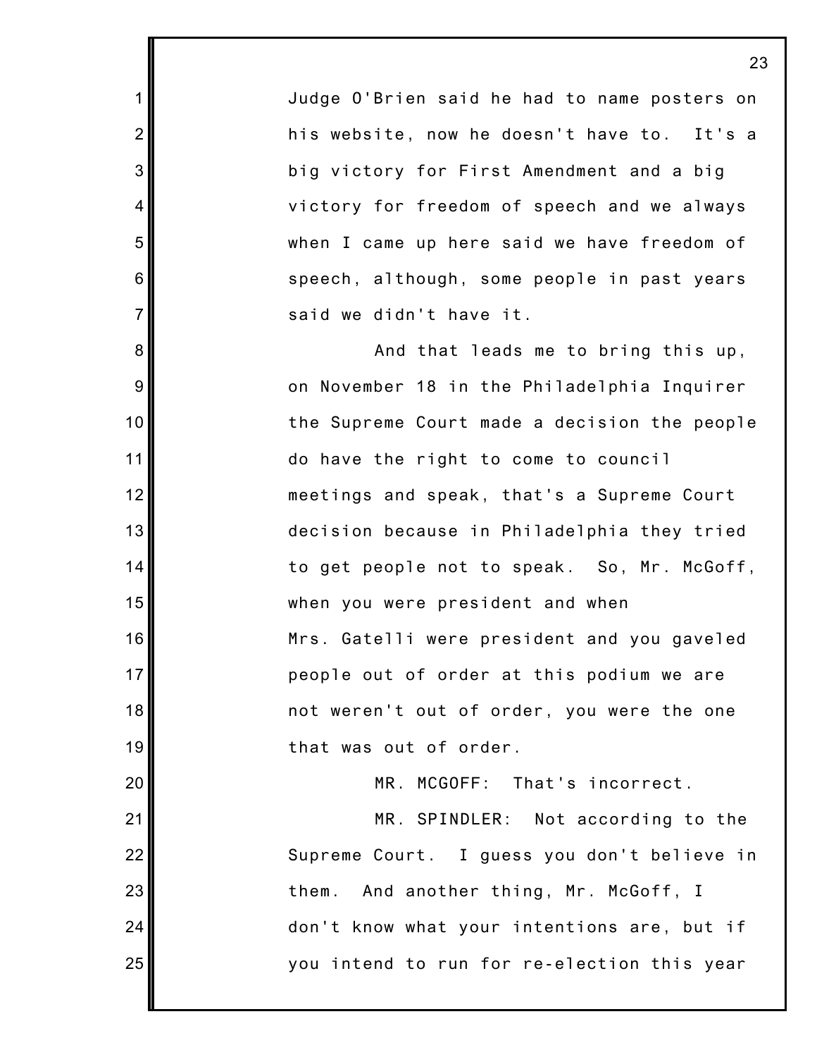Judge O'Brien said he had to name posters on his website, now he doesn't have to. It's a big victory for First Amendment and a big victory for freedom of speech and we always when I came up here said we have freedom of speech, although, some people in past years said we didn't have it.

And that leads me to bring this up, on November 18 in the Philadelphia Inquirer the Supreme Court made a decision the people do have the right to come to council meetings and speak, that's a Supreme Court decision because in Philadelphia they tried to get people not to speak. So, Mr. McGoff, when you were president and when Mrs. Gatelli were president and you gaveled people out of order at this podium we are not weren't out of order, you were the one that was out of order.

MR. MCGOFF: That's incorrect.

MR. SPINDLER: Not according to the Supreme Court. I guess you don't believe in them. And another thing, Mr. McGoff, I don't know what your intentions are, but if you intend to run for re-election this year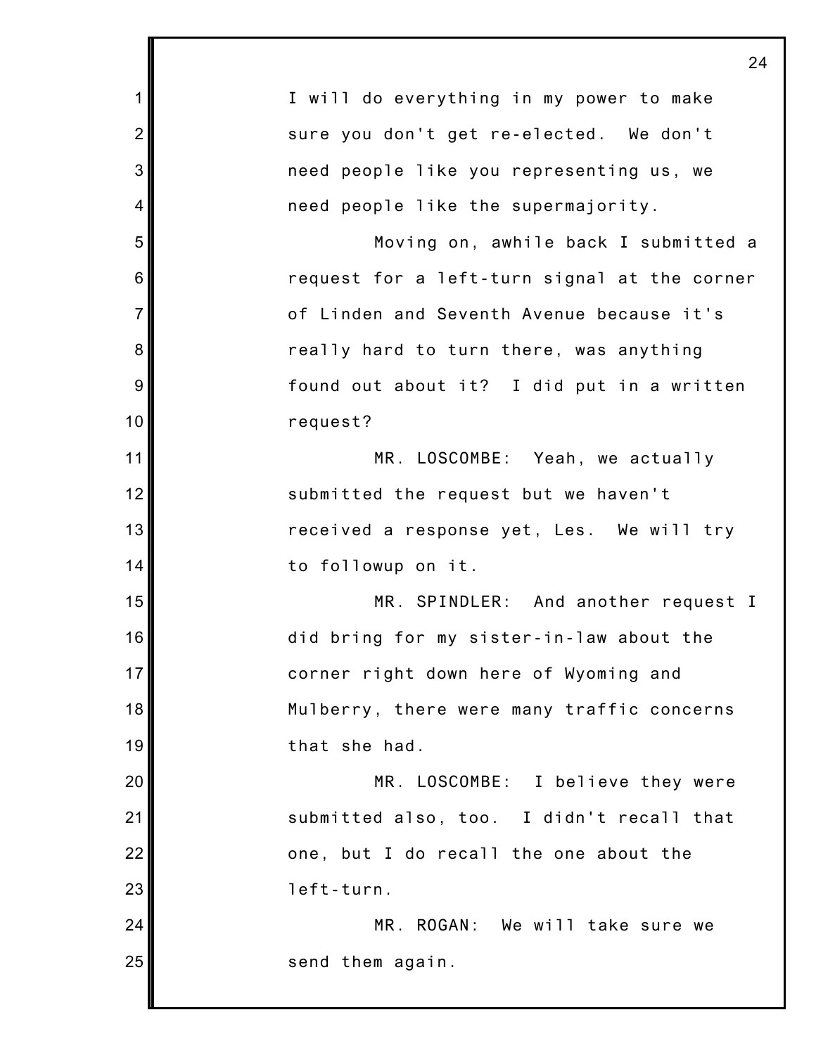I will do everything in my power to make sure you don't get re-elected. We don't need people like you representing us, we need people like the supermajority.

Moving on, awhile back I submitted a request for a left-turn signal at the corner of Linden and Seventh Avenue because it's really hard to turn there, was anything found out about it? I did put in a written request?

MR. LOSCOMBE: Yeah, we actually submitted the request but we haven't received a response yet, Les. We will try to followup on it.

MR. SPINDLER: And another request I did bring for my sister-in-law about the corner right down here of Wyoming and Mulberry, there were many traffic concerns that she had.

MR. LOSCOMBE: I believe they were submitted also, too. I didn't recall that one, but I do recall the one about the left-turn.

MR. ROGAN: We will take sure we send them again.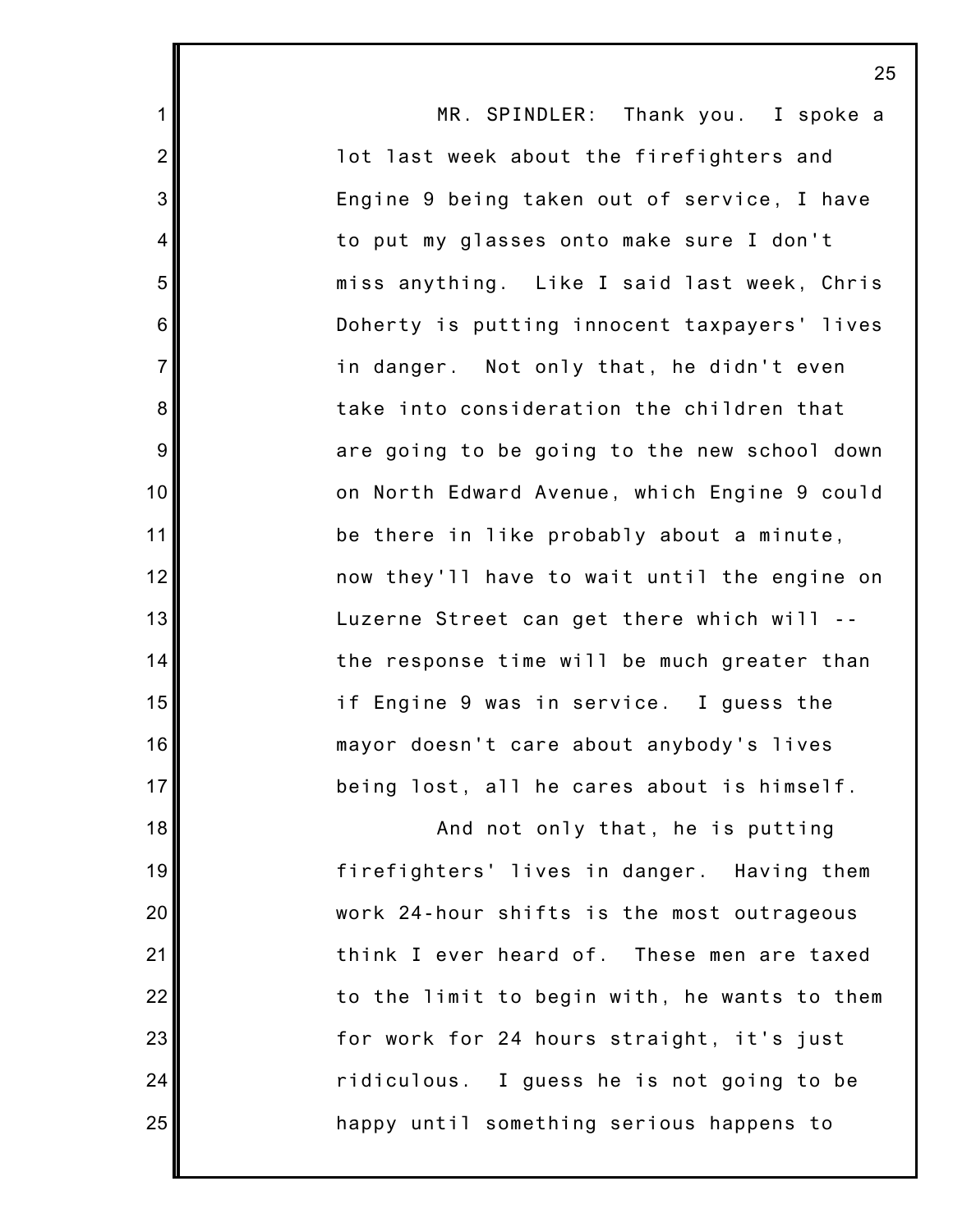MR. SPINDLER: Thank you. I spoke a lot last week about the firefighters and Engine 9 being taken out of service, I have to put my glasses onto make sure I don't miss anything. Like I said last week, Chris Doherty is putting innocent taxpayers' lives in danger. Not only that, he didn't even take into consideration the children that are going to be going to the new school down on North Edward Avenue, which Engine 9 could be there in like probably about a minute, now they'll have to wait until the engine on Luzerne Street can get there which will -- the response time will be much greater than if Engine 9 was in service. I guess the mayor doesn't care about anybody's lives being lost, all he cares about is himself.

And not only that, he is putting firefighters' lives in danger. Having them work 24-hour shifts is the most outrageous think I ever heard of. These men are taxed to the limit to begin with, he wants to them for work for 24 hours straight, it's just ridiculous. I guess he is not going to be happy until something serious happens to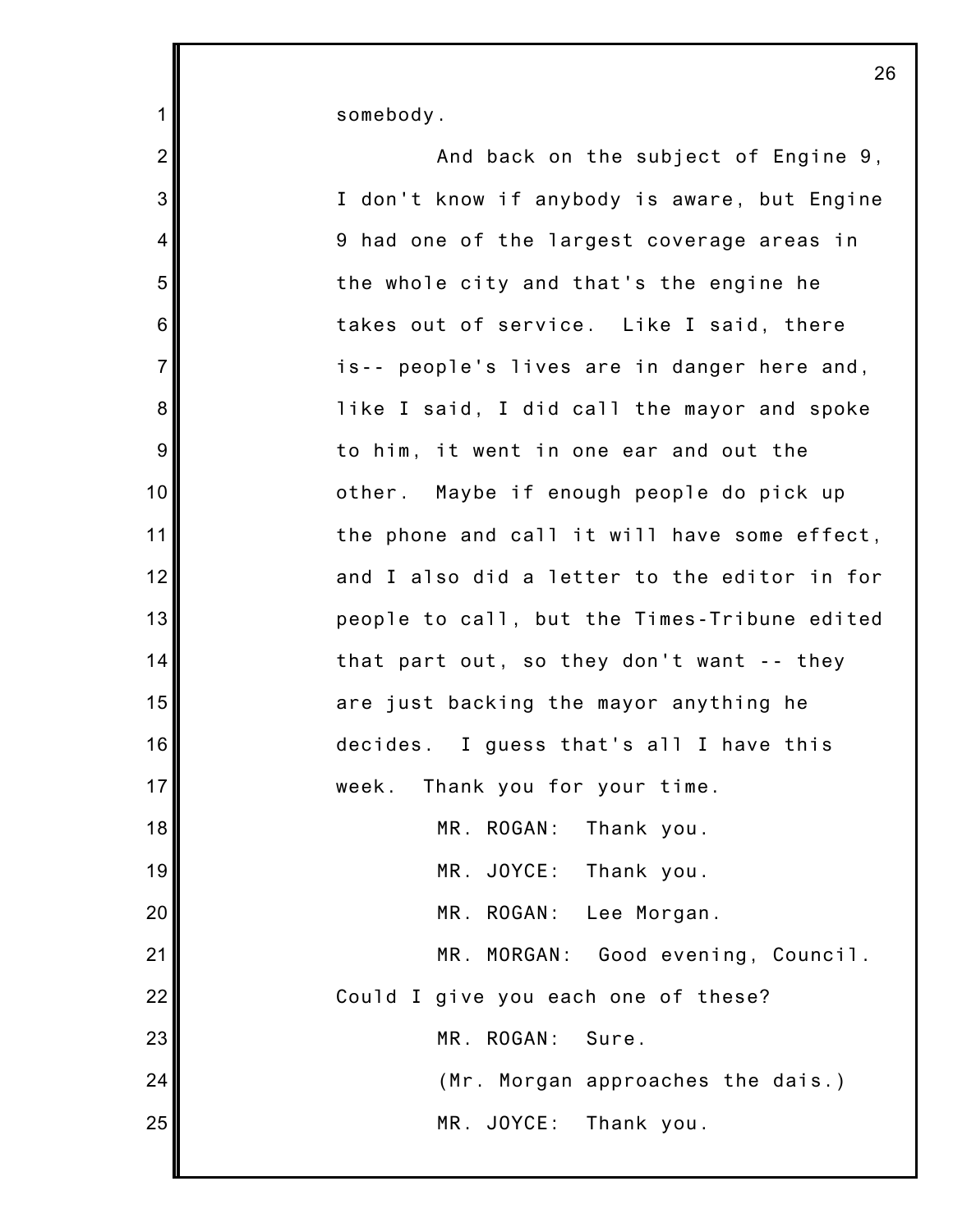somebody.

And back on the subject of Engine 9, I don't know if anybody is aware, but Engine 9 had one of the largest coverage areas in the whole city and that's the engine he takes out of service. Like I said, there is-- people's lives are in danger here and, like I said, I did call the mayor and spoke to him, it went in one ear and out the other. Maybe if enough people do pick up the phone and call it will have some effect, and I also did a letter to the editor in for people to call, but the Times-Tribune edited that part out, so they don't want -- they are just backing the mayor anything he decides. I guess that's all I have this week. Thank you for your time.

MR. ROGAN: Thank you.

MR. JOYCE: Thank you.

MR. ROGAN: Lee Morgan.

MR. MORGAN: Good evening, Council. Could I give you each one of these?

MR. ROGAN: Sure.

(Mr. Morgan approaches the dais.)

MR. JOYCE: Thank you.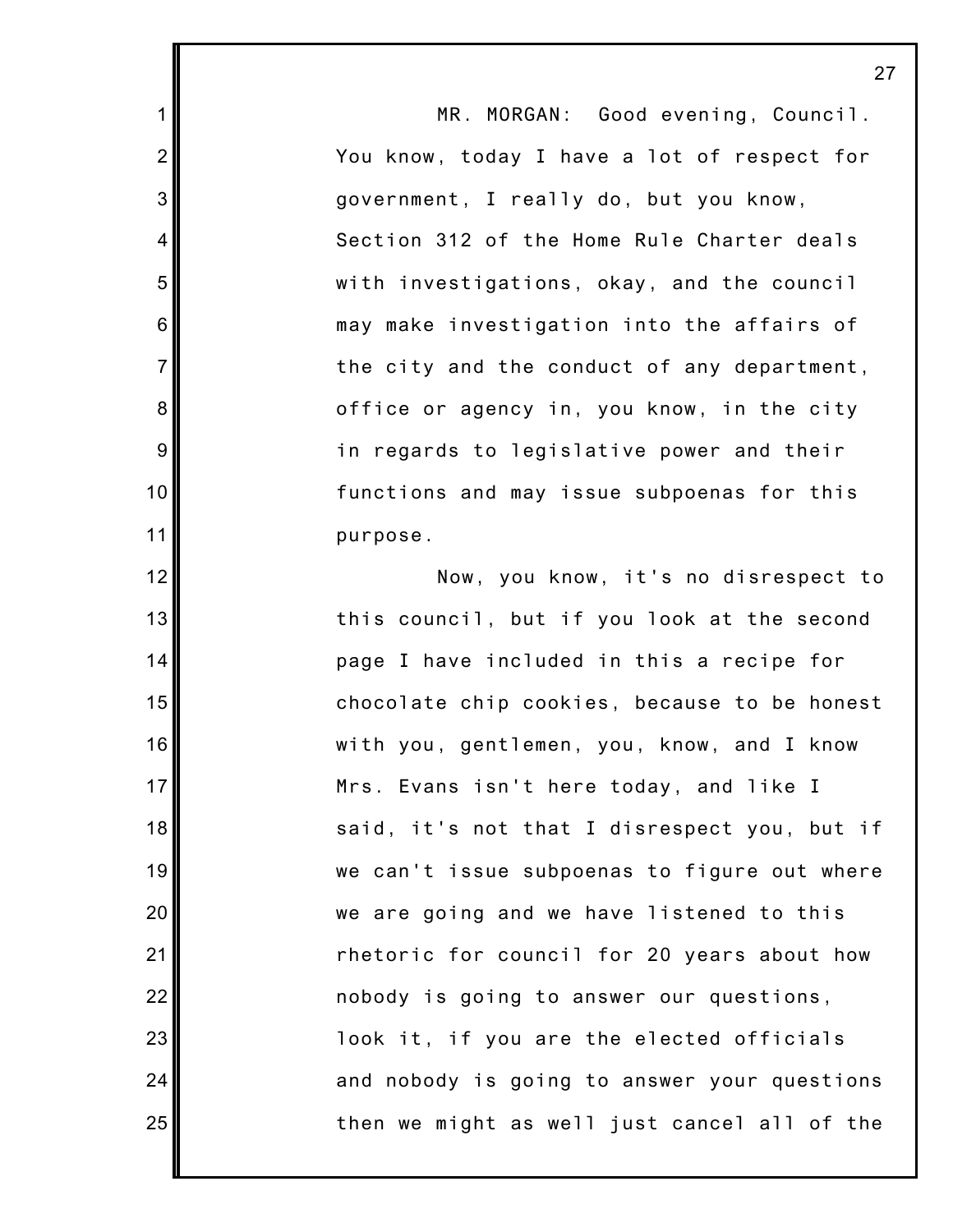MR. MORGAN: Good evening, Council. You know, today I have a lot of respect for government, I really do, but you know, Section 312 of the Home Rule Charter deals with investigations, okay, and the council may make investigation into the affairs of the city and the conduct of any department, office or agency in, you know, in the city in regards to legislative power and their functions and may issue subpoenas for this purpose.

Now, you know, it's no disrespect to this council, but if you look at the second page I have included in this a recipe for chocolate chip cookies, because to be honest with you, gentlemen, you, know, and I know Mrs. Evans isn't here today, and like I said, it's not that I disrespect you, but if we can't issue subpoenas to figure out where we are going and we have listened to this rhetoric for council for 20 years about how nobody is going to answer our questions, look it, if you are the elected officials and nobody is going to answer your questions then we might as well just cancel all of the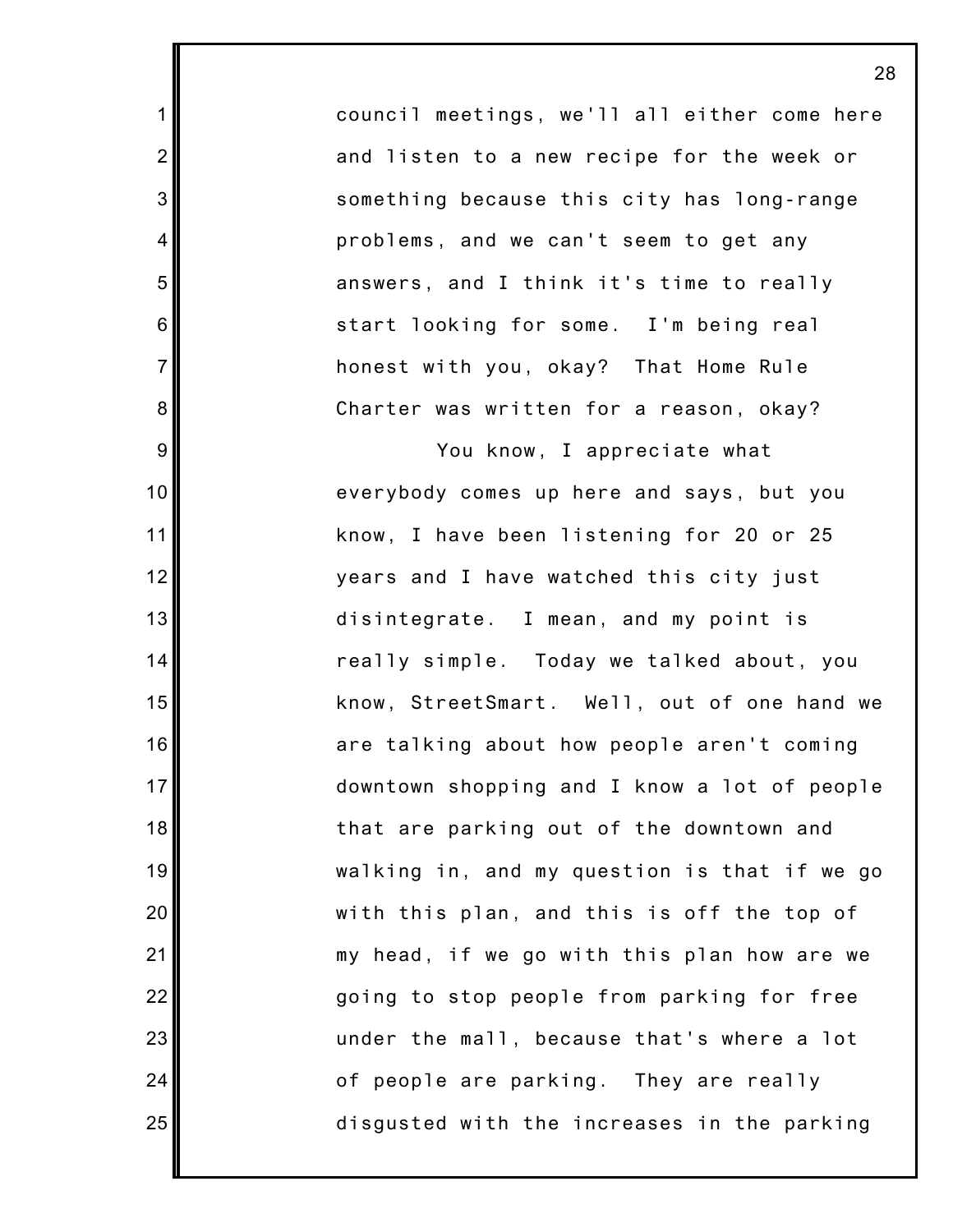council meetings, we'll all either come here and listen to a new recipe for the week or something because this city has long-range problems, and we can't seem to get any answers, and I think it's time to really start looking for some. I'm being real honest with you, okay? That Home Rule Charter was written for a reason, okay?

You know, I appreciate what everybody comes up here and says, but you know, I have been listening for 20 or 25 years and I have watched this city just disintegrate. I mean, and my point is really simple. Today we talked about, you know, StreetSmart. Well, out of one hand we are talking about how people aren't coming downtown shopping and I know a lot of people that are parking out of the downtown and walking in, and my question is that if we go with this plan, and this is off the top of my head, if we go with this plan how are we going to stop people from parking for free under the mall, because that's where a lot of people are parking. They are really disgusted with the increases in the parking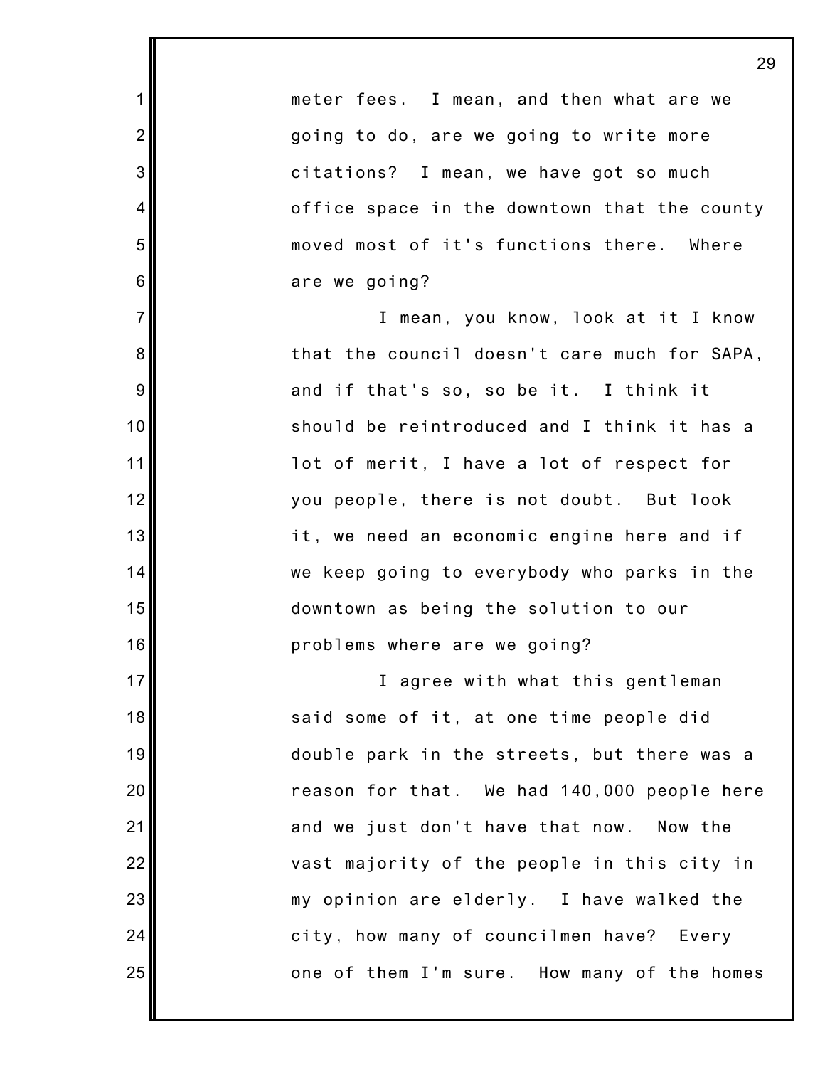meter fees. I mean, and then what are we going to do, are we going to write more citations? I mean, we have got so much office space in the downtown that the county moved most of it's functions there. Where are we going?

I mean, you know, look at it I know that the council doesn't care much for SAPA, and if that's so, so be it. I think it should be reintroduced and I think it has a lot of merit, I have a lot of respect for you people, there is not doubt. But look it, we need an economic engine here and if we keep going to everybody who parks in the downtown as being the solution to our problems where are we going?

I agree with what this gentleman said some of it, at one time people did double park in the streets, but there was a reason for that. We had 140,000 people here and we just don't have that now. Now the vast majority of the people in this city in my opinion are elderly. I have walked the city, how many of councilmen have? Every one of them I'm sure. How many of the homes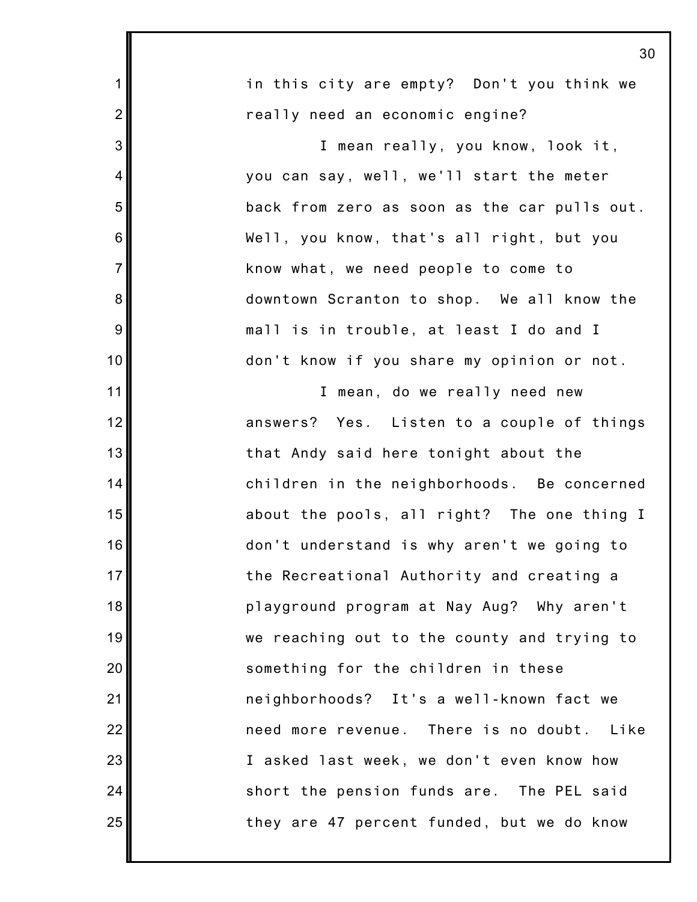in this city are empty? Don't you think we really need an economic engine?

I mean really, you know, look it, you can say, well, we'll start the meter back from zero as soon as the car pulls out. Well, you know, that's all right, but you know what, we need people to come to downtown Scranton to shop. We all know the mall is in trouble, at least I do and I don't know if you share my opinion or not.

I mean, do we really need new answers? Yes. Listen to a couple of things that Andy said here tonight about the children in the neighborhoods. Be concerned about the pools, all right? The one thing I don't understand is why aren't we going to the Recreational Authority and creating a playground program at Nay Aug? Why aren't we reaching out to the county and trying to something for the children in these neighborhoods? It's a well-known fact we need more revenue. There is no doubt. Like I asked last week, we don't even know how short the pension funds are. The PEL said they are 47 percent funded, but we do know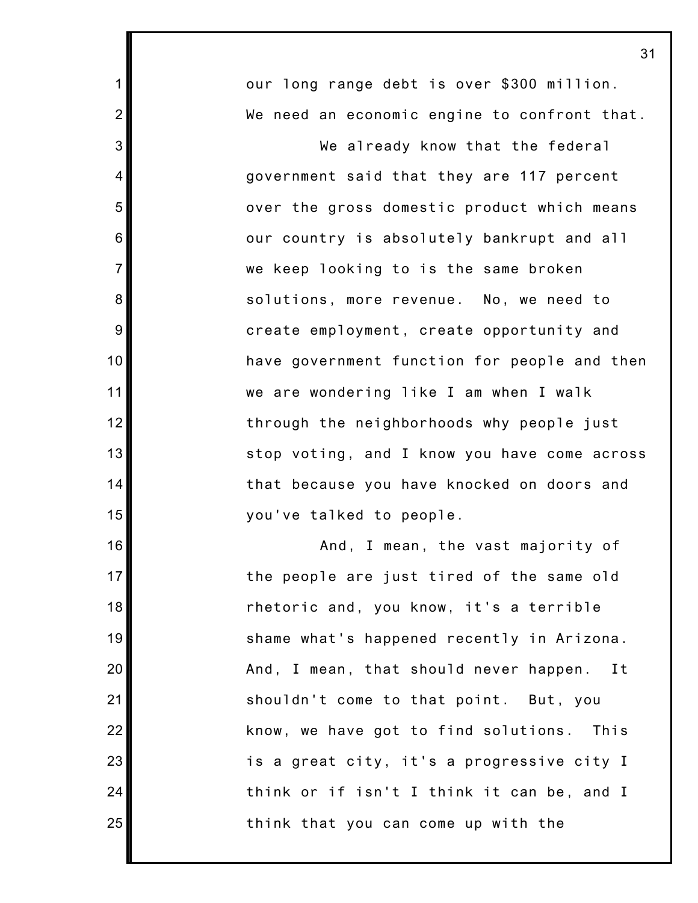our long range debt is over $300 million. We need an economic engine to confront that.

We already know that the federal government said that they are 117 percent over the gross domestic product which means our country is absolutely bankrupt and all we keep looking to is the same broken solutions, more revenue. No, we need to create employment, create opportunity and have government function for people and then we are wondering like I am when I walk through the neighborhoods why people just stop voting, and I know you have come across that because you have knocked on doors and you've talked to people.

And, I mean, the vast majority of the people are just tired of the same old rhetoric and, you know, it's a terrible shame what's happened recently in Arizona. And, I mean, that should never happen. It shouldn't come to that point. But, you know, we have got to find solutions. This is a great city, it's a progressive city I think or if isn't I think it can be, and I think that you can come up with the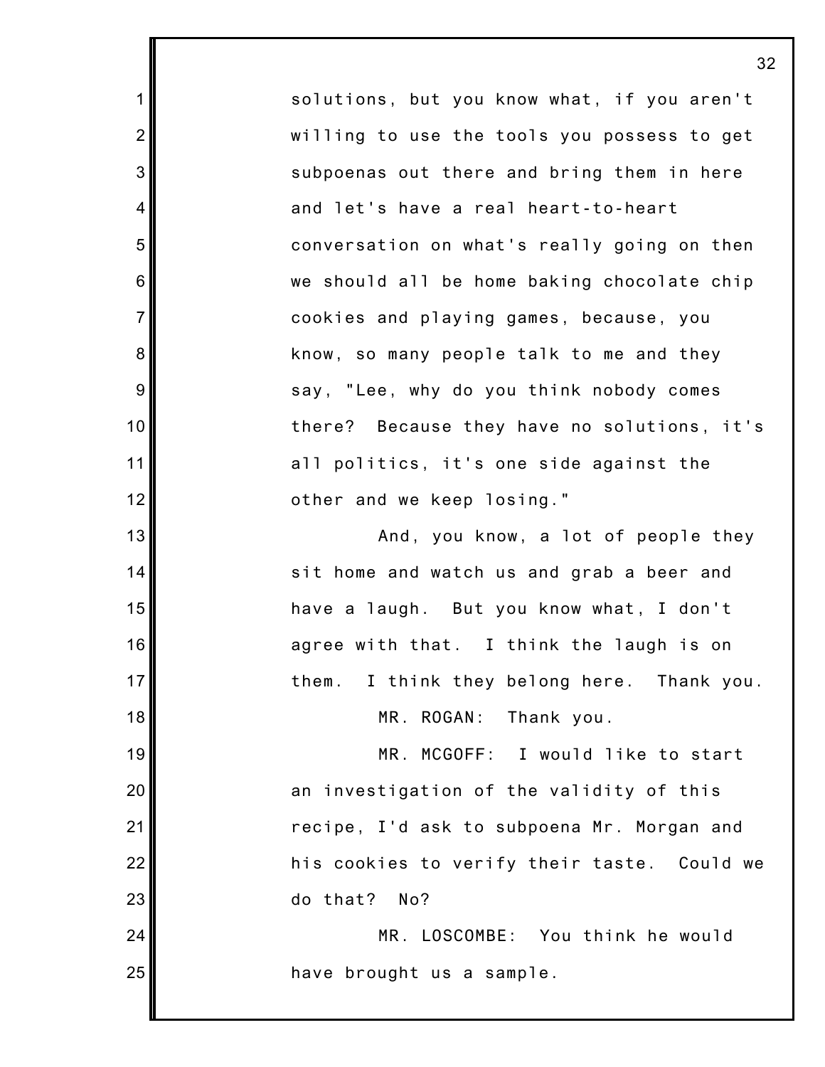solutions, but you know what, if you aren't willing to use the tools you possess to get subpoenas out there and bring them in here and let's have a real heart-to-heart conversation on what's really going on then we should all be home baking chocolate chip cookies and playing games, because, you know, so many people talk to me and they say, "Lee, why do you think nobody comes there? Because they have no solutions, it's all politics, it's one side against the other and we keep losing."

And, you know, a lot of people they sit home and watch us and grab a beer and have a laugh. But you know what, I don't agree with that. I think the laugh is on them. I think they belong here. Thank you.

MR. ROGAN: Thank you.

MR. MCGOFF: I would like to start an investigation of the validity of this recipe, I'd ask to subpoena Mr. Morgan and his cookies to verify their taste. Could we do that? No?

MR. LOSCOMBE: You think he would have brought us a sample.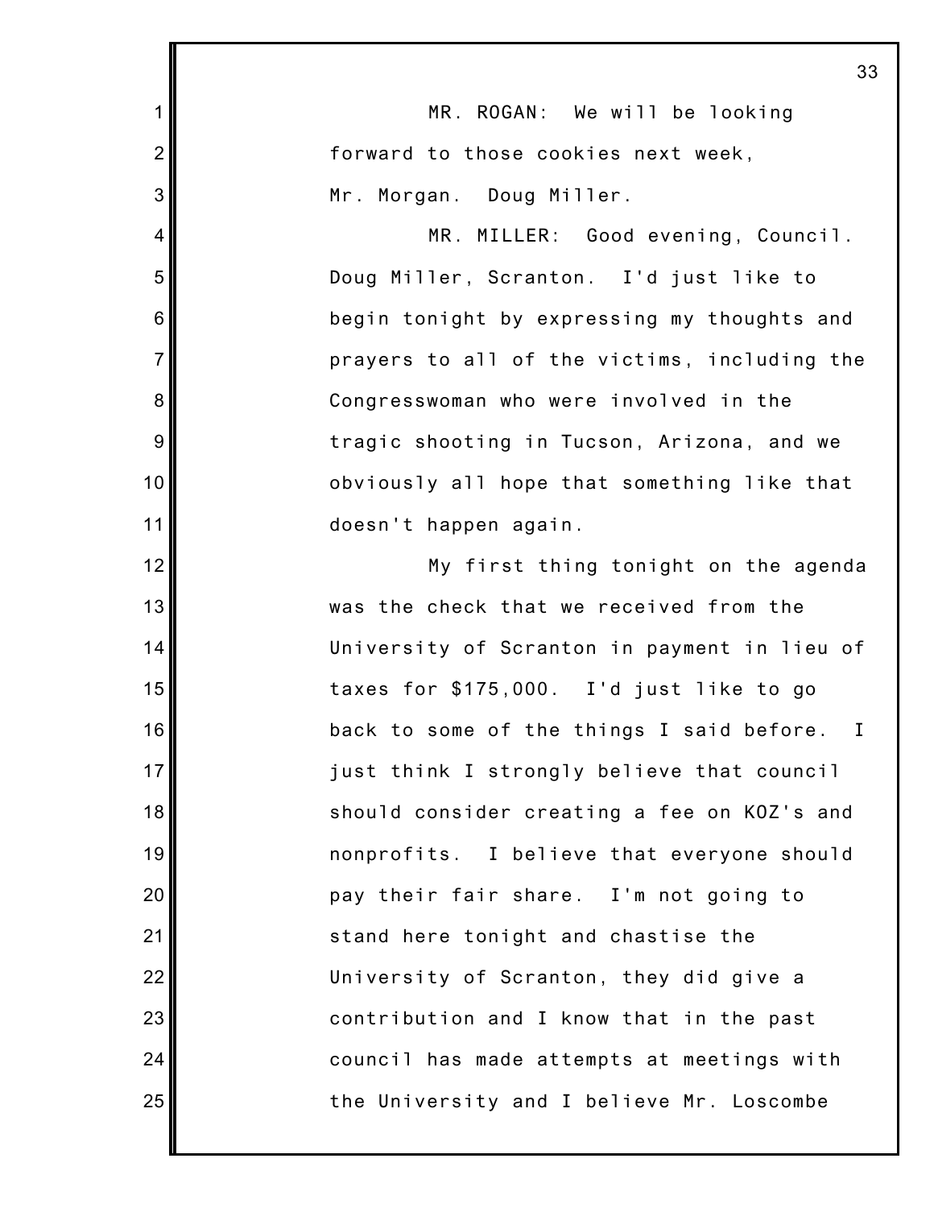MR. ROGAN: We will be looking forward to those cookies next week, Mr. Morgan. Doug Miller.

MR. MILLER: Good evening, Council. Doug Miller, Scranton. I'd just like to begin tonight by expressing my thoughts and prayers to all of the victims, including the Congresswoman who were involved in the tragic shooting in Tucson, Arizona, and we obviously all hope that something like that doesn't happen again.

My first thing tonight on the agenda was the check that we received from the University of Scranton in payment in lieu of taxes for $175,000. I'd just like to go back to some of the things I said before. I just think I strongly believe that council should consider creating a fee on KOZ's and nonprofits. I believe that everyone should pay their fair share. I'm not going to stand here tonight and chastise the University of Scranton, they did give a contribution and I know that in the past council has made attempts at meetings with the University and I believe Mr. Loscombe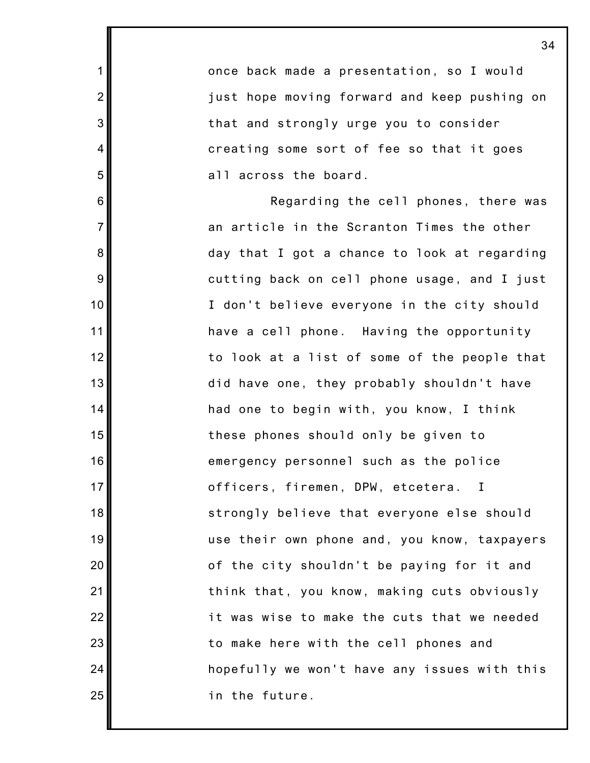once back made a presentation, so I would just hope moving forward and keep pushing on that and strongly urge you to consider creating some sort of fee so that it goes all across the board.

Regarding the cell phones, there was an article in the Scranton Times the other day that I got a chance to look at regarding cutting back on cell phone usage, and I just I don't believe everyone in the city should have a cell phone. Having the opportunity to look at a list of some of the people that did have one, they probably shouldn't have had one to begin with, you know, I think these phones should only be given to emergency personnel such as the police officers, firemen, DPW, etcetera. I strongly believe that everyone else should use their own phone and, you know, taxpayers of the city shouldn't be paying for it and think that, you know, making cuts obviously it was wise to make the cuts that we needed to make here with the cell phones and hopefully we won't have any issues with this in the future.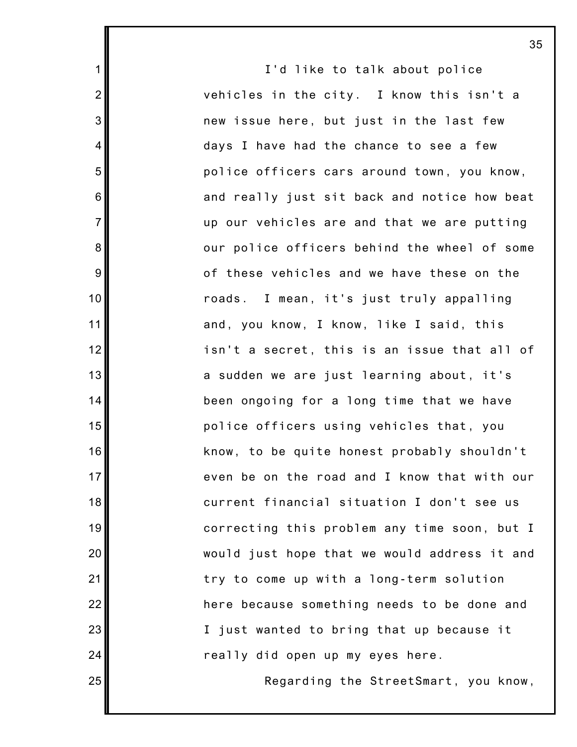I'd like to talk about police vehicles in the city. I know this isn't a new issue here, but just in the last few days I have had the chance to see a few police officers cars around town, you know, and really just sit back and notice how beat up our vehicles are and that we are putting our police officers behind the wheel of some of these vehicles and we have these on the roads. I mean, it's just truly appalling and, you know, I know, like I said, this isn't a secret, this is an issue that all of a sudden we are just learning about, it's been ongoing for a long time that we have police officers using vehicles that, you know, to be quite honest probably shouldn't even be on the road and I know that with our current financial situation I don't see us correcting this problem any time soon, but I would just hope that we would address it and try to come up with a long-term solution here because something needs to be done and I just wanted to bring that up because it really did open up my eyes here.

Regarding the StreetSmart, you know,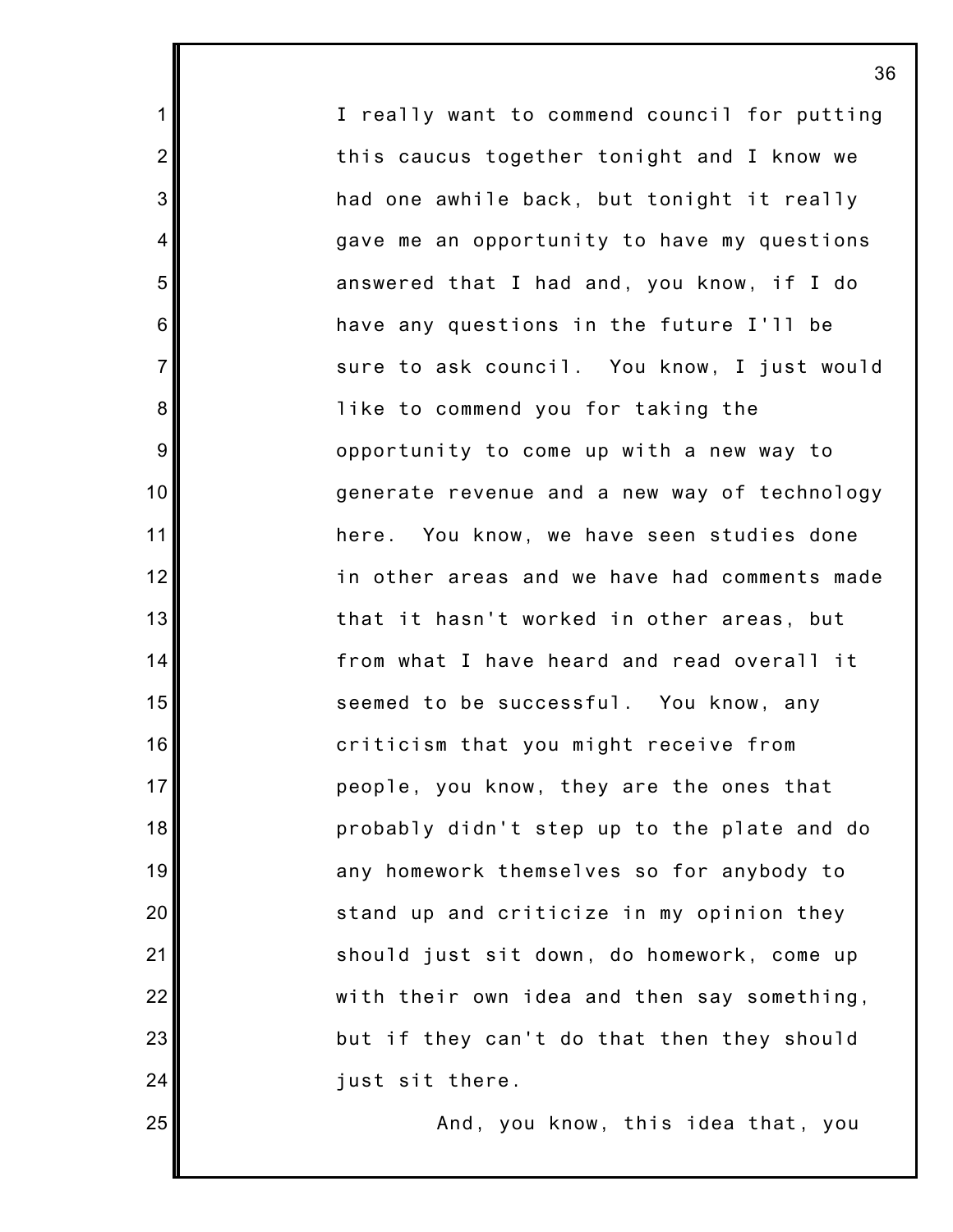I really want to commend council for putting this caucus together tonight and I know we had one awhile back, but tonight it really gave me an opportunity to have my questions answered that I had and, you know, if I do have any questions in the future I'll be sure to ask council. You know, I just would like to commend you for taking the opportunity to come up with a new way to generate revenue and a new way of technology here. You know, we have seen studies done in other areas and we have had comments made that it hasn't worked in other areas, but from what I have heard and read overall it seemed to be successful. You know, any criticism that you might receive from people, you know, they are the ones that probably didn't step up to the plate and do any homework themselves so for anybody to stand up and criticize in my opinion they should just sit down, do homework, come up with their own idea and then say something, but if they can't do that then they should just sit there.

And, you know, this idea that, you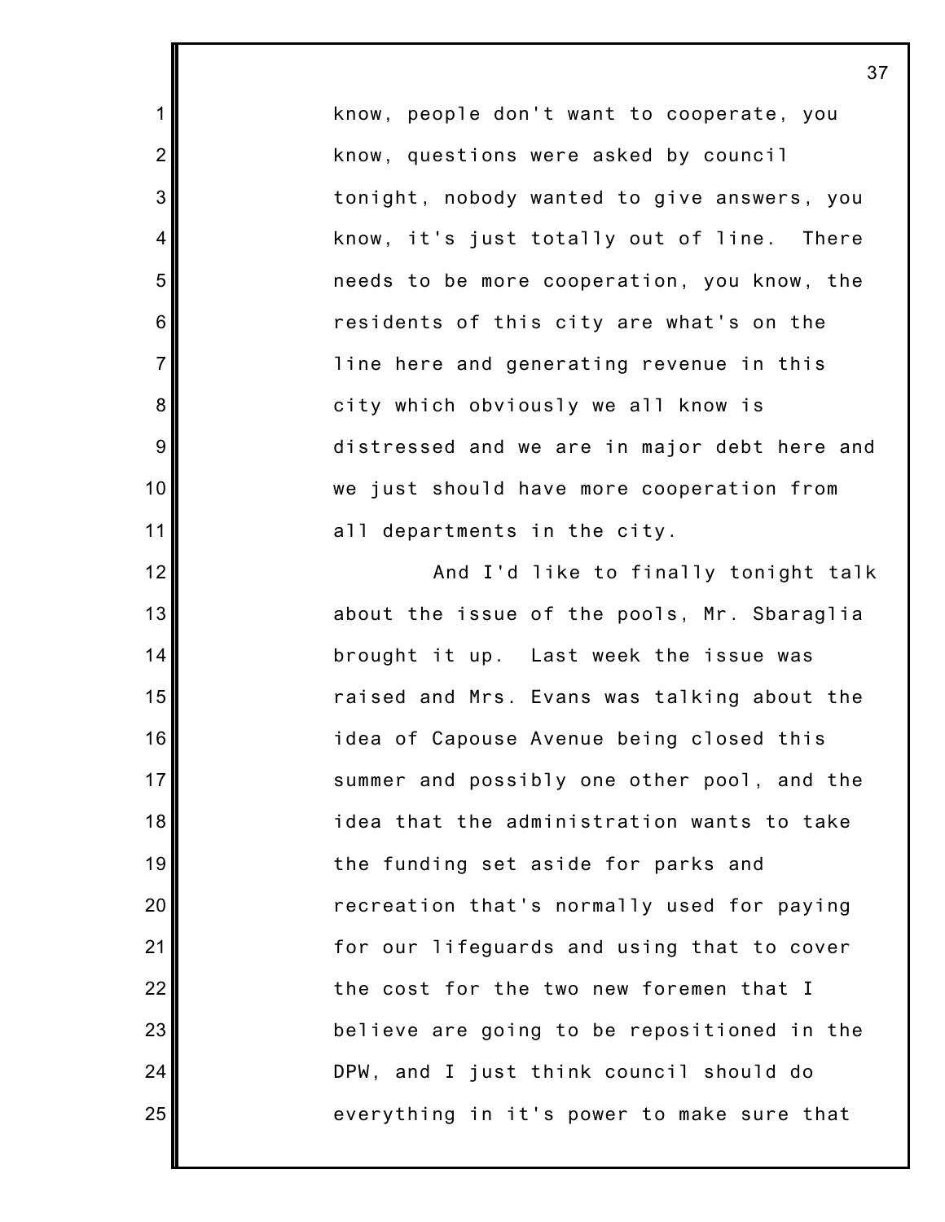know, people don't want to cooperate, you know, questions were asked by council tonight, nobody wanted to give answers, you know, it's just totally out of line. There needs to be more cooperation, you know, the residents of this city are what's on the line here and generating revenue in this city which obviously we all know is distressed and we are in major debt here and we just should have more cooperation from all departments in the city.

And I'd like to finally tonight talk about the issue of the pools, Mr. Sbaraglia brought it up. Last week the issue was raised and Mrs. Evans was talking about the idea of Capouse Avenue being closed this summer and possibly one other pool, and the idea that the administration wants to take the funding set aside for parks and recreation that's normally used for paying for our lifeguards and using that to cover the cost for the two new foremen that I believe are going to be repositioned in the DPW, and I just think council should do everything in it's power to make sure that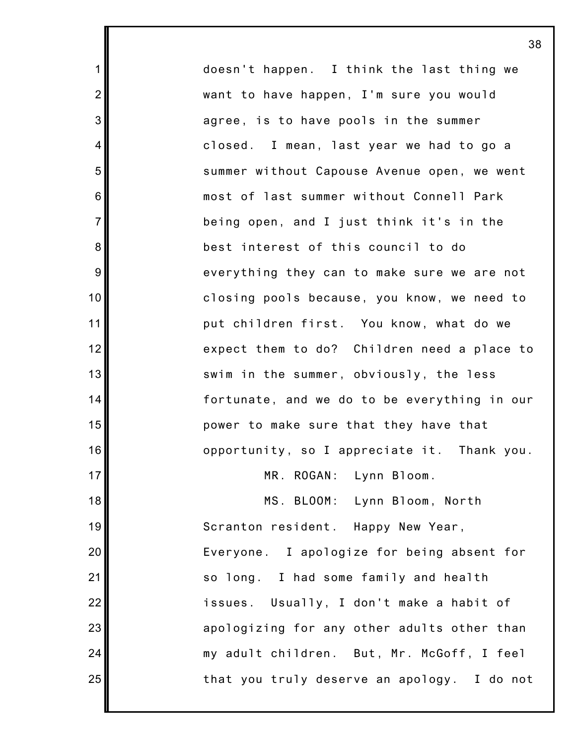doesn't happen. I think the last thing we want to have happen, I'm sure you would agree, is to have pools in the summer closed. I mean, last year we had to go a summer without Capouse Avenue open, we went most of last summer without Connell Park being open, and I just think it's in the best interest of this council to do everything they can to make sure we are not closing pools because, you know, we need to put children first. You know, what do we expect them to do? Children need a place to swim in the summer, obviously, the less fortunate, and we do to be everything in our power to make sure that they have that opportunity, so I appreciate it. Thank you.

MR. ROGAN: Lynn Bloom.

MS. BLOOM: Lynn Bloom, North Scranton resident. Happy New Year, Everyone. I apologize for being absent for so long. I had some family and health issues. Usually, I don't make a habit of apologizing for any other adults other than my adult children. But, Mr. McGoff, I feel that you truly deserve an apology. I do not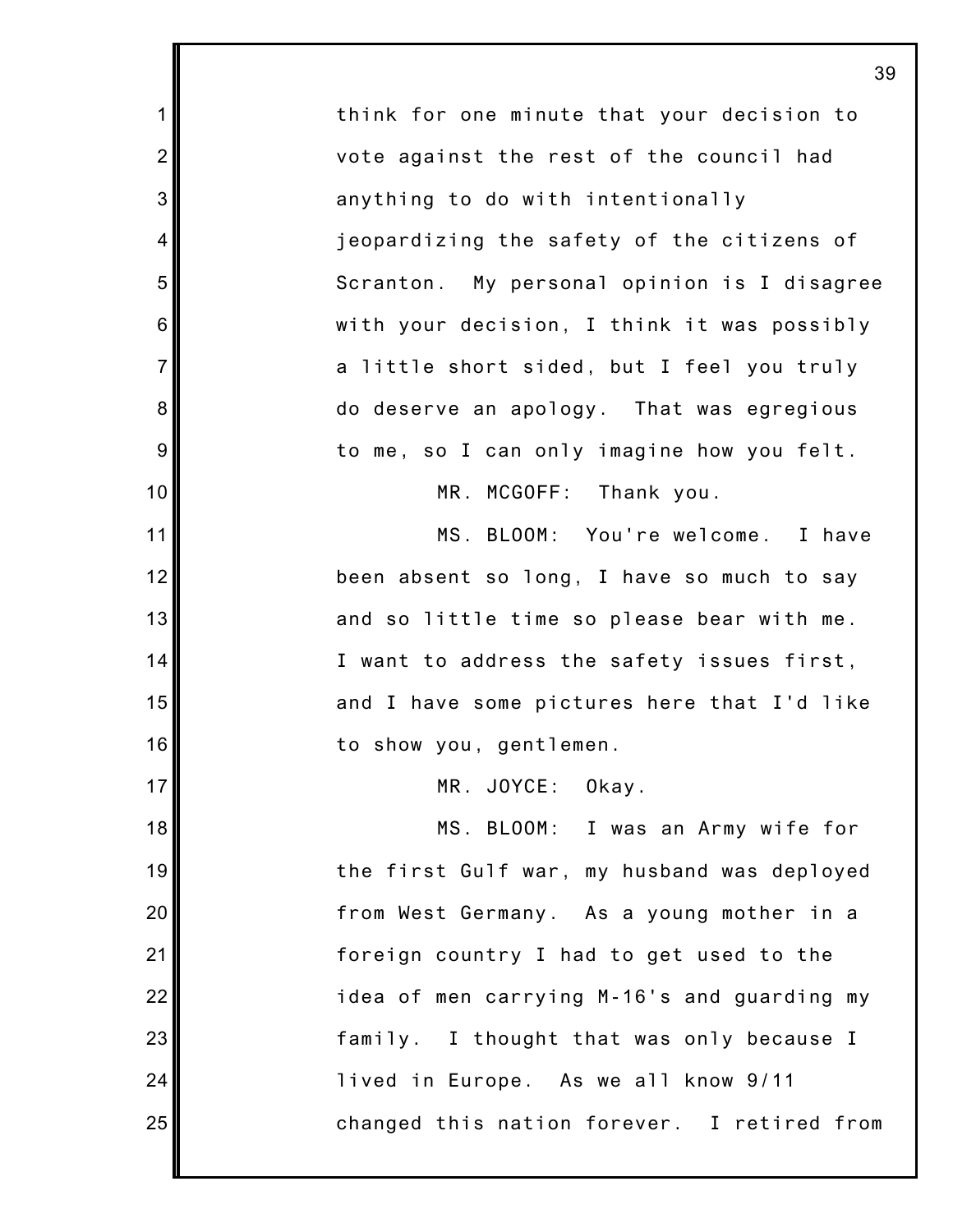think for one minute that your decision to vote against the rest of the council had anything to do with intentionally jeopardizing the safety of the citizens of Scranton. My personal opinion is I disagree with your decision, I think it was possibly a little short sided, but I feel you truly do deserve an apology. That was egregious to me, so I can only imagine how you felt.

MR. MCGOFF: Thank you.

MS. BLOOM: You're welcome. I have been absent so long, I have so much to say and so little time so please bear with me. I want to address the safety issues first, and I have some pictures here that I'd like to show you, gentlemen.

MR. JOYCE: Okay.

MS. BLOOM: I was an Army wife for the first Gulf war, my husband was deployed from West Germany. As a young mother in a foreign country I had to get used to the idea of men carrying M-16's and guarding my family. I thought that was only because I lived in Europe. As we all know 9/11 changed this nation forever. I retired from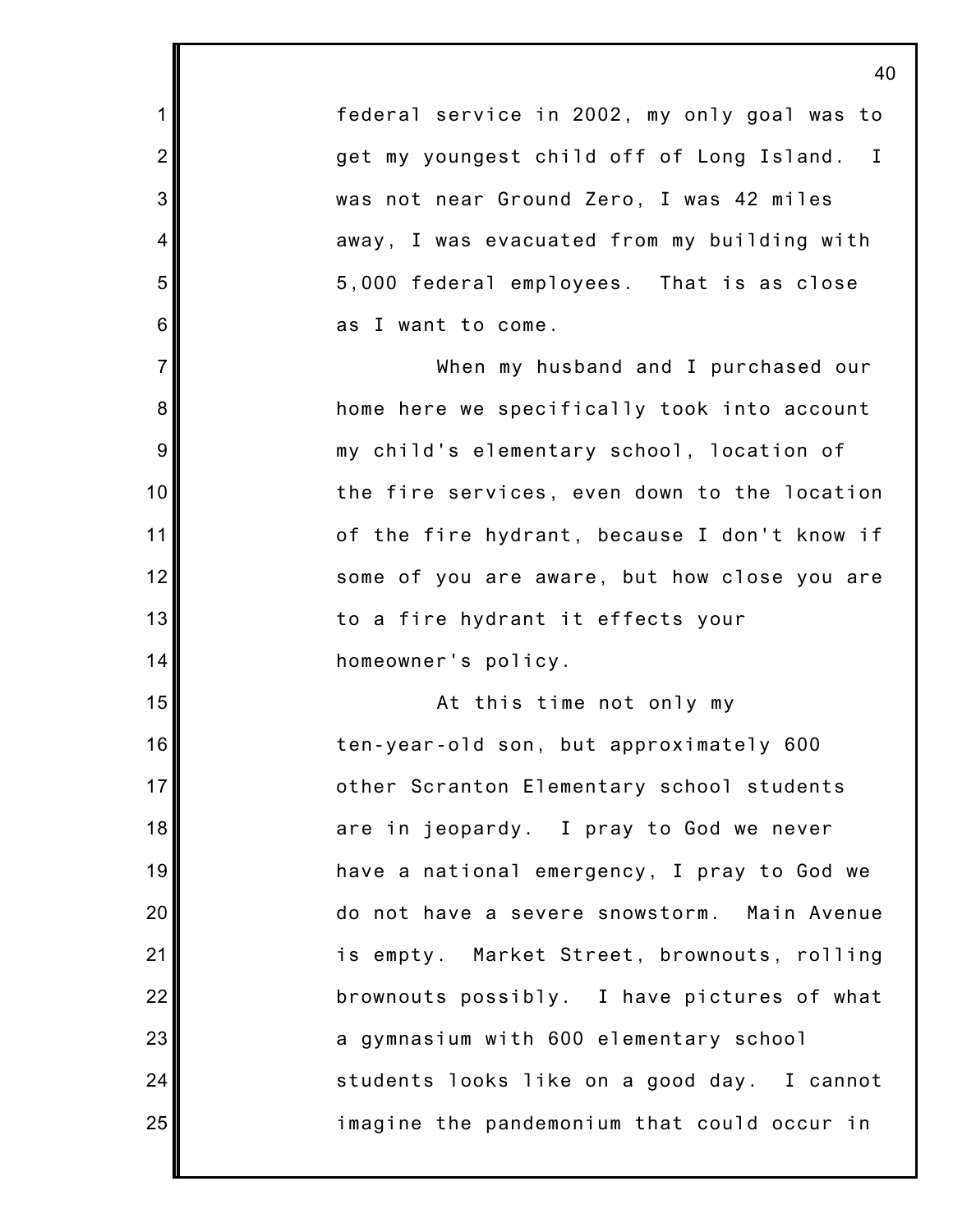federal service in 2002, my only goal was to get my youngest child off of Long Island. I was not near Ground Zero, I was 42 miles away, I was evacuated from my building with 5,000 federal employees. That is as close as I want to come.

When my husband and I purchased our home here we specifically took into account my child's elementary school, location of the fire services, even down to the location of the fire hydrant, because I don't know if some of you are aware, but how close you are to a fire hydrant it effects your homeowner's policy.

At this time not only my ten-year-old son, but approximately 600 other Scranton Elementary school students are in jeopardy. I pray to God we never have a national emergency, I pray to God we do not have a severe snowstorm. Main Avenue is empty. Market Street, brownouts, rolling brownouts possibly. I have pictures of what a gymnasium with 600 elementary school students looks like on a good day. I cannot imagine the pandemonium that could occur in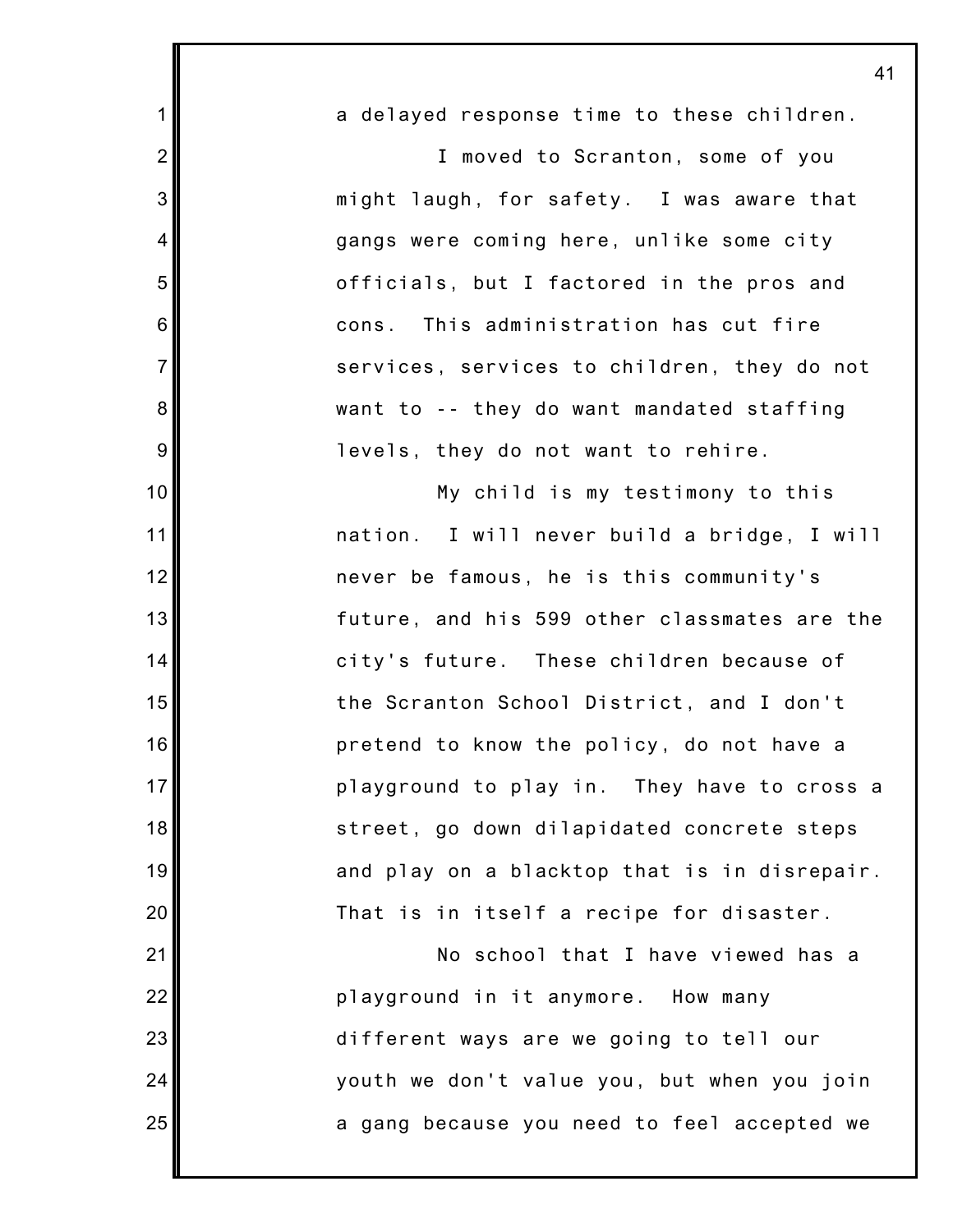a delayed response time to these children.

I moved to Scranton, some of you might laugh, for safety. I was aware that gangs were coming here, unlike some city officials, but I factored in the pros and cons. This administration has cut fire services, services to children, they do not want to -- they do want mandated staffing levels, they do not want to rehire.

My child is my testimony to this nation. I will never build a bridge, I will never be famous, he is this community's future, and his 599 other classmates are the city's future. These children because of the Scranton School District, and I don't pretend to know the policy, do not have a playground to play in. They have to cross a street, go down dilapidated concrete steps and play on a blacktop that is in disrepair. That is in itself a recipe for disaster.

No school that I have viewed has a playground in it anymore. How many different ways are we going to tell our youth we don't value you, but when you join a gang because you need to feel accepted we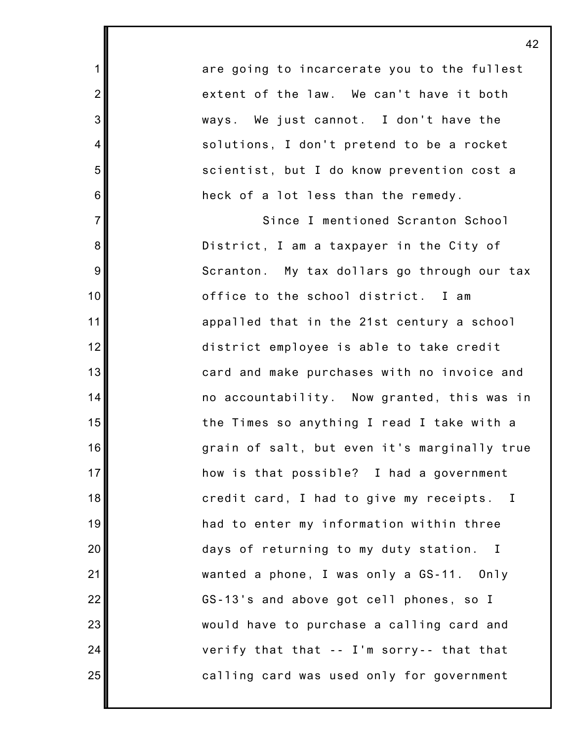are going to incarcerate you to the fullest extent of the law. We can't have it both ways. We just cannot. I don't have the solutions, I don't pretend to be a rocket scientist, but I do know prevention cost a heck of a lot less than the remedy.

Since I mentioned Scranton School District, I am a taxpayer in the City of Scranton. My tax dollars go through our tax office to the school district. I am appalled that in the 21st century a school district employee is able to take credit card and make purchases with no invoice and no accountability. Now granted, this was in the Times so anything I read I take with a grain of salt, but even it's marginally true how is that possible? I had a government credit card, I had to give my receipts. I had to enter my information within three days of returning to my duty station. I wanted a phone, I was only a GS-11. Only GS-13's and above got cell phones, so I would have to purchase a calling card and verify that that -- I'm sorry-- that that calling card was used only for government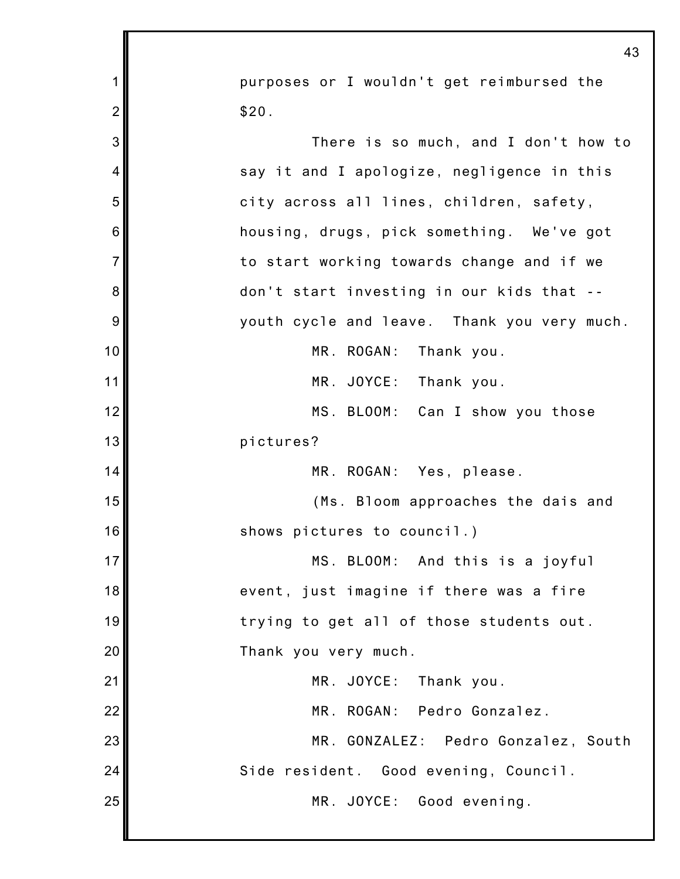purposes or I wouldn't get reimbursed the $20.

There is so much, and I don't how to say it and I apologize, negligence in this city across all lines, children, safety, housing, drugs, pick something. We've got to start working towards change and if we don't start investing in our kids that -- youth cycle and leave. Thank you very much.

MR. ROGAN: Thank you.

MR. JOYCE: Thank you.

MS. BLOOM: Can I show you those pictures?

MR. ROGAN: Yes, please.

(Ms. Bloom approaches the dais and shows pictures to council.)

MS. BLOOM: And this is a joyful event, just imagine if there was a fire trying to get all of those students out. Thank you very much.

MR. JOYCE: Thank you.

MR. ROGAN: Pedro Gonzalez.

MR. GONZALEZ: Pedro Gonzalez, South Side resident. Good evening, Council.

MR. JOYCE: Good evening.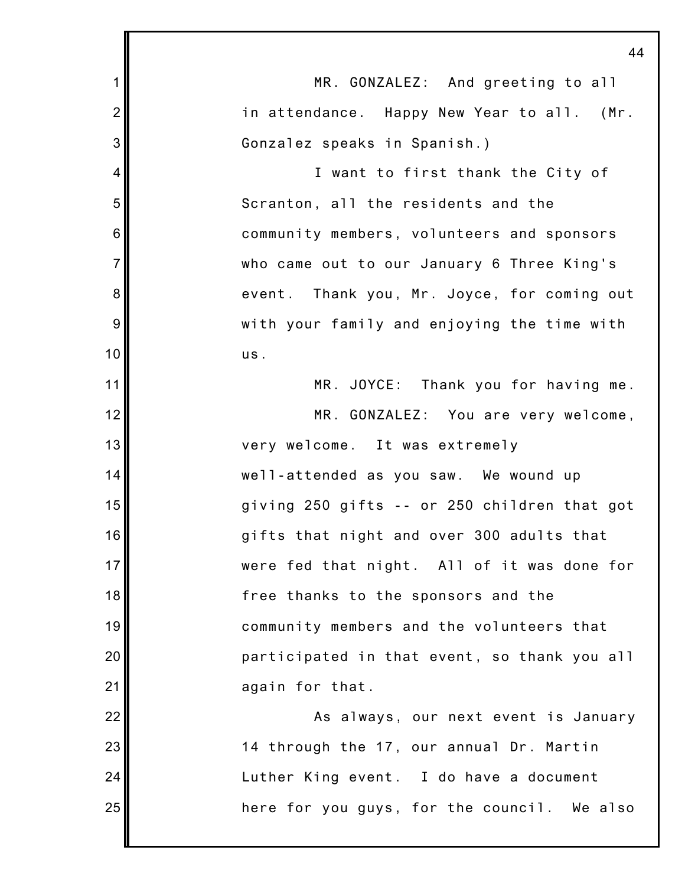MR. GONZALEZ: And greeting to all in attendance. Happy New Year to all. (Mr. Gonzalez speaks in Spanish.)

I want to first thank the City of Scranton, all the residents and the community members, volunteers and sponsors who came out to our January 6 Three King's event. Thank you, Mr. Joyce, for coming out with your family and enjoying the time with us.

MR. JOYCE: Thank you for having me.

MR. GONZALEZ: You are very welcome, very welcome. It was extremely well-attended as you saw. We wound up giving 250 gifts -- or 250 children that got gifts that night and over 300 adults that were fed that night. All of it was done for free thanks to the sponsors and the community members and the volunteers that participated in that event, so thank you all again for that.

As always, our next event is January 14 through the 17, our annual Dr. Martin Luther King event. I do have a document here for you guys, for the council. We also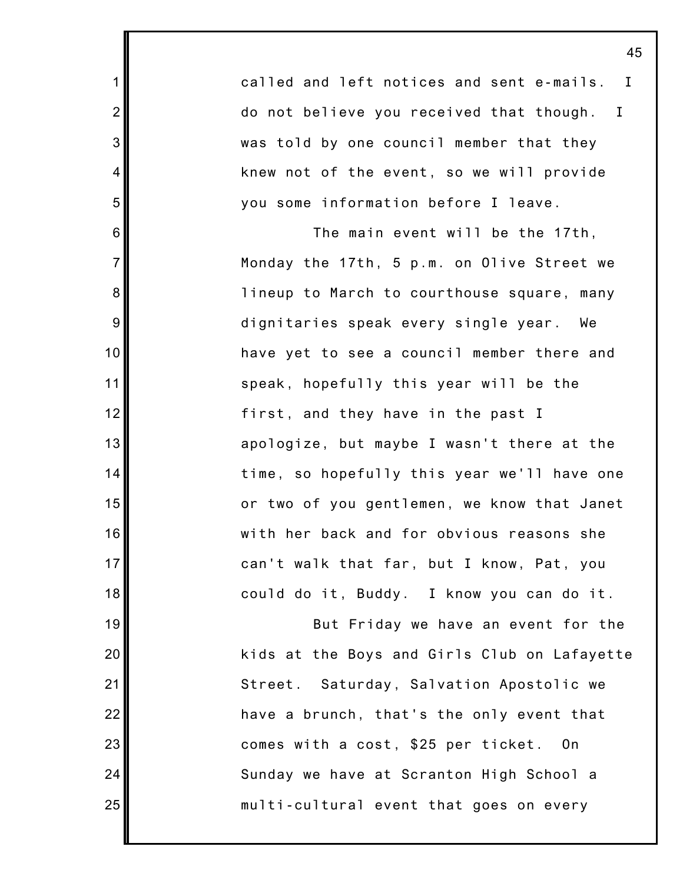called and left notices and sent e-mails. I do not believe you received that though. I was told by one council member that they knew not of the event, so we will provide you some information before I leave.

The main event will be the 17th, Monday the 17th, 5 p.m. on Olive Street we lineup to March to courthouse square, many dignitaries speak every single year. We have yet to see a council member there and speak, hopefully this year will be the first, and they have in the past I apologize, but maybe I wasn't there at the time, so hopefully this year we'll have one or two of you gentlemen, we know that Janet with her back and for obvious reasons she can't walk that far, but I know, Pat, you could do it, Buddy. I know you can do it.

But Friday we have an event for the kids at the Boys and Girls Club on Lafayette Street. Saturday, Salvation Apostolic we have a brunch, that's the only event that comes with a cost, $25 per ticket. On Sunday we have at Scranton High School a multi-cultural event that goes on every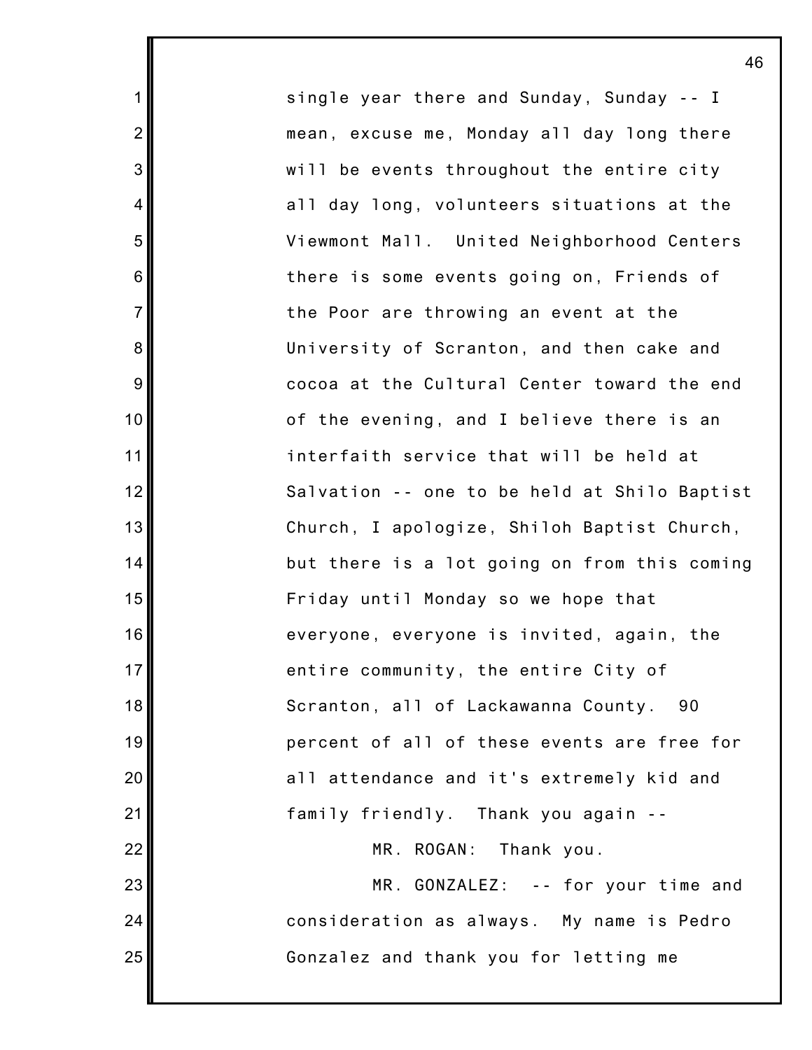single year there and Sunday, Sunday -- I mean, excuse me, Monday all day long there will be events throughout the entire city all day long, volunteers situations at the Viewmont Mall. United Neighborhood Centers there is some events going on, Friends of the Poor are throwing an event at the University of Scranton, and then cake and cocoa at the Cultural Center toward the end of the evening, and I believe there is an interfaith service that will be held at Salvation -- one to be held at Shilo Baptist Church, I apologize, Shiloh Baptist Church, but there is a lot going on from this coming Friday until Monday so we hope that everyone, everyone is invited, again, the entire community, the entire City of Scranton, all of Lackawanna County. 90 percent of all of these events are free for all attendance and it's extremely kid and family friendly. Thank you again --

MR. ROGAN: Thank you.

MR. GONZALEZ: -- for your time and consideration as always. My name is Pedro Gonzalez and thank you for letting me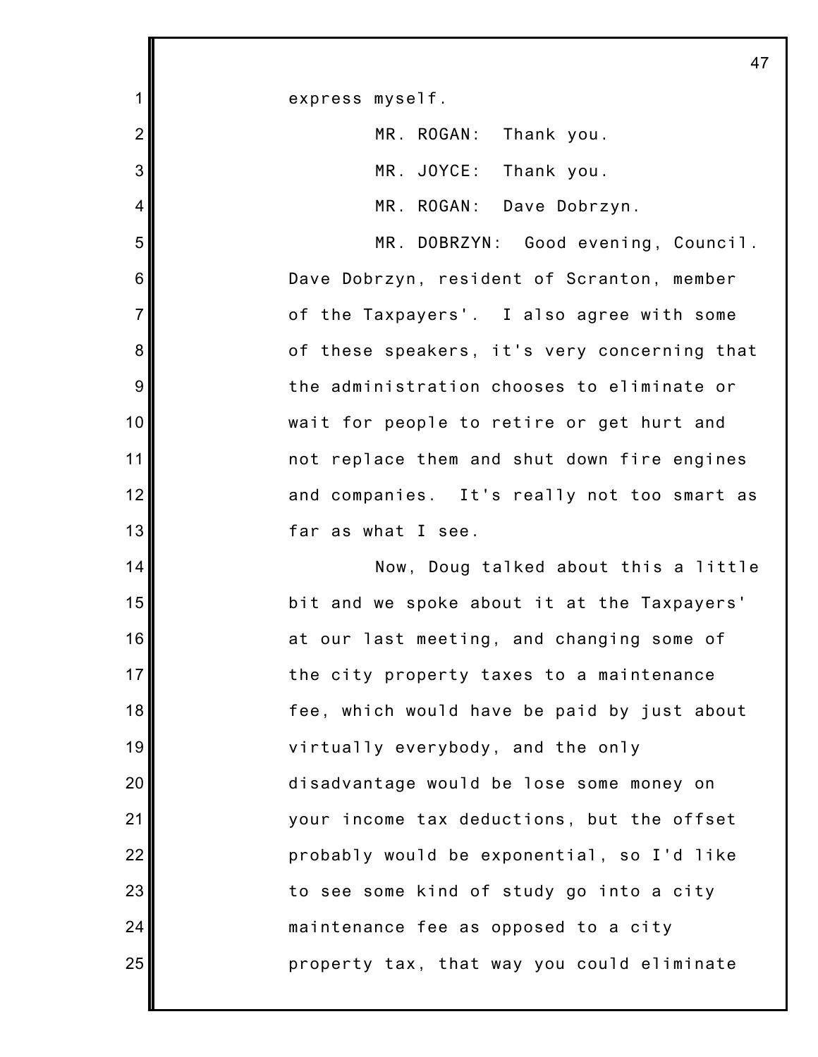express myself.

MR. ROGAN: Thank you.

MR. JOYCE: Thank you.

MR. ROGAN: Dave Dobrzyn.

MR. DOBRZYN: Good evening, Council. Dave Dobrzyn, resident of Scranton, member of the Taxpayers'. I also agree with some of these speakers, it's very concerning that the administration chooses to eliminate or wait for people to retire or get hurt and not replace them and shut down fire engines and companies. It's really not too smart as far as what I see.

Now, Doug talked about this a little bit and we spoke about it at the Taxpayers' at our last meeting, and changing some of the city property taxes to a maintenance fee, which would have be paid by just about virtually everybody, and the only disadvantage would be lose some money on your income tax deductions, but the offset probably would be exponential, so I'd like to see some kind of study go into a city maintenance fee as opposed to a city property tax, that way you could eliminate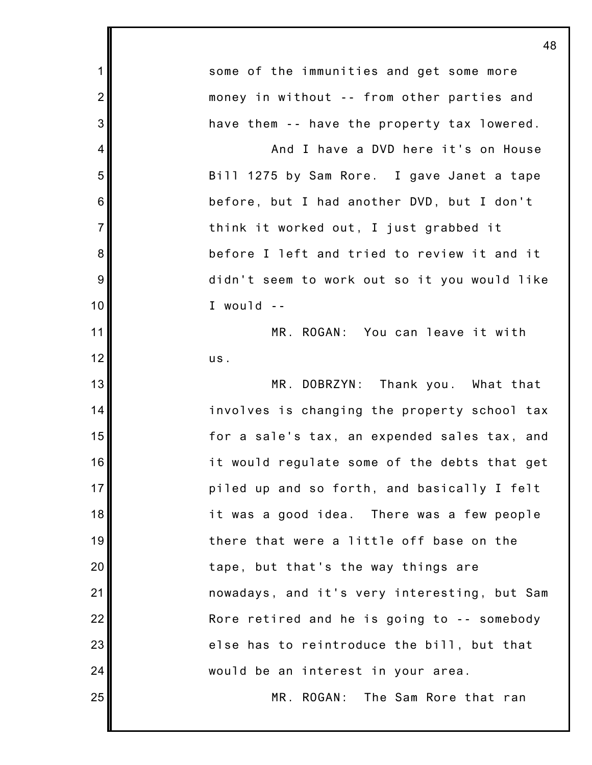some of the immunities and get some more money in without -- from other parties and have them -- have the property tax lowered.

And I have a DVD here it's on House Bill 1275 by Sam Rore. I gave Janet a tape before, but I had another DVD, but I don't think it worked out, I just grabbed it before I left and tried to review it and it didn't seem to work out so it you would like I would --

MR. ROGAN: You can leave it with us.

MR. DOBRZYN: Thank you. What that involves is changing the property school tax for a sale's tax, an expended sales tax, and it would regulate some of the debts that get piled up and so forth, and basically I felt it was a good idea. There was a few people there that were a little off base on the tape, but that's the way things are nowadays, and it's very interesting, but Sam Rore retired and he is going to -- somebody else has to reintroduce the bill, but that would be an interest in your area.

MR. ROGAN: The Sam Rore that ran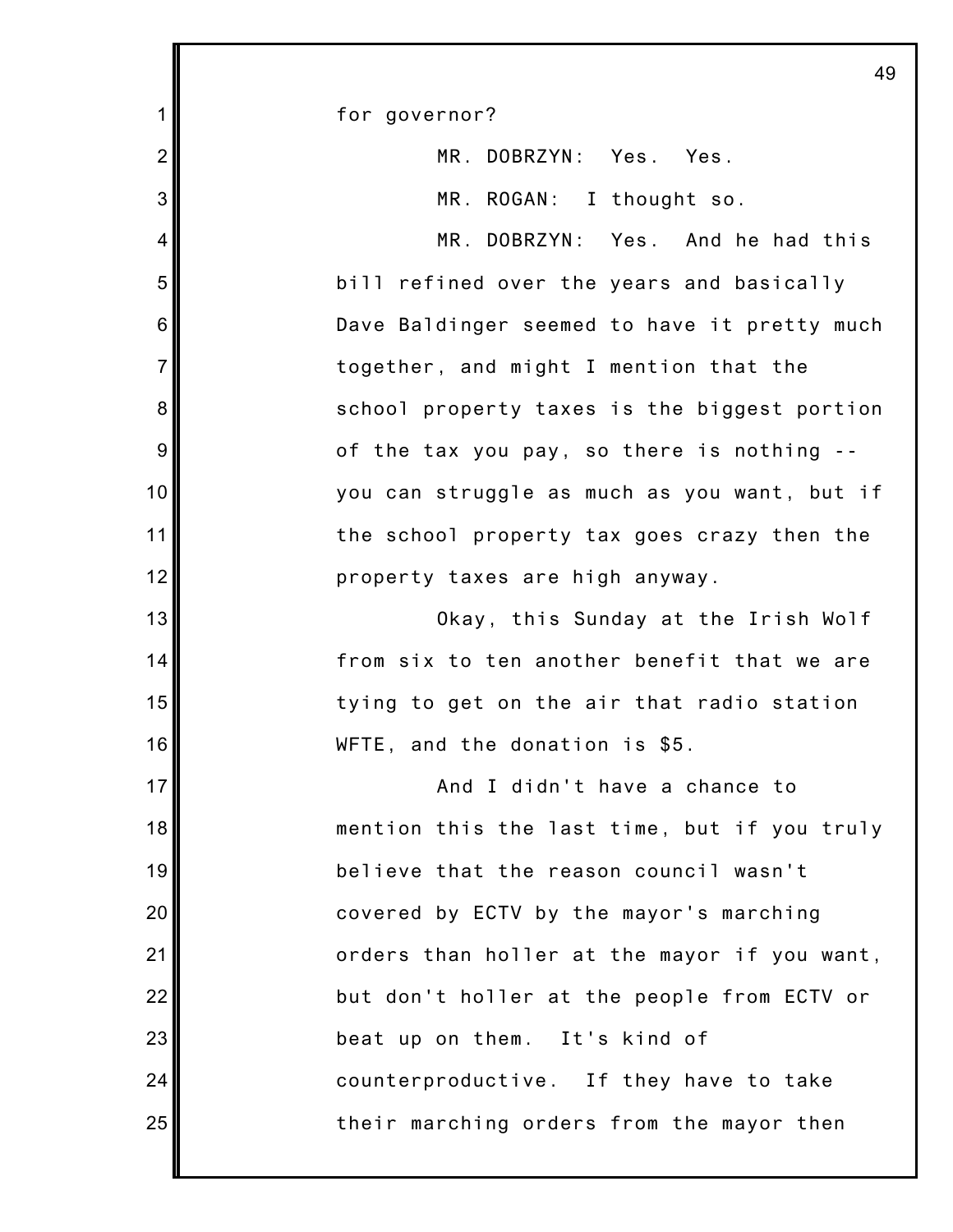for governor?

MR. DOBRZYN: Yes. Yes.

MR. ROGAN: I thought so.

MR. DOBRZYN: Yes. And he had this bill refined over the years and basically Dave Baldinger seemed to have it pretty much together, and might I mention that the school property taxes is the biggest portion of the tax you pay, so there is nothing -- you can struggle as much as you want, but if the school property tax goes crazy then the property taxes are high anyway.

Okay, this Sunday at the Irish Wolf from six to ten another benefit that we are tying to get on the air that radio station WFTE, and the donation is $5.

And I didn't have a chance to mention this the last time, but if you truly believe that the reason council wasn't covered by ECTV by the mayor's marching orders than holler at the mayor if you want, but don't holler at the people from ECTV or beat up on them. It's kind of counterproductive. If they have to take their marching orders from the mayor then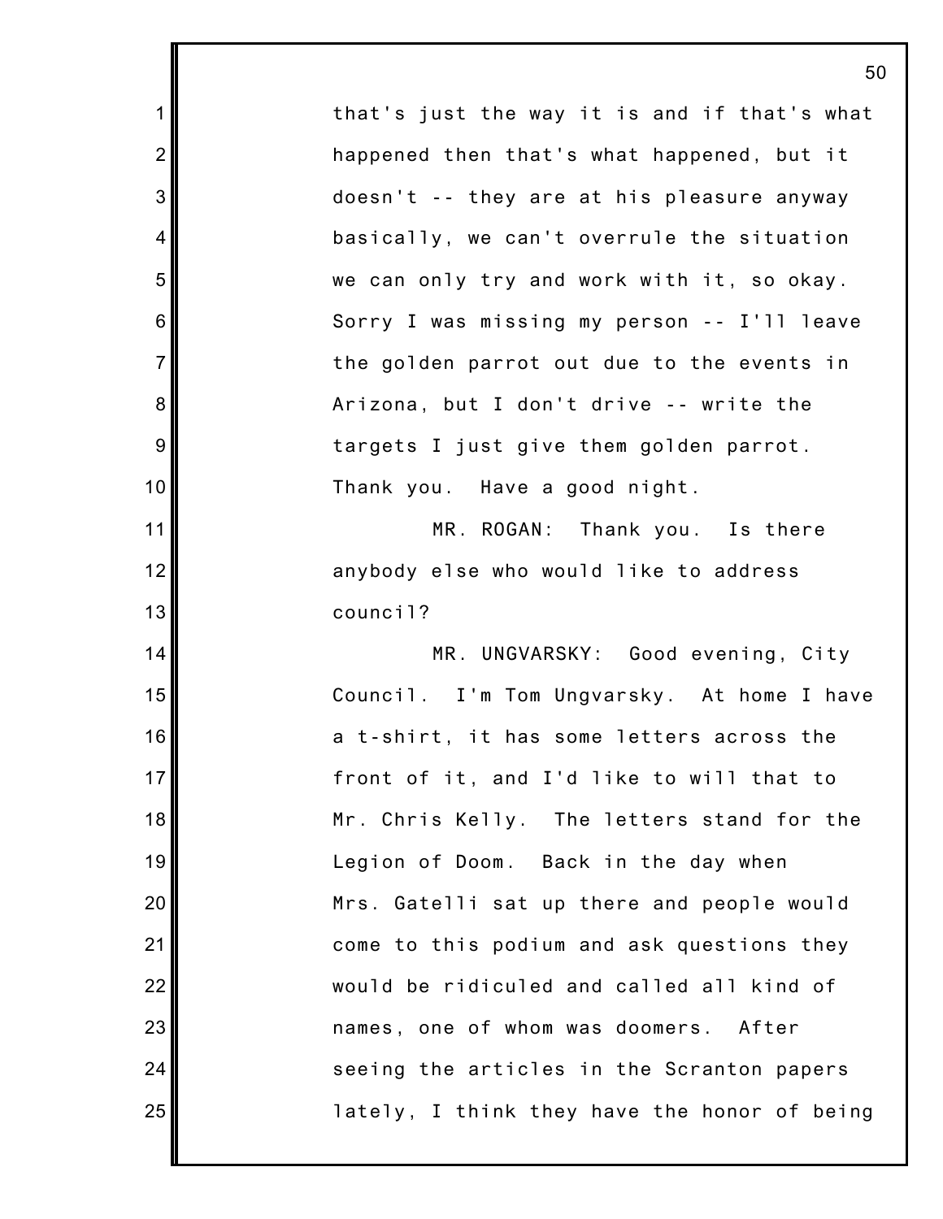that's just the way it is and if that's what happened then that's what happened, but it doesn't -- they are at his pleasure anyway basically, we can't overrule the situation we can only try and work with it, so okay. Sorry I was missing my person -- I'll leave the golden parrot out due to the events in Arizona, but I don't drive -- write the targets I just give them golden parrot. Thank you. Have a good night.

MR. ROGAN: Thank you. Is there anybody else who would like to address council?

MR. UNGVARSKY: Good evening, City Council. I'm Tom Ungvarsky. At home I have a t-shirt, it has some letters across the front of it, and I'd like to will that to Mr. Chris Kelly. The letters stand for the Legion of Doom. Back in the day when Mrs. Gatelli sat up there and people would come to this podium and ask questions they would be ridiculed and called all kind of names, one of whom was doomers. After seeing the articles in the Scranton papers lately, I think they have the honor of being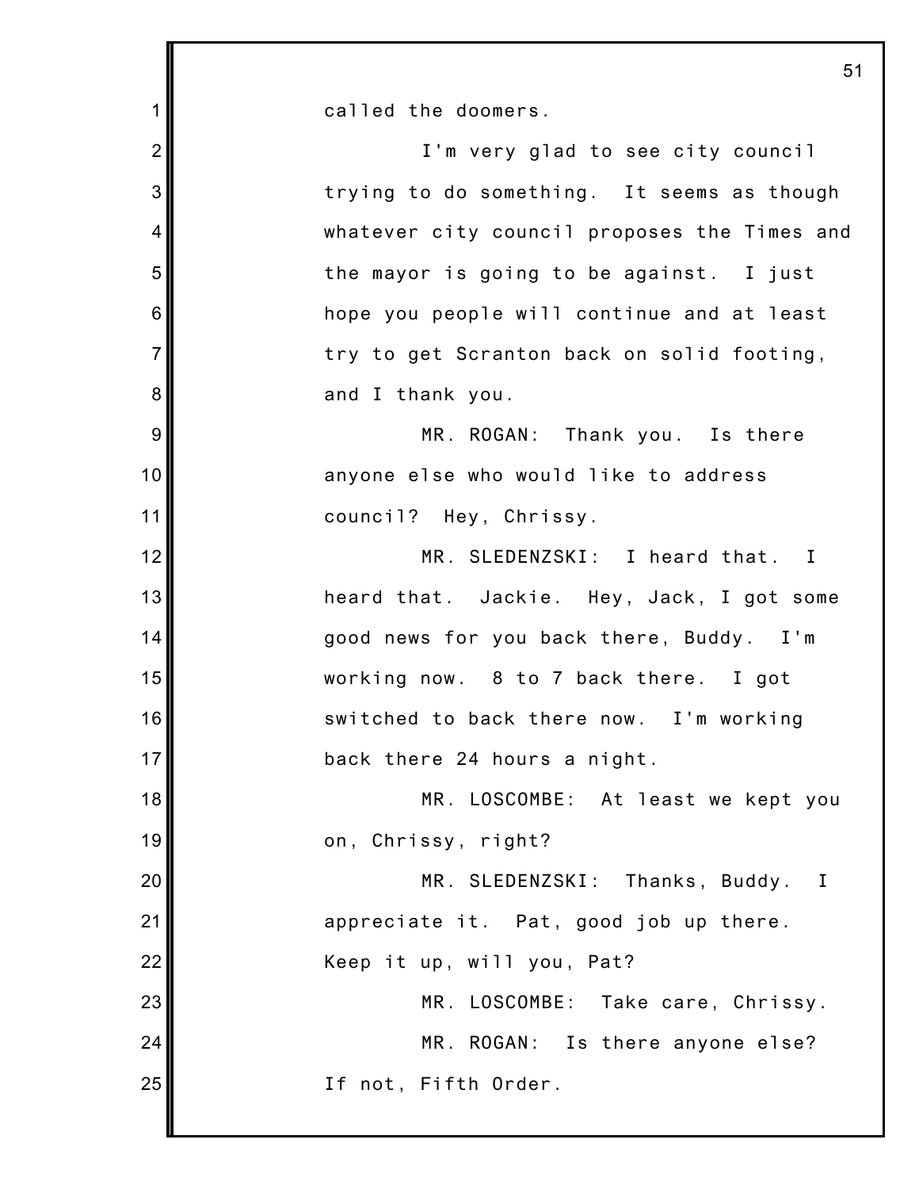called the doomers.

I'm very glad to see city council trying to do something. It seems as though whatever city council proposes the Times and the mayor is going to be against. I just hope you people will continue and at least try to get Scranton back on solid footing, and I thank you.

MR. ROGAN: Thank you. Is there anyone else who would like to address council? Hey, Chrissy.

MR. SLEDENZSKI: I heard that. I heard that. Jackie. Hey, Jack, I got some good news for you back there, Buddy. I'm working now. 8 to 7 back there. I got switched to back there now. I'm working back there 24 hours a night.

MR. LOSCOMBE: At least we kept you on, Chrissy, right?

MR. SLEDENZSKI: Thanks, Buddy. I appreciate it. Pat, good job up there. Keep it up, will you, Pat?

MR. LOSCOMBE: Take care, Chrissy.

MR. ROGAN: Is there anyone else? If not, Fifth Order.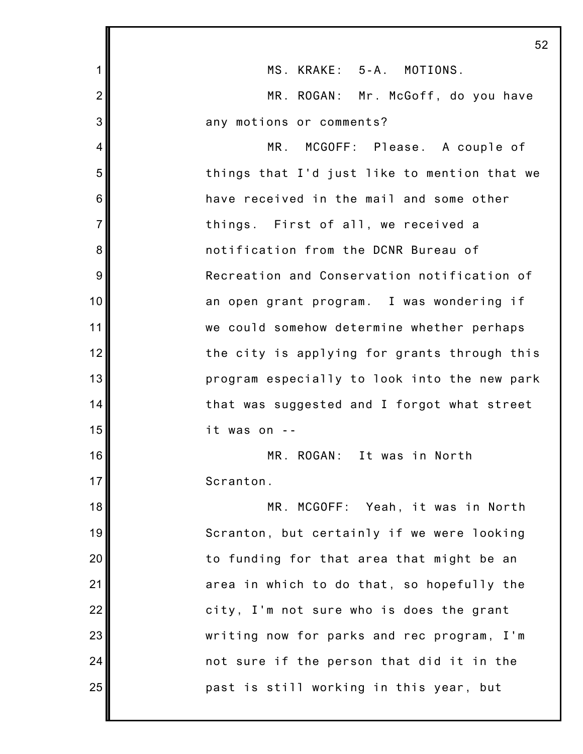MS. KRAKE: 5-A. MOTIONS.

MR. ROGAN: Mr. McGoff, do you have any motions or comments?

MR. MCGOFF: Please. A couple of things that I'd just like to mention that we have received in the mail and some other things. First of all, we received a notification from the DCNR Bureau of Recreation and Conservation notification of an open grant program. I was wondering if we could somehow determine whether perhaps the city is applying for grants through this program especially to look into the new park that was suggested and I forgot what street it was on --

MR. ROGAN: It was in North Scranton.

MR. MCGOFF: Yeah, it was in North Scranton, but certainly if we were looking to funding for that area that might be an area in which to do that, so hopefully the city, I'm not sure who is does the grant writing now for parks and rec program, I'm not sure if the person that did it in the past is still working in this year, but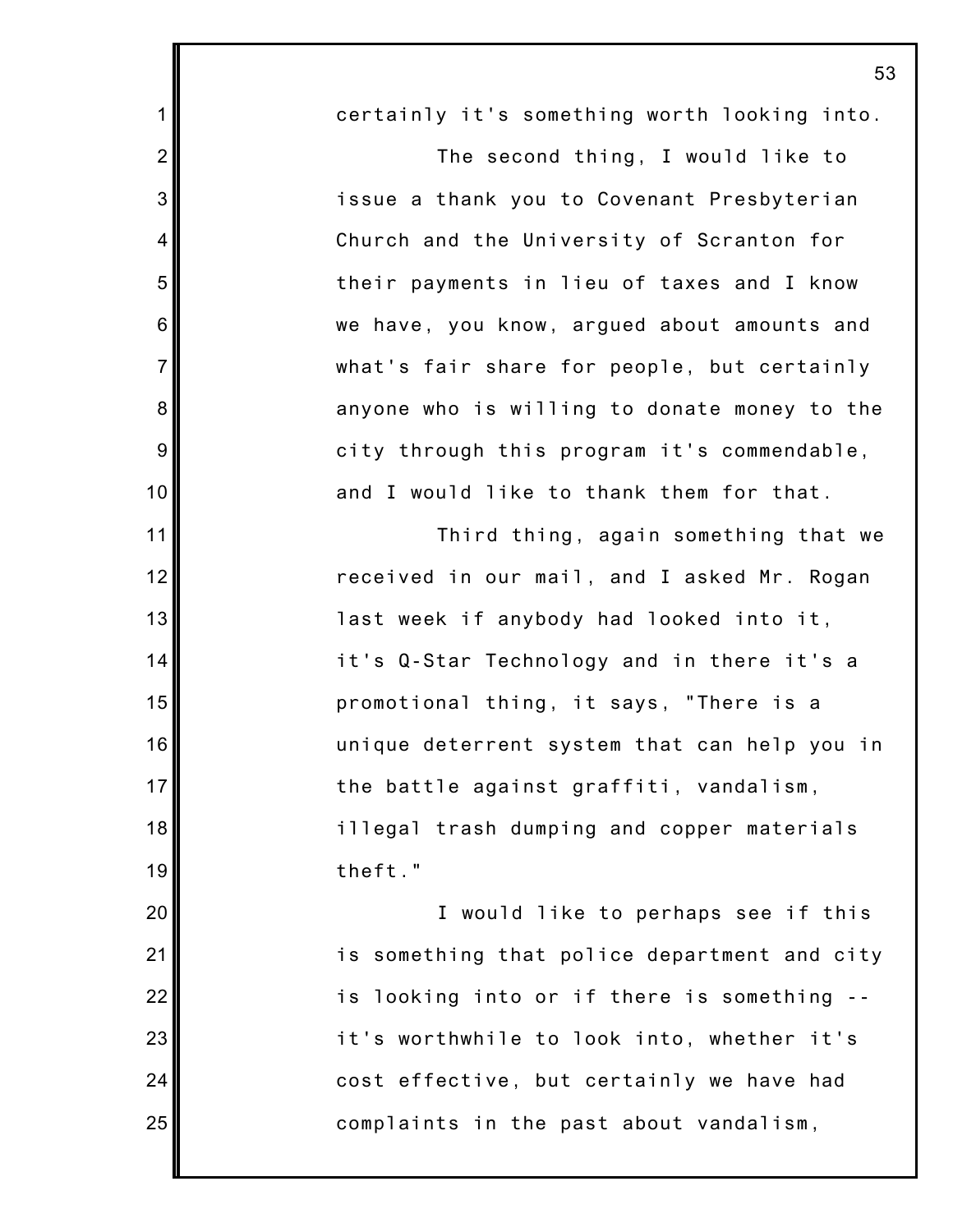certainly it's something worth looking into.

The second thing, I would like to issue a thank you to Covenant Presbyterian Church and the University of Scranton for their payments in lieu of taxes and I know we have, you know, argued about amounts and what's fair share for people, but certainly anyone who is willing to donate money to the city through this program it's commendable, and I would like to thank them for that.

Third thing, again something that we received in our mail, and I asked Mr. Rogan last week if anybody had looked into it, it's Q-Star Technology and in there it's a promotional thing, it says, "There is a unique deterrent system that can help you in the battle against graffiti, vandalism, illegal trash dumping and copper materials theft."

I would like to perhaps see if this is something that police department and city is looking into or if there is something -- it's worthwhile to look into, whether it's cost effective, but certainly we have had complaints in the past about vandalism,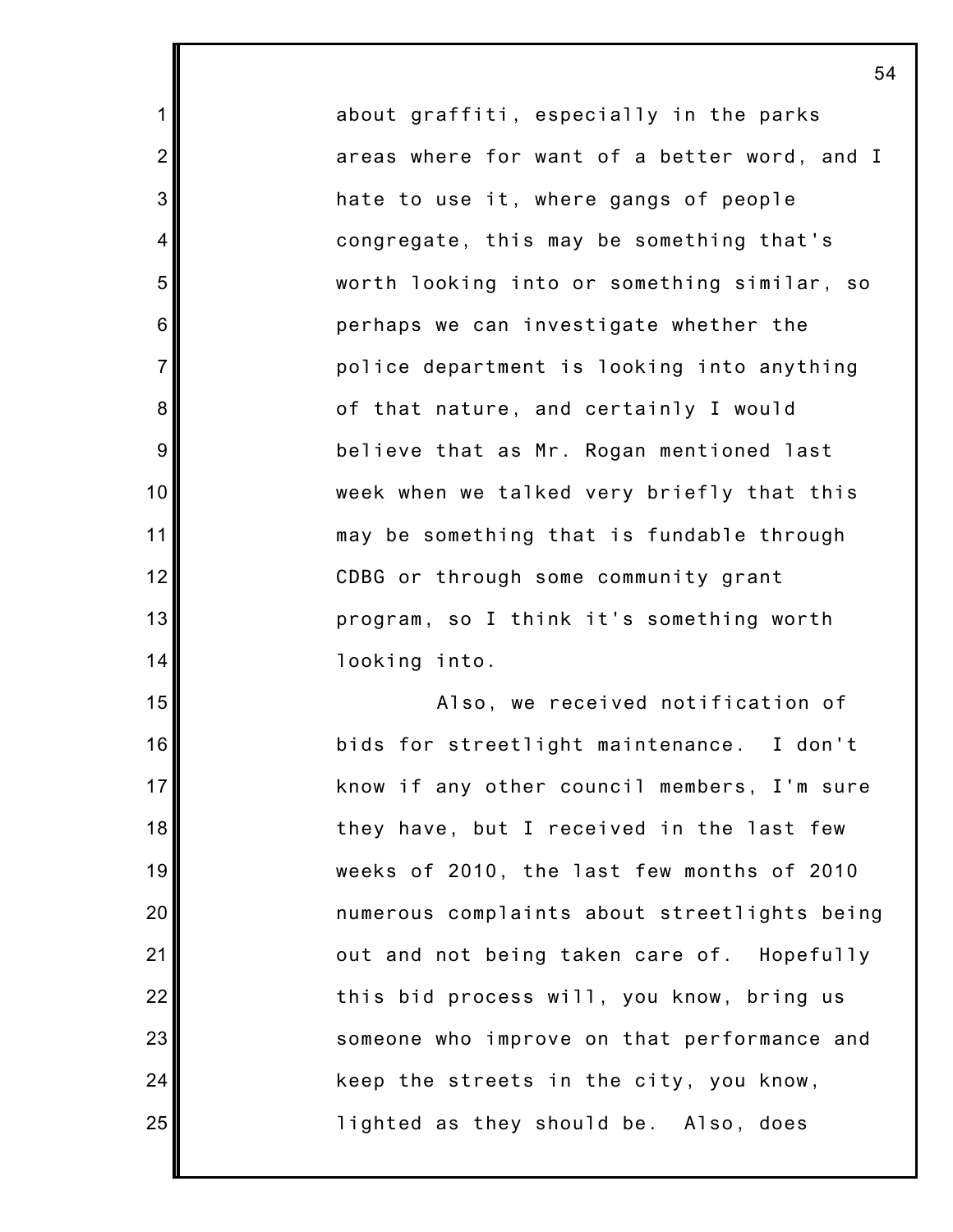about graffiti, especially in the parks areas where for want of a better word, and I hate to use it, where gangs of people congregate, this may be something that's worth looking into or something similar, so perhaps we can investigate whether the police department is looking into anything of that nature, and certainly I would believe that as Mr. Rogan mentioned last week when we talked very briefly that this may be something that is fundable through CDBG or through some community grant program, so I think it's something worth looking into.

Also, we received notification of bids for streetlight maintenance. I don't know if any other council members, I'm sure they have, but I received in the last few weeks of 2010, the last few months of 2010 numerous complaints about streetlights being out and not being taken care of. Hopefully this bid process will, you know, bring us someone who improve on that performance and keep the streets in the city, you know, lighted as they should be. Also, does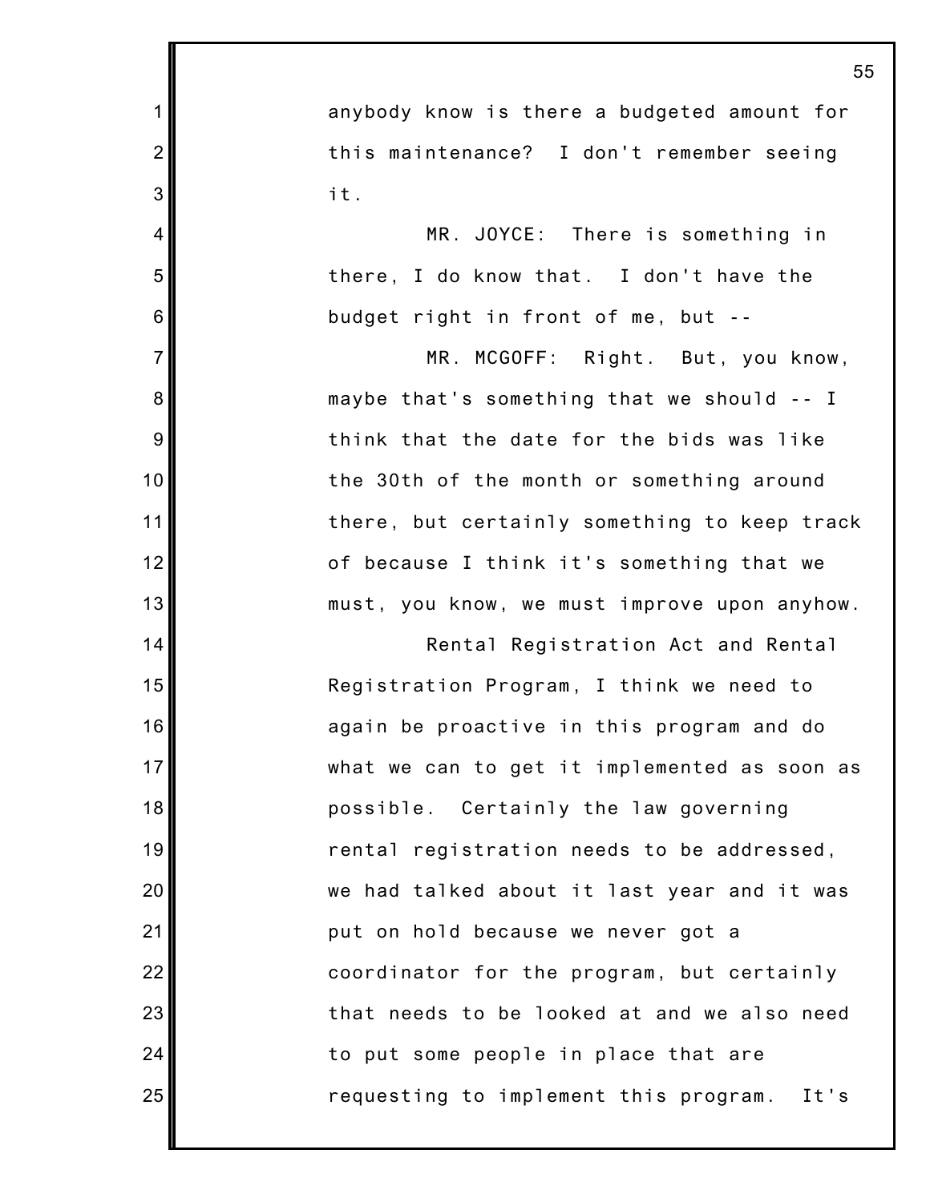anybody know is there a budgeted amount for this maintenance? I don't remember seeing it.

MR. JOYCE: There is something in there, I do know that. I don't have the budget right in front of me, but --

MR. MCGOFF: Right. But, you know, maybe that's something that we should -- I think that the date for the bids was like the 30th of the month or something around there, but certainly something to keep track of because I think it's something that we must, you know, we must improve upon anyhow.

Rental Registration Act and Rental Registration Program, I think we need to again be proactive in this program and do what we can to get it implemented as soon as possible. Certainly the law governing rental registration needs to be addressed, we had talked about it last year and it was put on hold because we never got a coordinator for the program, but certainly that needs to be looked at and we also need to put some people in place that are requesting to implement this program. It's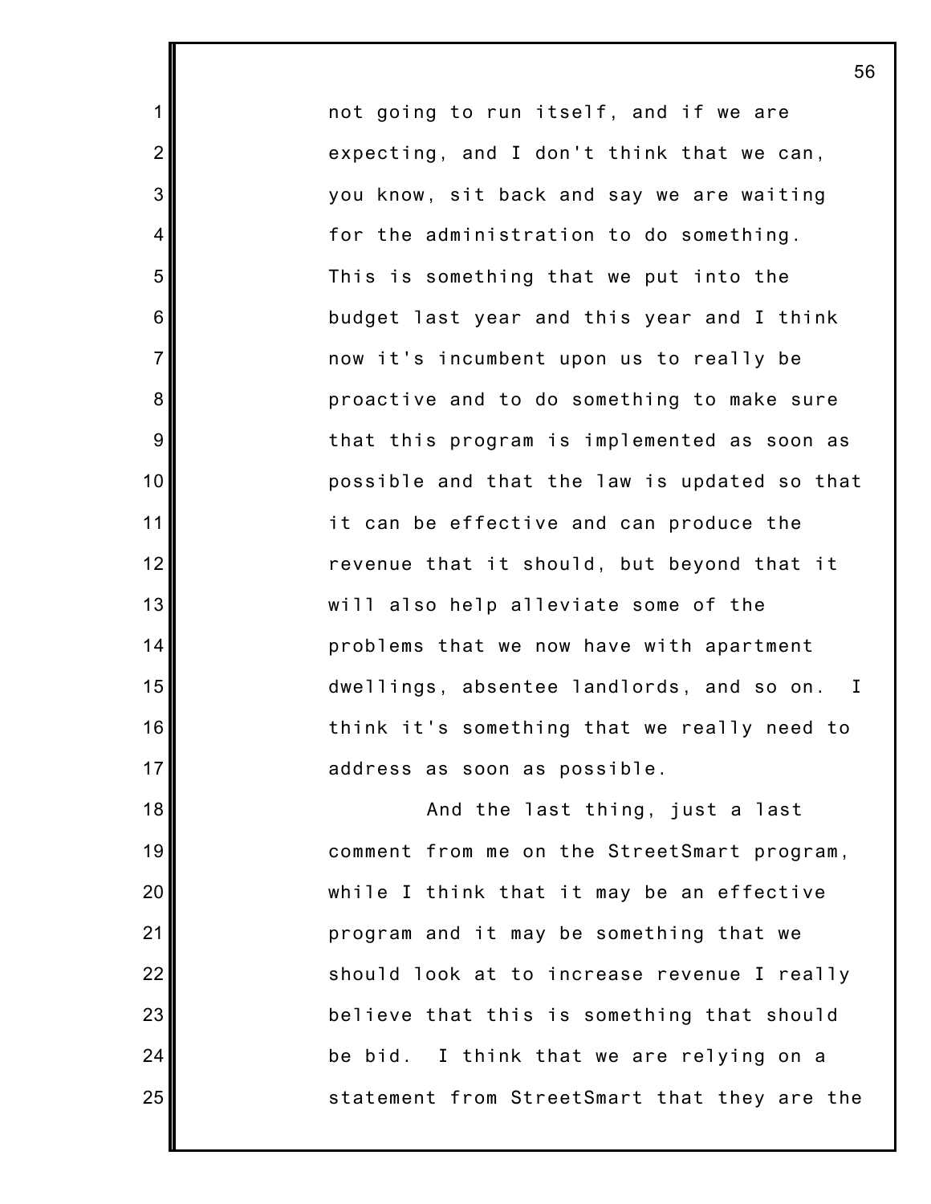not going to run itself, and if we are expecting, and I don't think that we can, you know, sit back and say we are waiting for the administration to do something. This is something that we put into the budget last year and this year and I think now it's incumbent upon us to really be proactive and to do something to make sure that this program is implemented as soon as possible and that the law is updated so that it can be effective and can produce the revenue that it should, but beyond that it will also help alleviate some of the problems that we now have with apartment dwellings, absentee landlords, and so on. I think it's something that we really need to address as soon as possible.

And the last thing, just a last comment from me on the StreetSmart program, while I think that it may be an effective program and it may be something that we should look at to increase revenue I really believe that this is something that should be bid. I think that we are relying on a statement from StreetSmart that they are the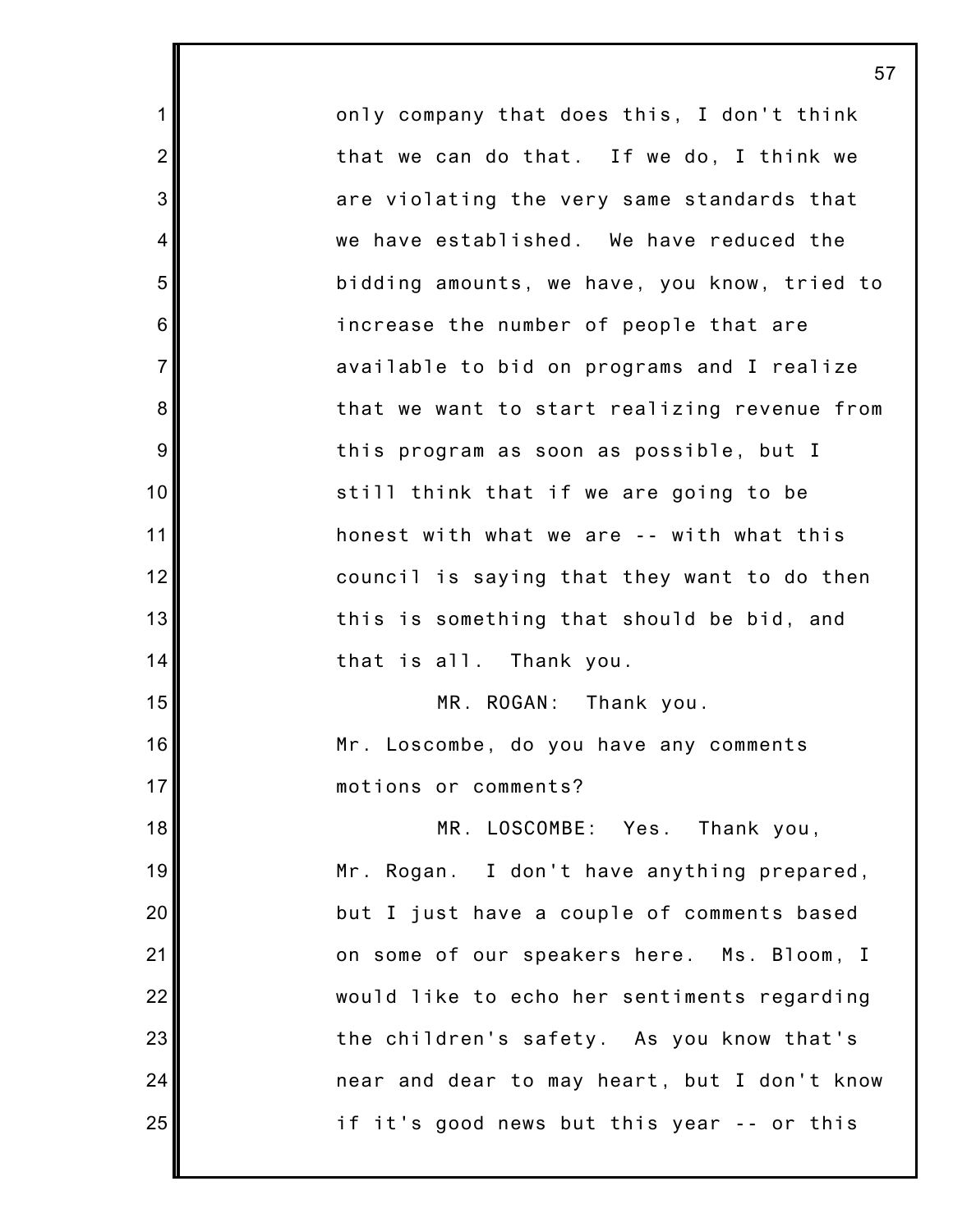only company that does this, I don't think that we can do that. If we do, I think we are violating the very same standards that we have established. We have reduced the bidding amounts, we have, you know, tried to increase the number of people that are available to bid on programs and I realize that we want to start realizing revenue from this program as soon as possible, but I still think that if we are going to be honest with what we are -- with what this council is saying that they want to do then this is something that should be bid, and that is all. Thank you.

MR. ROGAN: Thank you. Mr. Loscombe, do you have any comments motions or comments?

MR. LOSCOMBE: Yes. Thank you, Mr. Rogan. I don't have anything prepared, but I just have a couple of comments based on some of our speakers here. Ms. Bloom, I would like to echo her sentiments regarding the children's safety. As you know that's near and dear to may heart, but I don't know if it's good news but this year -- or this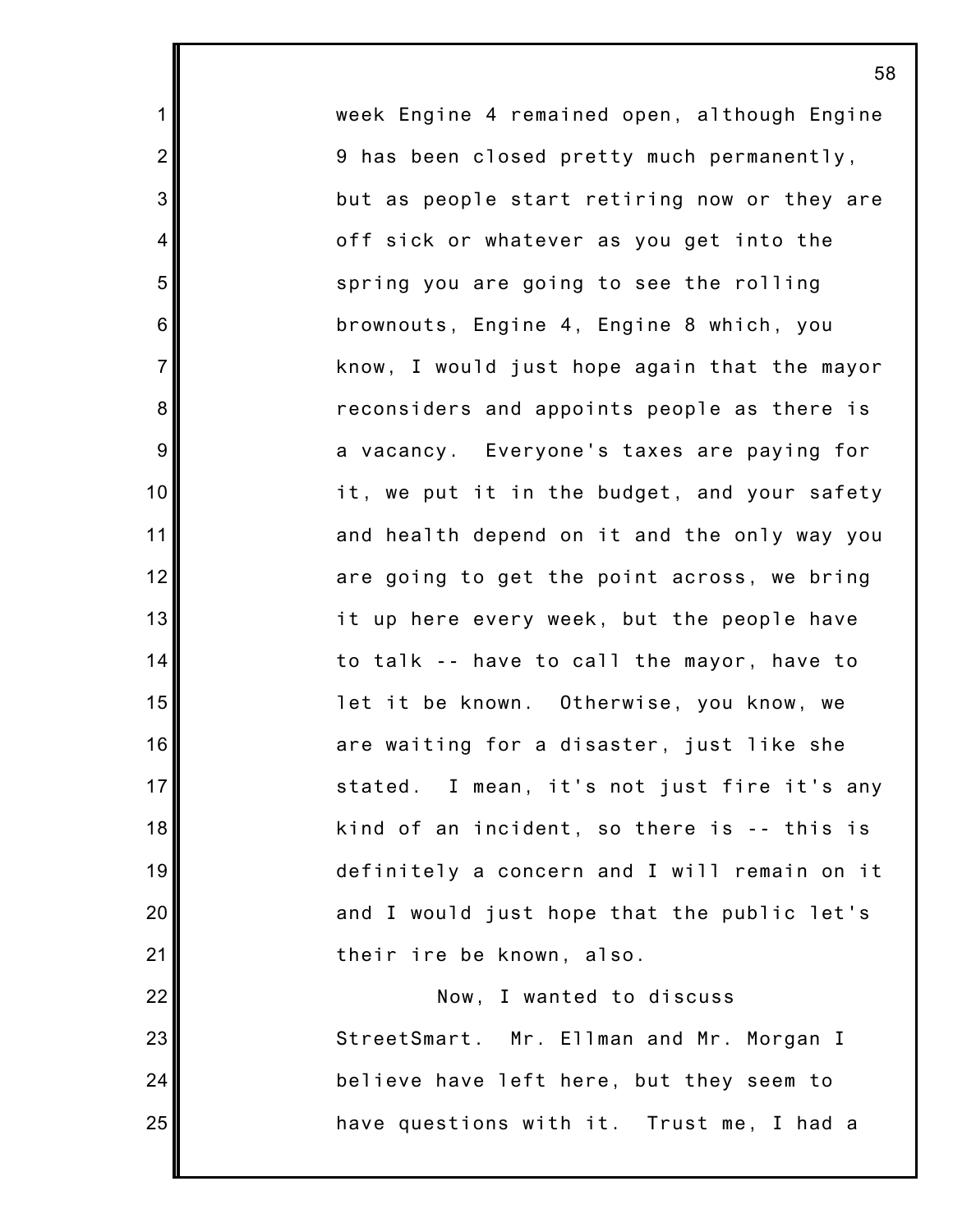week Engine 4 remained open, although Engine 9 has been closed pretty much permanently, but as people start retiring now or they are off sick or whatever as you get into the spring you are going to see the rolling brownouts, Engine 4, Engine 8 which, you know, I would just hope again that the mayor reconsiders and appoints people as there is a vacancy. Everyone's taxes are paying for it, we put it in the budget, and your safety and health depend on it and the only way you are going to get the point across, we bring it up here every week, but the people have to talk -- have to call the mayor, have to let it be known. Otherwise, you know, we are waiting for a disaster, just like she stated. I mean, it's not just fire it's any kind of an incident, so there is -- this is definitely a concern and I will remain on it and I would just hope that the public let's their ire be known, also.

Now, I wanted to discuss StreetSmart. Mr. Ellman and Mr. Morgan I believe have left here, but they seem to have questions with it. Trust me, I had a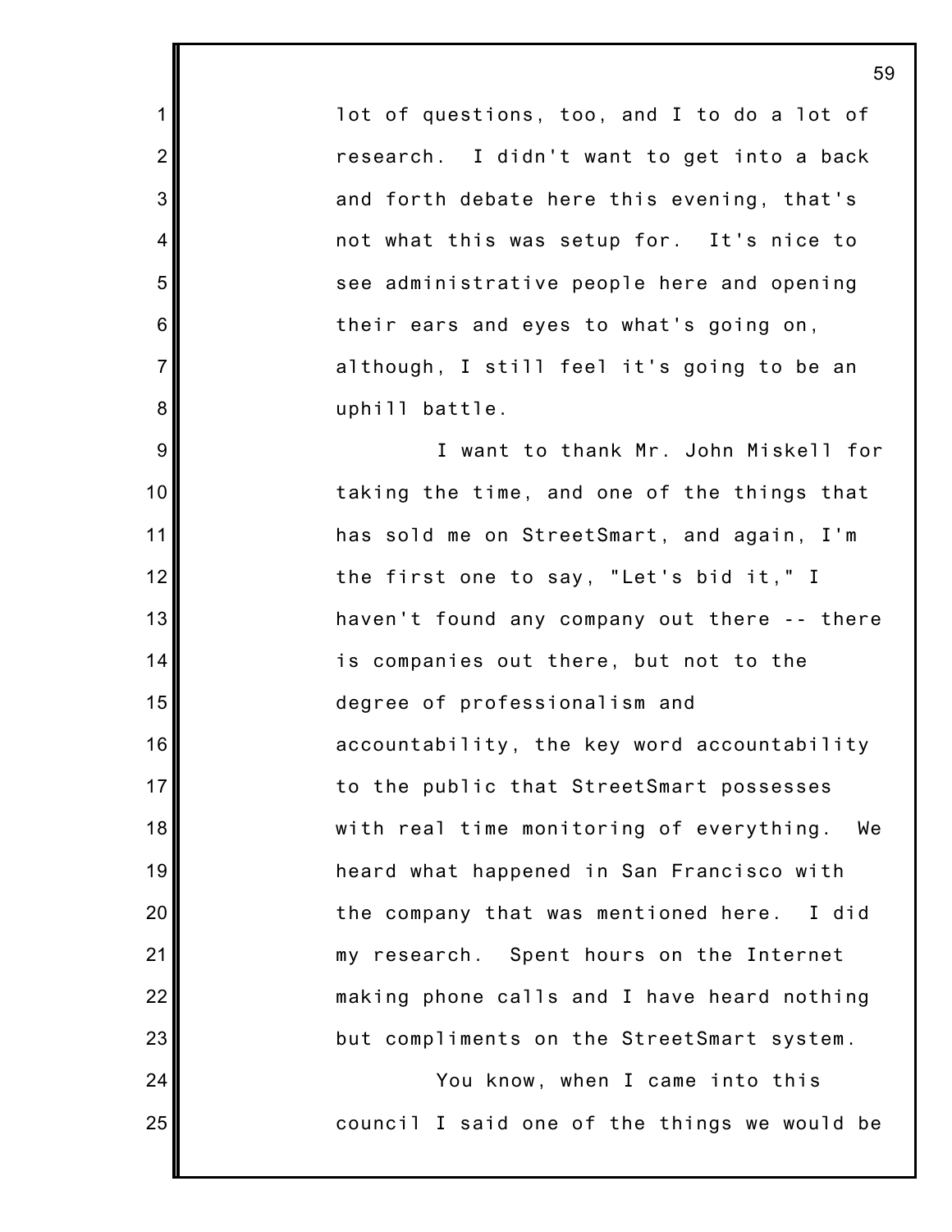lot of questions, too, and I to do a lot of research. I didn't want to get into a back and forth debate here this evening, that's not what this was setup for. It's nice to see administrative people here and opening their ears and eyes to what's going on, although, I still feel it's going to be an uphill battle.

I want to thank Mr. John Miskell for taking the time, and one of the things that has sold me on StreetSmart, and again, I'm the first one to say, "Let's bid it," I haven't found any company out there -- there is companies out there, but not to the degree of professionalism and accountability, the key word accountability to the public that StreetSmart possesses with real time monitoring of everything. We heard what happened in San Francisco with the company that was mentioned here. I did my research. Spent hours on the Internet making phone calls and I have heard nothing but compliments on the StreetSmart system.

You know, when I came into this council I said one of the things we would be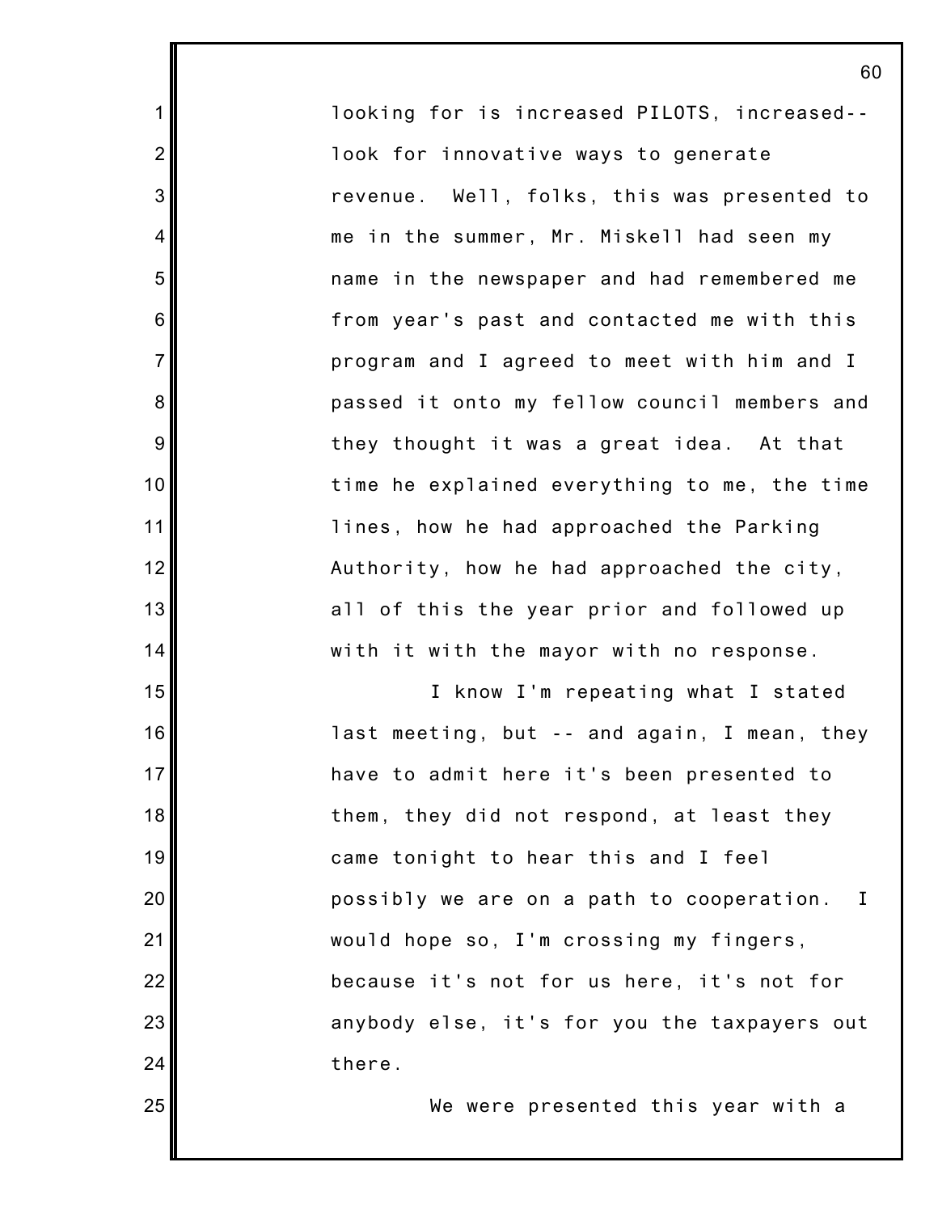looking for is increased PILOTS, increased-- look for innovative ways to generate revenue. Well, folks, this was presented to me in the summer, Mr. Miskell had seen my name in the newspaper and had remembered me from year's past and contacted me with this program and I agreed to meet with him and I passed it onto my fellow council members and they thought it was a great idea. At that time he explained everything to me, the time lines, how he had approached the Parking Authority, how he had approached the city, all of this the year prior and followed up with it with the mayor with no response.

I know I'm repeating what I stated last meeting, but -- and again, I mean, they have to admit here it's been presented to them, they did not respond, at least they came tonight to hear this and I feel possibly we are on a path to cooperation. I would hope so, I'm crossing my fingers, because it's not for us here, it's not for anybody else, it's for you the taxpayers out there.

We were presented this year with a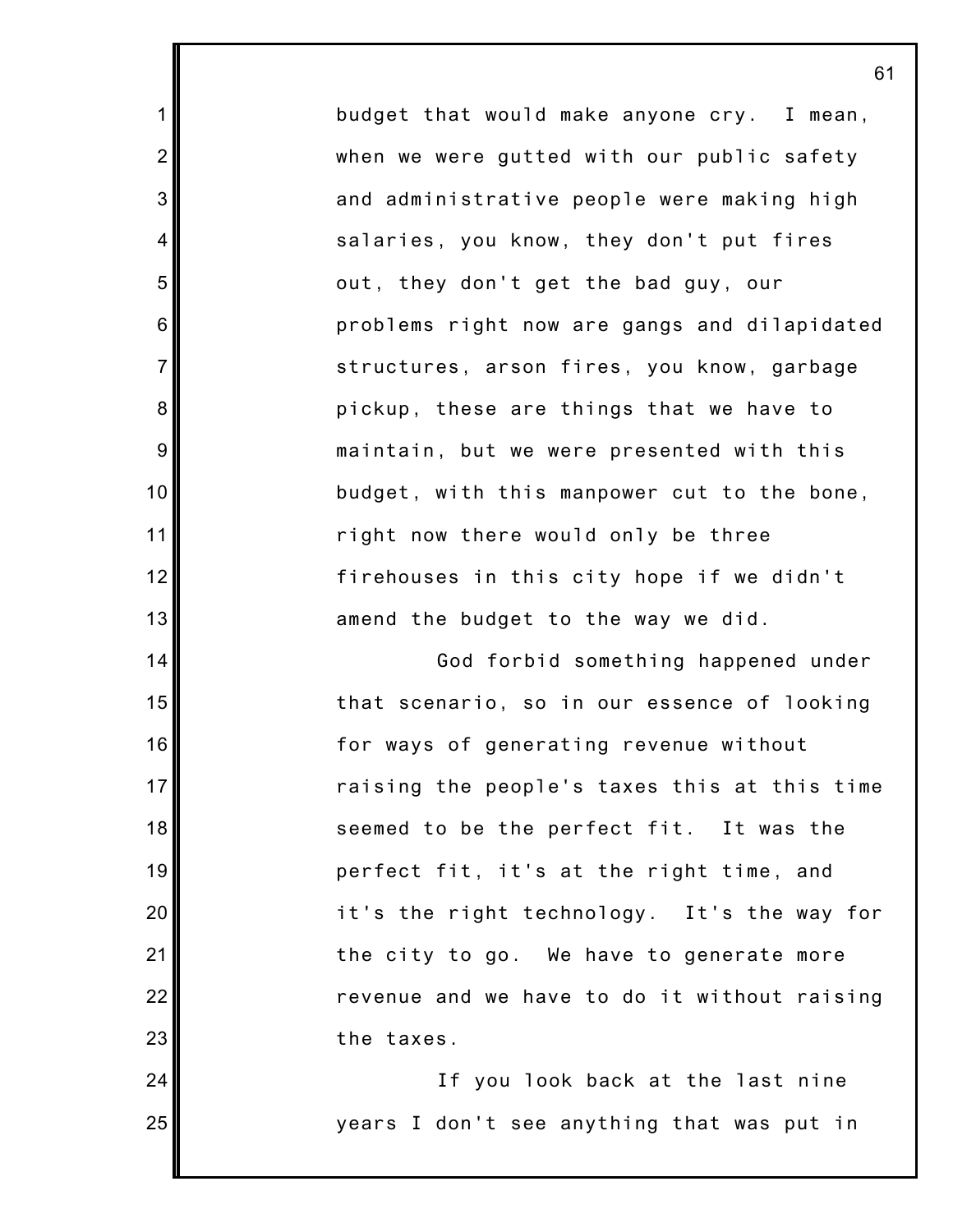budget that would make anyone cry. I mean, when we were gutted with our public safety and administrative people were making high salaries, you know, they don't put fires out, they don't get the bad guy, our problems right now are gangs and dilapidated structures, arson fires, you know, garbage pickup, these are things that we have to maintain, but we were presented with this budget, with this manpower cut to the bone, right now there would only be three firehouses in this city hope if we didn't amend the budget to the way we did.

God forbid something happened under that scenario, so in our essence of looking for ways of generating revenue without raising the people's taxes this at this time seemed to be the perfect fit. It was the perfect fit, it's at the right time, and it's the right technology. It's the way for the city to go. We have to generate more revenue and we have to do it without raising the taxes.

If you look back at the last nine years I don't see anything that was put in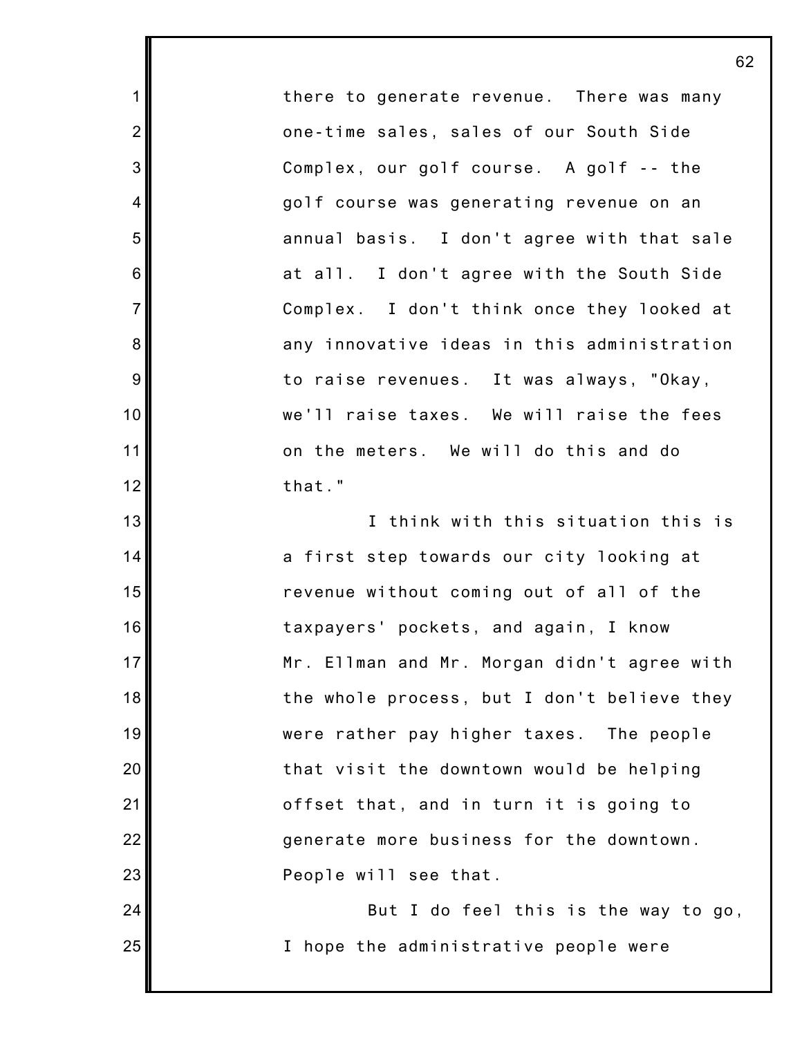there to generate revenue. There was many one-time sales, sales of our South Side Complex, our golf course. A golf -- the golf course was generating revenue on an annual basis. I don't agree with that sale at all. I don't agree with the South Side Complex. I don't think once they looked at any innovative ideas in this administration to raise revenues. It was always, "Okay, we'll raise taxes. We will raise the fees on the meters. We will do this and do that."

I think with this situation this is a first step towards our city looking at revenue without coming out of all of the taxpayers' pockets, and again, I know Mr. Ellman and Mr. Morgan didn't agree with the whole process, but I don't believe they were rather pay higher taxes. The people that visit the downtown would be helping offset that, and in turn it is going to generate more business for the downtown. People will see that.

But I do feel this is the way to go, I hope the administrative people were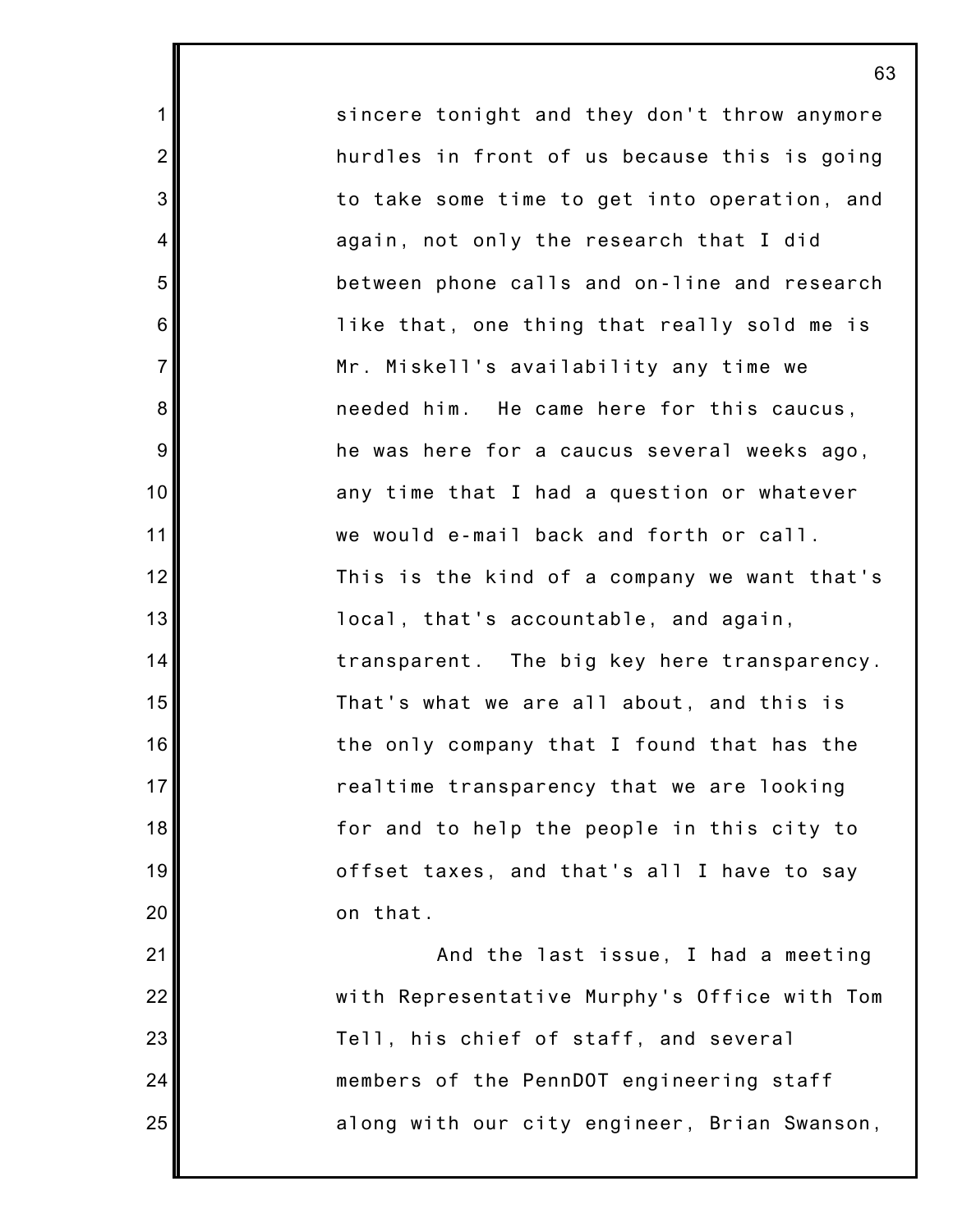sincere tonight and they don't throw anymore hurdles in front of us because this is going to take some time to get into operation, and again, not only the research that I did between phone calls and on-line and research like that, one thing that really sold me is Mr. Miskell's availability any time we needed him. He came here for this caucus, he was here for a caucus several weeks ago, any time that I had a question or whatever we would e-mail back and forth or call. This is the kind of a company we want that's local, that's accountable, and again, transparent. The big key here transparency. That's what we are all about, and this is the only company that I found that has the realtime transparency that we are looking for and to help the people in this city to offset taxes, and that's all I have to say on that.

And the last issue, I had a meeting with Representative Murphy's Office with Tom Tell, his chief of staff, and several members of the PennDOT engineering staff along with our city engineer, Brian Swanson,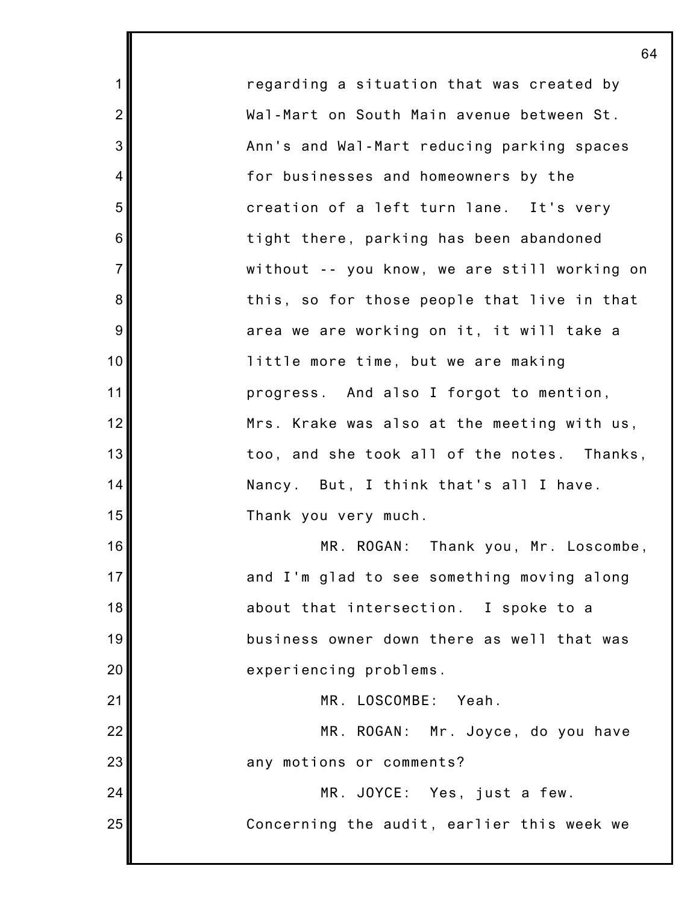regarding a situation that was created by Wal-Mart on South Main avenue between St. Ann's and Wal-Mart reducing parking spaces for businesses and homeowners by the creation of a left turn lane. It's very tight there, parking has been abandoned without -- you know, we are still working on this, so for those people that live in that area we are working on it, it will take a little more time, but we are making progress. And also I forgot to mention, Mrs. Krake was also at the meeting with us, too, and she took all of the notes. Thanks, Nancy. But, I think that's all I have. Thank you very much.

MR. ROGAN: Thank you, Mr. Loscombe, and I'm glad to see something moving along about that intersection. I spoke to a business owner down there as well that was experiencing problems.

MR. LOSCOMBE: Yeah.

MR. ROGAN: Mr. Joyce, do you have any motions or comments?

MR. JOYCE: Yes, just a few. Concerning the audit, earlier this week we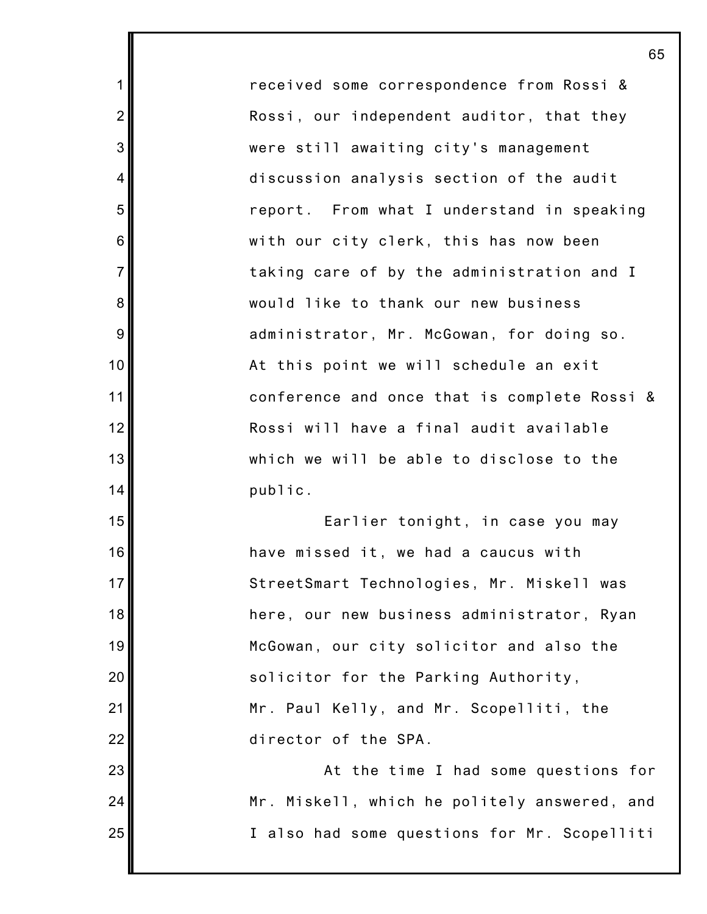received some correspondence from Rossi & Rossi, our independent auditor, that they were still awaiting city's management discussion analysis section of the audit report. From what I understand in speaking with our city clerk, this has now been taking care of by the administration and I would like to thank our new business administrator, Mr. McGowan, for doing so. At this point we will schedule an exit conference and once that is complete Rossi & Rossi will have a final audit available which we will be able to disclose to the public.

Earlier tonight, in case you may have missed it, we had a caucus with StreetSmart Technologies, Mr. Miskell was here, our new business administrator, Ryan McGowan, our city solicitor and also the solicitor for the Parking Authority, Mr. Paul Kelly, and Mr. Scopelliti, the director of the SPA.

At the time I had some questions for Mr. Miskell, which he politely answered, and I also had some questions for Mr. Scopelliti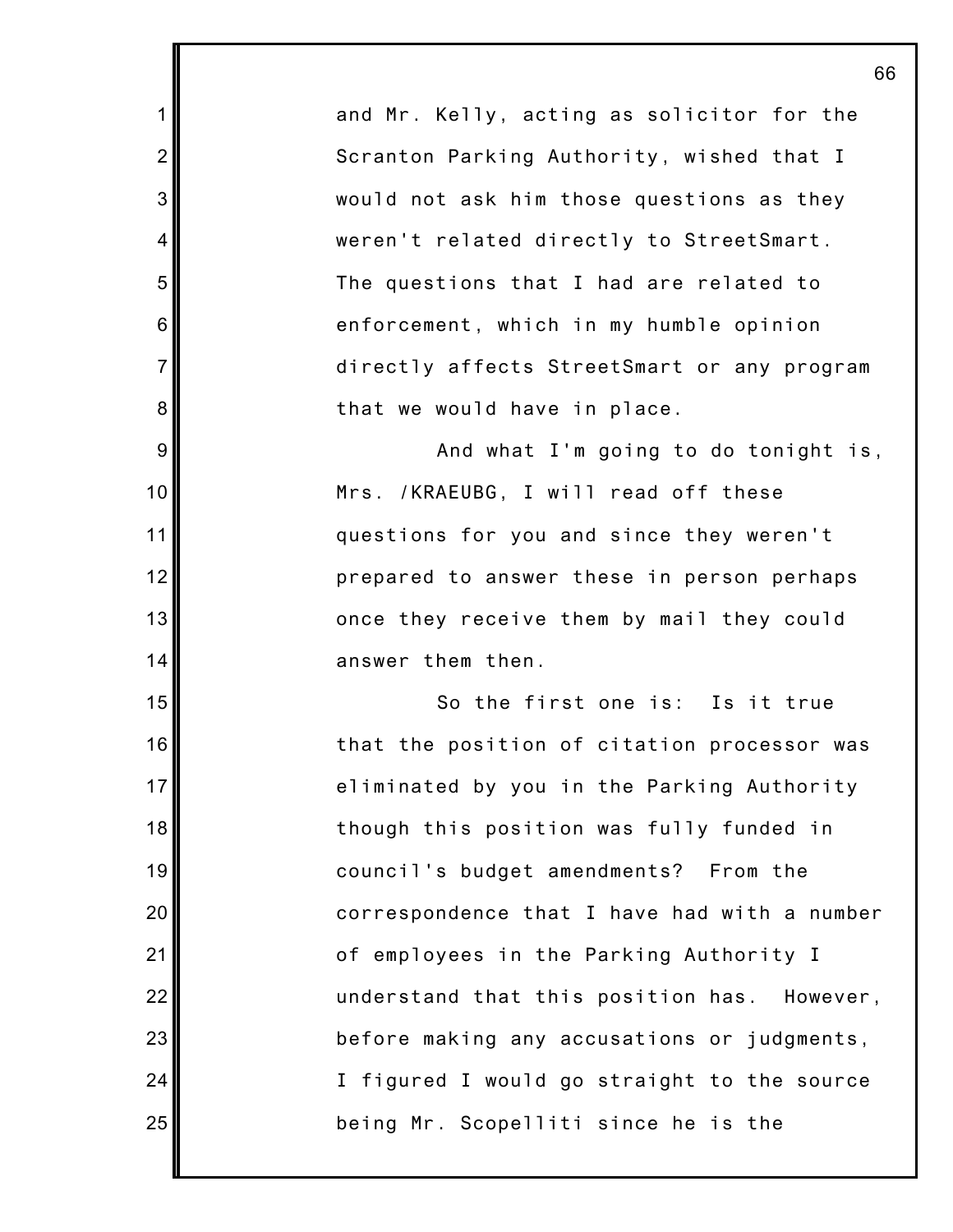and Mr. Kelly, acting as solicitor for the Scranton Parking Authority, wished that I would not ask him those questions as they weren't related directly to StreetSmart. The questions that I had are related to enforcement, which in my humble opinion directly affects StreetSmart or any program that we would have in place.

And what I'm going to do tonight is, Mrs. /KRAEUBG, I will read off these questions for you and since they weren't prepared to answer these in person perhaps once they receive them by mail they could answer them then.

So the first one is: Is it true that the position of citation processor was eliminated by you in the Parking Authority though this position was fully funded in council's budget amendments? From the correspondence that I have had with a number of employees in the Parking Authority I understand that this position has. However, before making any accusations or judgments, I figured I would go straight to the source being Mr. Scopelliti since he is the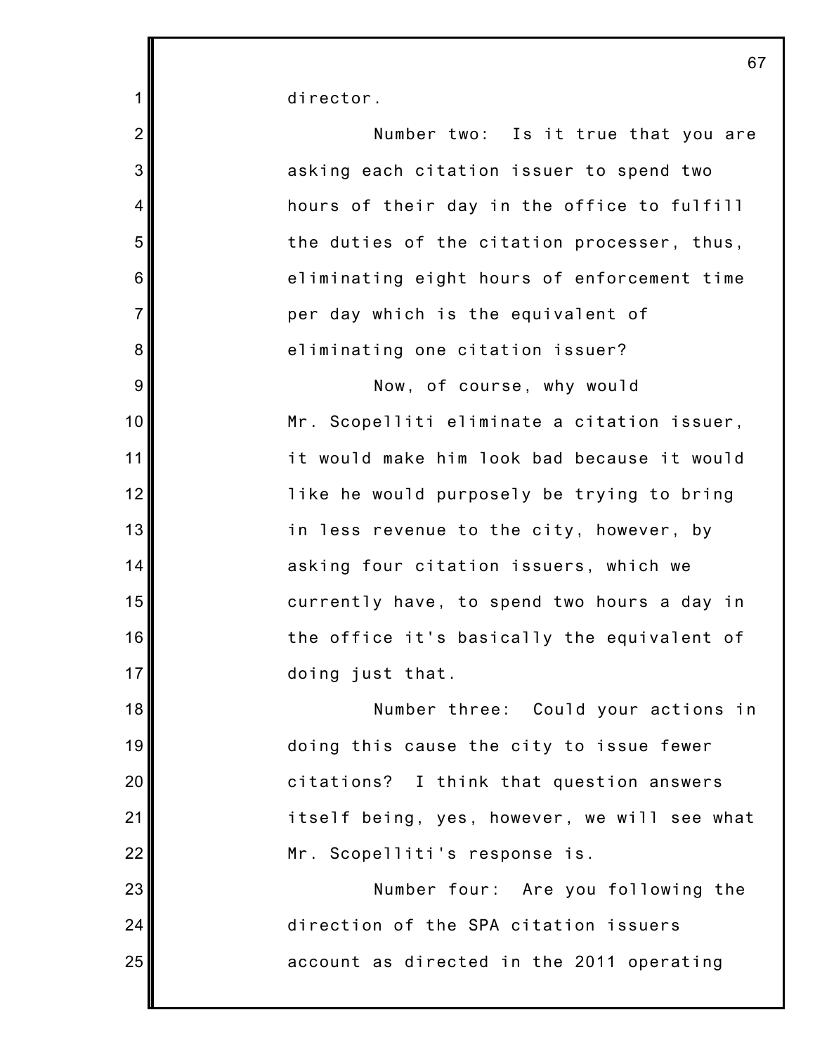director.

Number two: Is it true that you are asking each citation issuer to spend two hours of their day in the office to fulfill the duties of the citation processer, thus, eliminating eight hours of enforcement time per day which is the equivalent of eliminating one citation issuer?

Now, of course, why would Mr. Scopelliti eliminate a citation issuer, it would make him look bad because it would like he would purposely be trying to bring in less revenue to the city, however, by asking four citation issuers, which we currently have, to spend two hours a day in the office it's basically the equivalent of doing just that.

Number three: Could your actions in doing this cause the city to issue fewer citations? I think that question answers itself being, yes, however, we will see what Mr. Scopelliti's response is.

Number four: Are you following the direction of the SPA citation issuers account as directed in the 2011 operating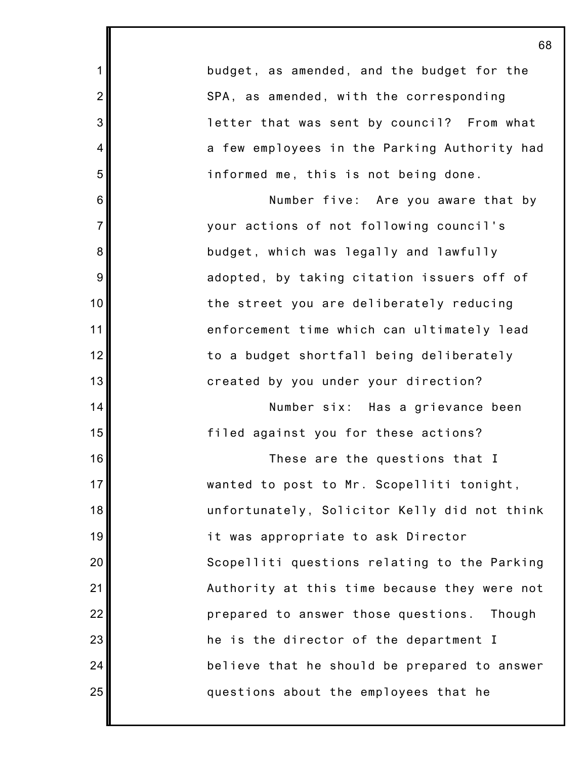budget, as amended, and the budget for the SPA, as amended, with the corresponding letter that was sent by council? From what a few employees in the Parking Authority had informed me, this is not being done.

Number five: Are you aware that by your actions of not following council's budget, which was legally and lawfully adopted, by taking citation issuers off of the street you are deliberately reducing enforcement time which can ultimately lead to a budget shortfall being deliberately created by you under your direction?

Number six: Has a grievance been filed against you for these actions?

These are the questions that I wanted to post to Mr. Scopelliti tonight, unfortunately, Solicitor Kelly did not think it was appropriate to ask Director Scopelliti questions relating to the Parking Authority at this time because they were not prepared to answer those questions. Though he is the director of the department I believe that he should be prepared to answer questions about the employees that he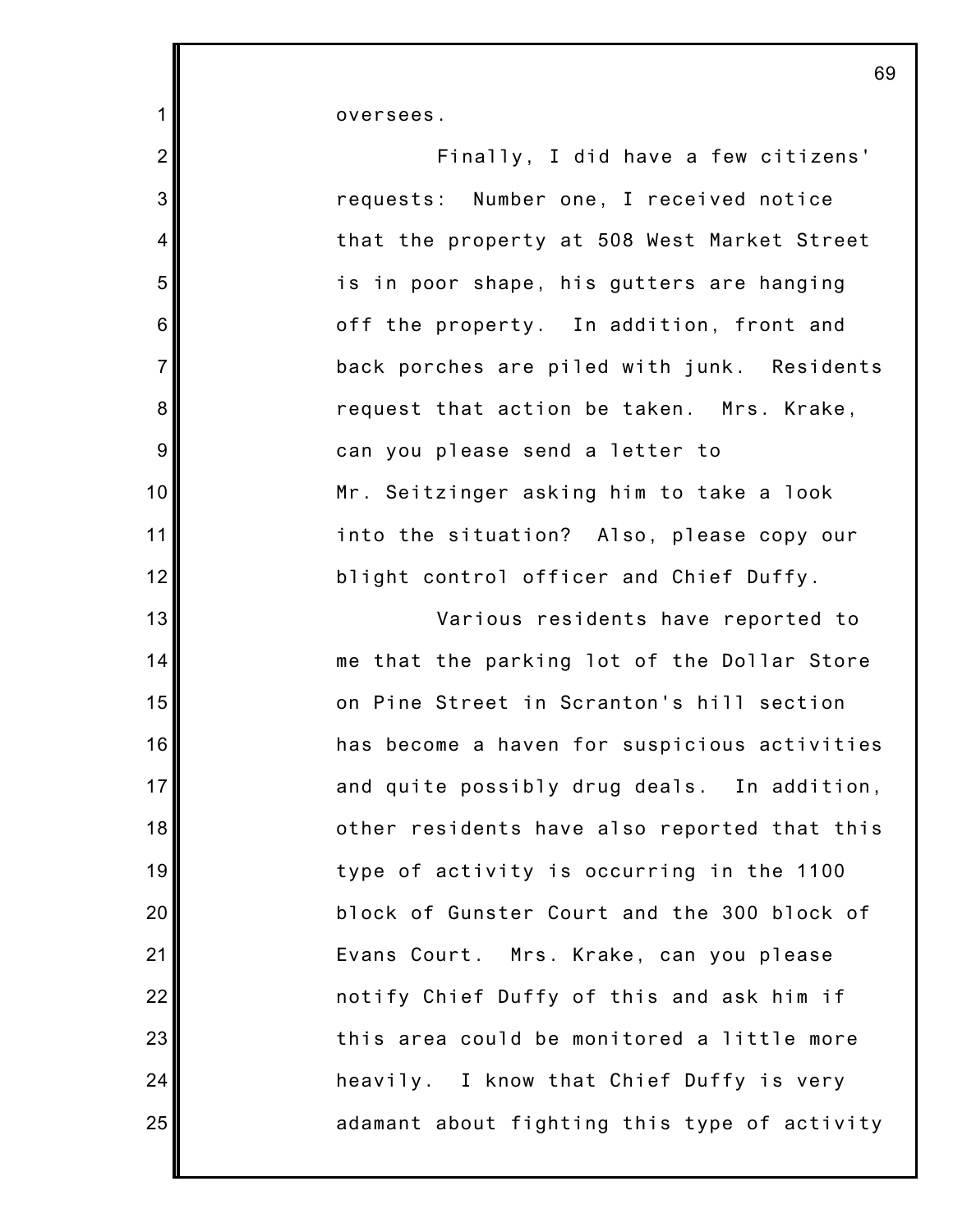oversees.

Finally, I did have a few citizens' requests: Number one, I received notice that the property at 508 West Market Street is in poor shape, his gutters are hanging off the property. In addition, front and back porches are piled with junk. Residents request that action be taken. Mrs. Krake, can you please send a letter to Mr. Seitzinger asking him to take a look into the situation? Also, please copy our blight control officer and Chief Duffy.

Various residents have reported to me that the parking lot of the Dollar Store on Pine Street in Scranton's hill section has become a haven for suspicious activities and quite possibly drug deals. In addition, other residents have also reported that this type of activity is occurring in the 1100 block of Gunster Court and the 300 block of Evans Court. Mrs. Krake, can you please notify Chief Duffy of this and ask him if this area could be monitored a little more heavily. I know that Chief Duffy is very adamant about fighting this type of activity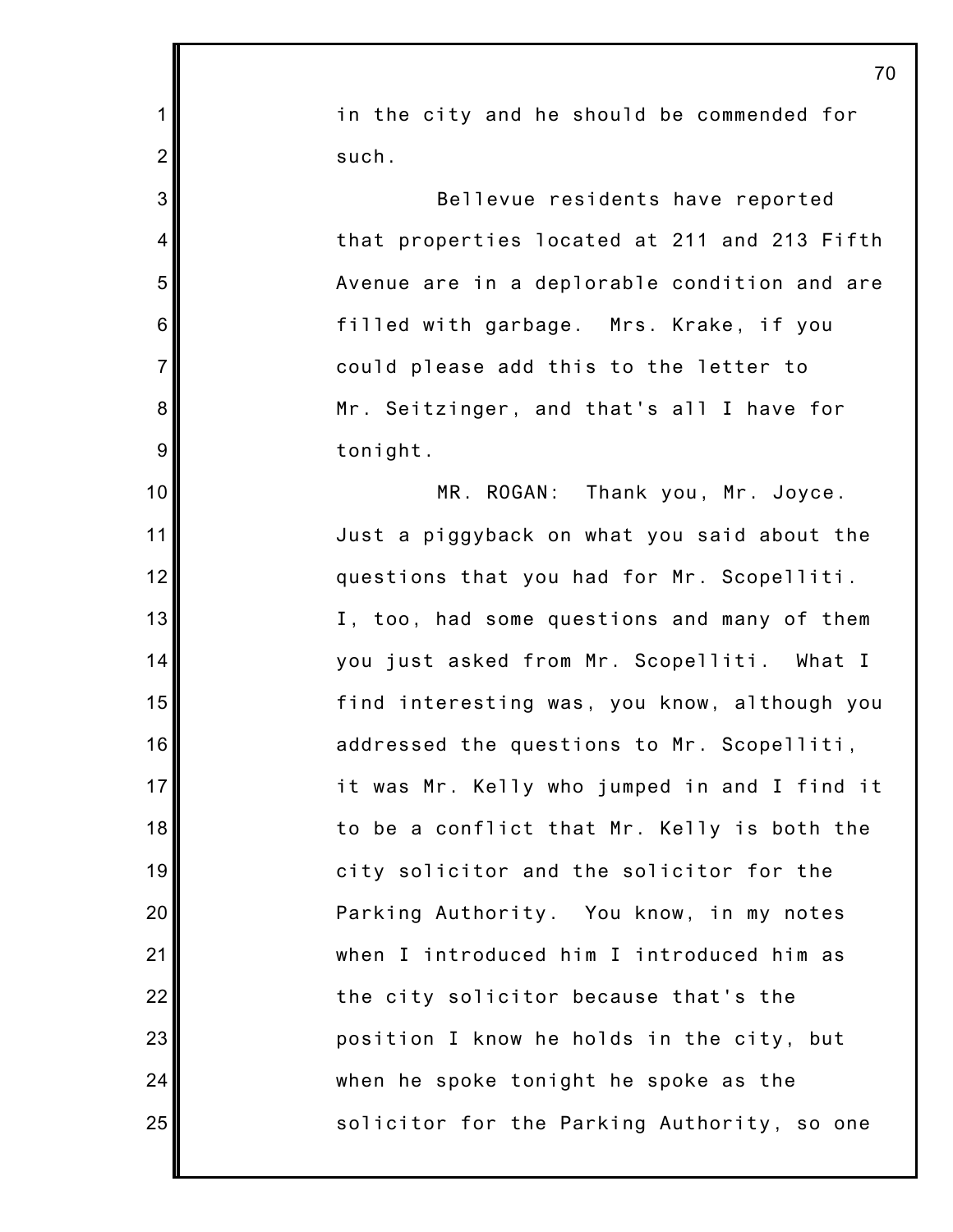in the city and he should be commended for such.

Bellevue residents have reported that properties located at 211 and 213 Fifth Avenue are in a deplorable condition and are filled with garbage. Mrs. Krake, if you could please add this to the letter to Mr. Seitzinger, and that's all I have for tonight.

MR. ROGAN: Thank you, Mr. Joyce. Just a piggyback on what you said about the questions that you had for Mr. Scopelliti. I, too, had some questions and many of them you just asked from Mr. Scopelliti. What I find interesting was, you know, although you addressed the questions to Mr. Scopelliti, it was Mr. Kelly who jumped in and I find it to be a conflict that Mr. Kelly is both the city solicitor and the solicitor for the Parking Authority. You know, in my notes when I introduced him I introduced him as the city solicitor because that's the position I know he holds in the city, but when he spoke tonight he spoke as the solicitor for the Parking Authority, so one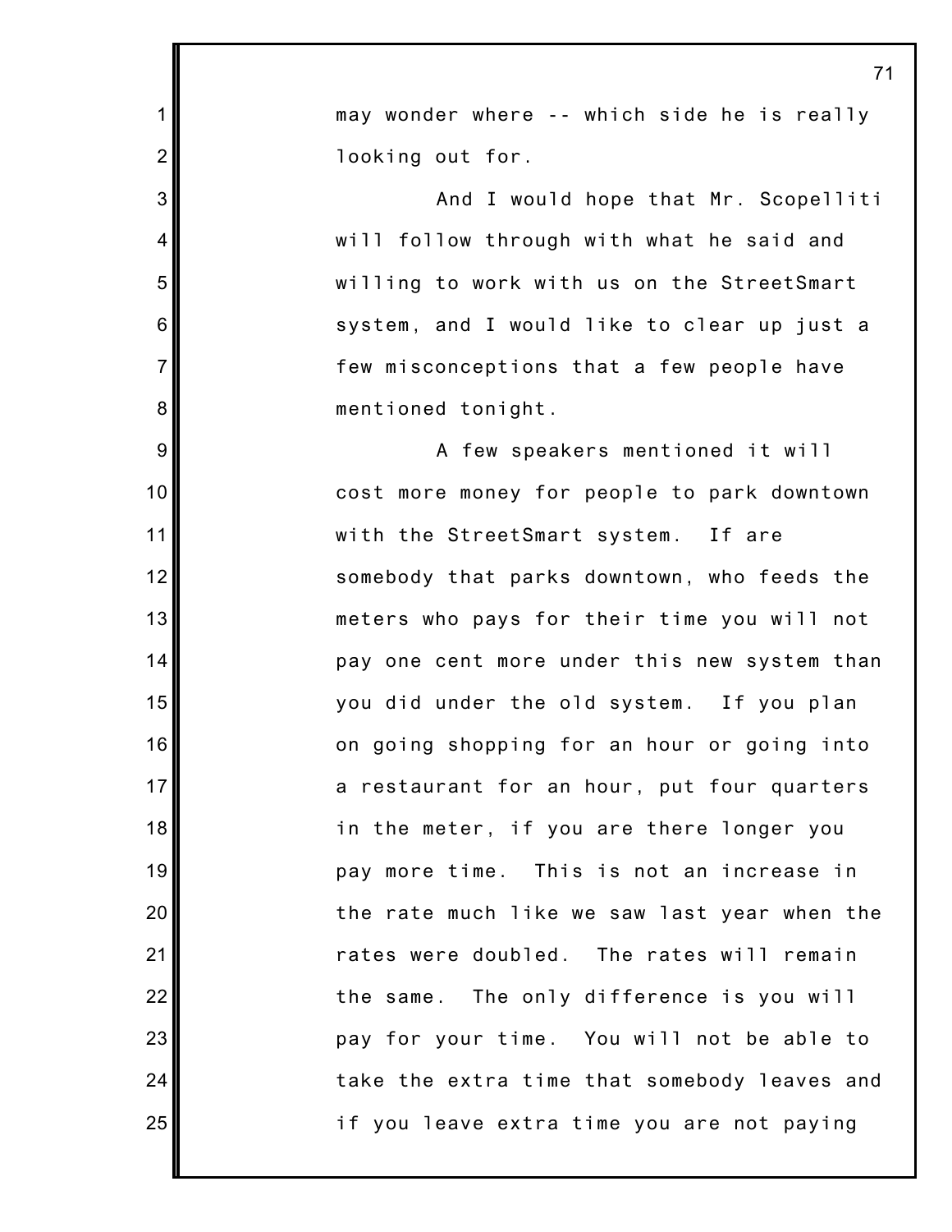may wonder where -- which side he is really looking out for.

And I would hope that Mr. Scopelliti will follow through with what he said and willing to work with us on the StreetSmart system, and I would like to clear up just a few misconceptions that a few people have mentioned tonight.

A few speakers mentioned it will cost more money for people to park downtown with the StreetSmart system. If are somebody that parks downtown, who feeds the meters who pays for their time you will not pay one cent more under this new system than you did under the old system. If you plan on going shopping for an hour or going into a restaurant for an hour, put four quarters in the meter, if you are there longer you pay more time. This is not an increase in the rate much like we saw last year when the rates were doubled. The rates will remain the same. The only difference is you will pay for your time. You will not be able to take the extra time that somebody leaves and if you leave extra time you are not paying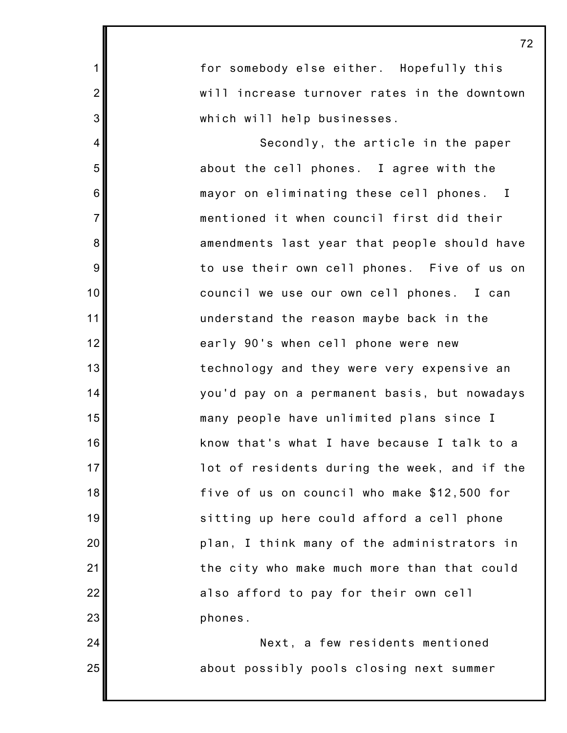for somebody else either. Hopefully this will increase turnover rates in the downtown which will help businesses.

Secondly, the article in the paper about the cell phones. I agree with the mayor on eliminating these cell phones. I mentioned it when council first did their amendments last year that people should have to use their own cell phones. Five of us on council we use our own cell phones. I can understand the reason maybe back in the early 90's when cell phone were new technology and they were very expensive an you'd pay on a permanent basis, but nowadays many people have unlimited plans since I know that's what I have because I talk to a lot of residents during the week, and if the five of us on council who make $12,500 for sitting up here could afford a cell phone plan, I think many of the administrators in the city who make much more than that could also afford to pay for their own cell phones.

Next, a few residents mentioned about possibly pools closing next summer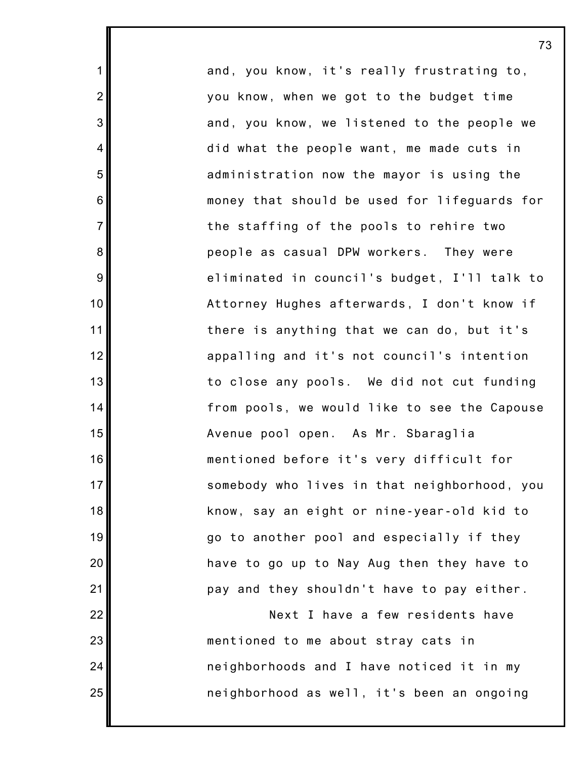and, you know, it's really frustrating to, you know, when we got to the budget time and, you know, we listened to the people we did what the people want, me made cuts in administration now the mayor is using the money that should be used for lifeguards for the staffing of the pools to rehire two people as casual DPW workers. They were eliminated in council's budget, I'll talk to Attorney Hughes afterwards, I don't know if there is anything that we can do, but it's appalling and it's not council's intention to close any pools. We did not cut funding from pools, we would like to see the Capouse Avenue pool open. As Mr. Sbaraglia mentioned before it's very difficult for somebody who lives in that neighborhood, you know, say an eight or nine-year-old kid to go to another pool and especially if they have to go up to Nay Aug then they have to pay and they shouldn't have to pay either.

Next I have a few residents have mentioned to me about stray cats in neighborhoods and I have noticed it in my neighborhood as well, it's been an ongoing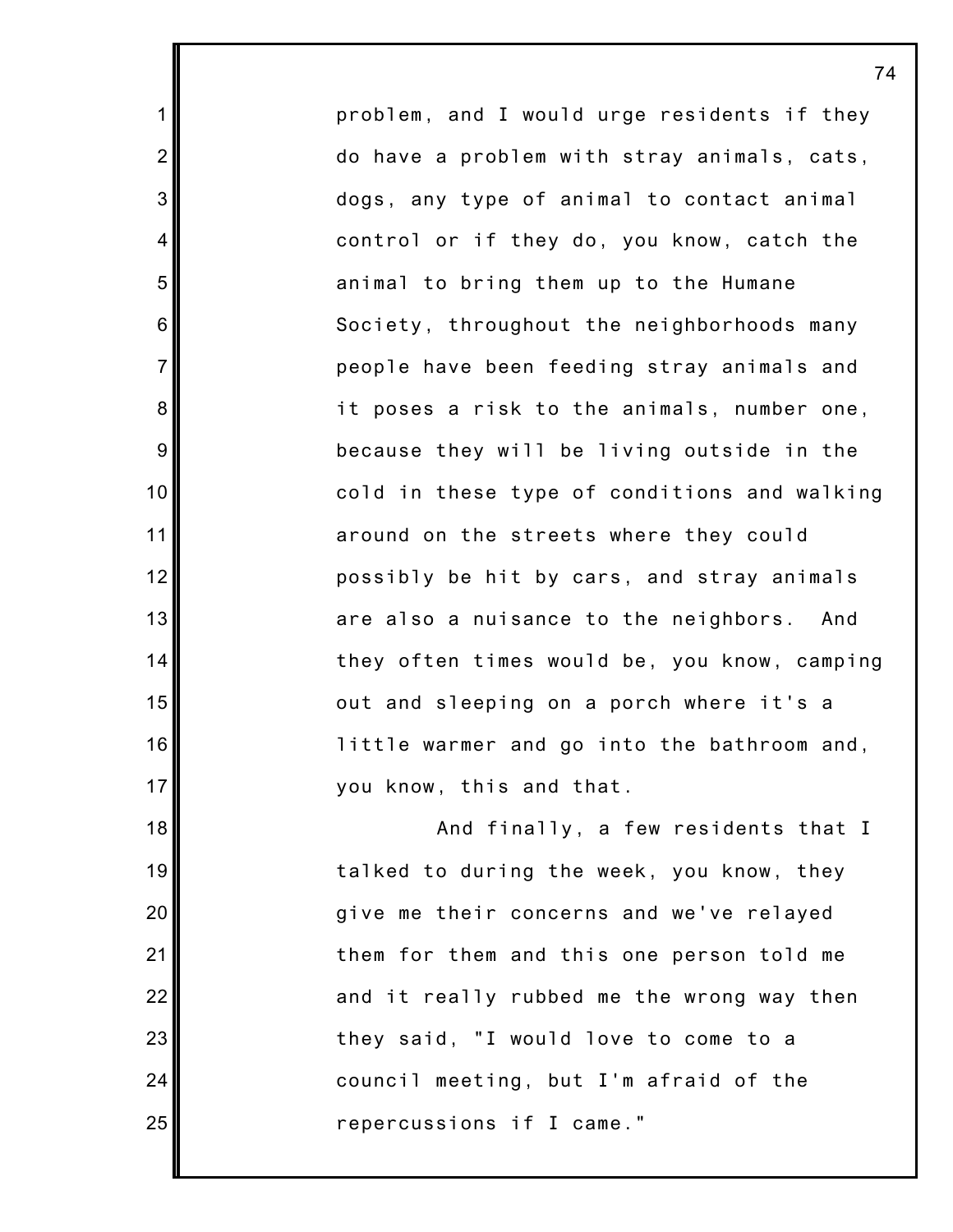problem, and I would urge residents if they do have a problem with stray animals, cats, dogs, any type of animal to contact animal control or if they do, you know, catch the animal to bring them up to the Humane Society, throughout the neighborhoods many people have been feeding stray animals and it poses a risk to the animals, number one, because they will be living outside in the cold in these type of conditions and walking around on the streets where they could possibly be hit by cars, and stray animals are also a nuisance to the neighbors. And they often times would be, you know, camping out and sleeping on a porch where it's a little warmer and go into the bathroom and, you know, this and that.

And finally, a few residents that I talked to during the week, you know, they give me their concerns and we've relayed them for them and this one person told me and it really rubbed me the wrong way then they said, "I would love to come to a council meeting, but I'm afraid of the repercussions if I came."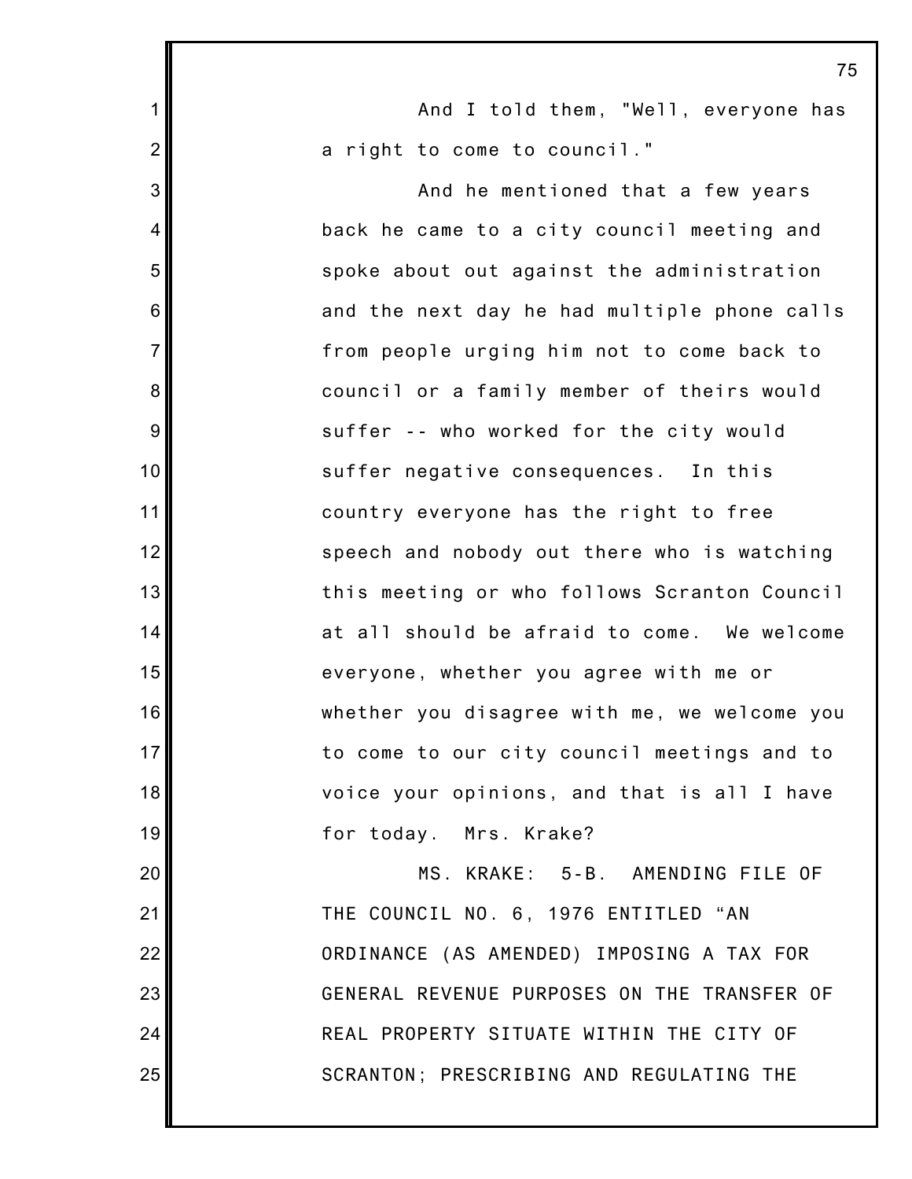And I told them, "Well, everyone has a right to come to council."

And he mentioned that a few years back he came to a city council meeting and spoke about out against the administration and the next day he had multiple phone calls from people urging him not to come back to council or a family member of theirs would suffer -- who worked for the city would suffer negative consequences. In this country everyone has the right to free speech and nobody out there who is watching this meeting or who follows Scranton Council at all should be afraid to come. We welcome everyone, whether you agree with me or whether you disagree with me, we welcome you to come to our city council meetings and to voice your opinions, and that is all I have for today. Mrs. Krake?

MS. KRAKE: 5-B. AMENDING FILE OF THE COUNCIL NO. 6, 1976 ENTITLED "AN ORDINANCE (AS AMENDED) IMPOSING A TAX FOR GENERAL REVENUE PURPOSES ON THE TRANSFER OF REAL PROPERTY SITUATE WITHIN THE CITY OF SCRANTON; PRESCRIBING AND REGULATING THE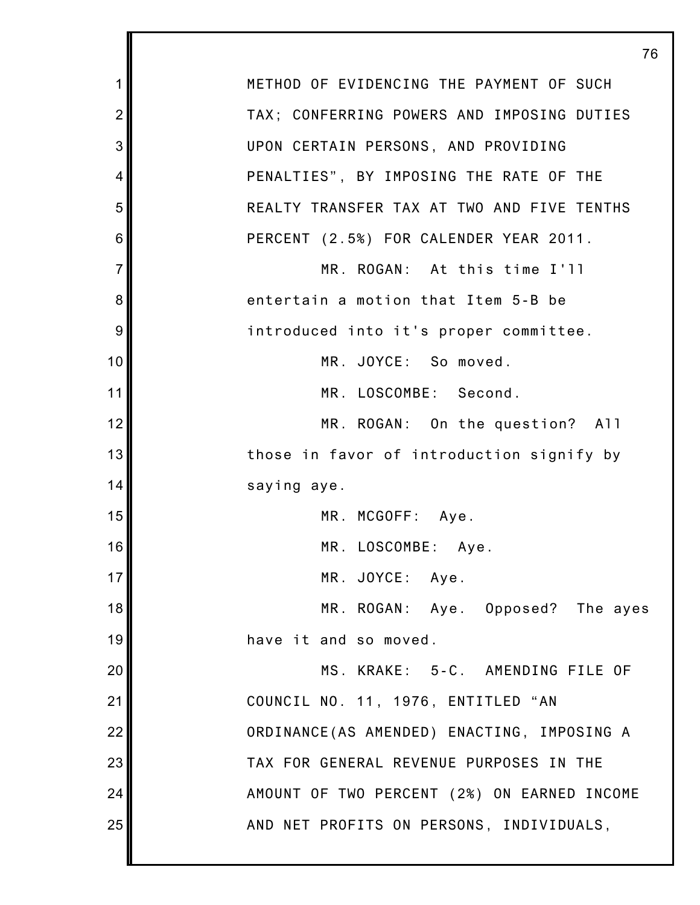METHOD OF EVIDENCING THE PAYMENT OF SUCH TAX; CONFERRING POWERS AND IMPOSING DUTIES UPON CERTAIN PERSONS, AND PROVIDING PENALTIES", BY IMPOSING THE RATE OF THE REALTY TRANSFER TAX AT TWO AND FIVE TENTHS PERCENT (2.5%) FOR CALENDER YEAR 2011.

MR. ROGAN: At this time I'll entertain a motion that Item 5-B be introduced into it's proper committee.

MR. JOYCE: So moved.

MR. LOSCOMBE: Second.

MR. ROGAN: On the question? All those in favor of introduction signify by saying aye.

MR. MCGOFF: Aye.

MR. LOSCOMBE: Aye.

MR. JOYCE: Aye.

MR. ROGAN: Aye. Opposed? The ayes have it and so moved.

MS. KRAKE: 5-C. AMENDING FILE OF COUNCIL NO. 11, 1976, ENTITLED "AN ORDINANCE(AS AMENDED) ENACTING, IMPOSING A TAX FOR GENERAL REVENUE PURPOSES IN THE AMOUNT OF TWO PERCENT (2%) ON EARNED INCOME AND NET PROFITS ON PERSONS, INDIVIDUALS,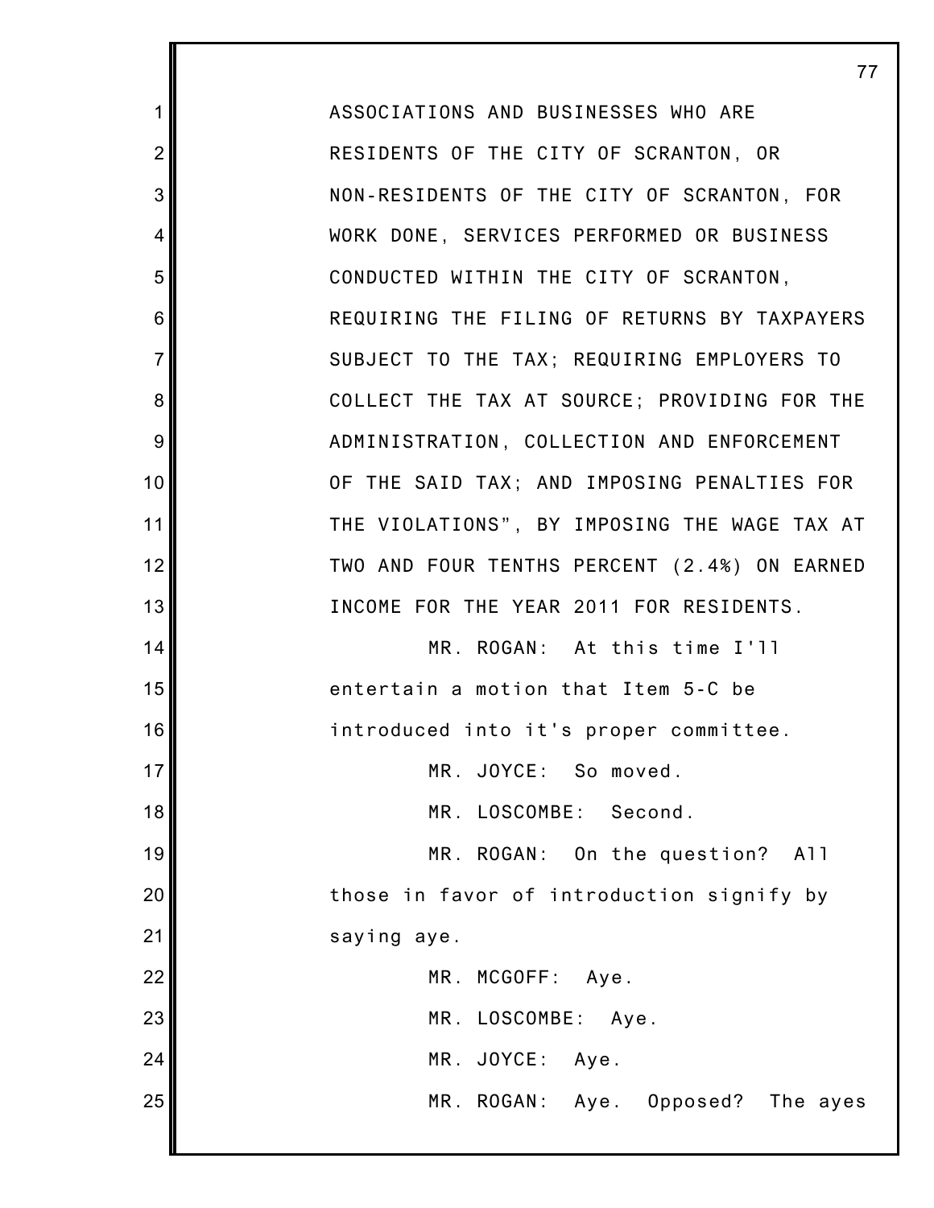ASSOCIATIONS AND BUSINESSES WHO ARE RESIDENTS OF THE CITY OF SCRANTON, OR NON-RESIDENTS OF THE CITY OF SCRANTON, FOR WORK DONE, SERVICES PERFORMED OR BUSINESS CONDUCTED WITHIN THE CITY OF SCRANTON, REQUIRING THE FILING OF RETURNS BY TAXPAYERS SUBJECT TO THE TAX; REQUIRING EMPLOYERS TO COLLECT THE TAX AT SOURCE; PROVIDING FOR THE ADMINISTRATION, COLLECTION AND ENFORCEMENT OF THE SAID TAX; AND IMPOSING PENALTIES FOR THE VIOLATIONS", BY IMPOSING THE WAGE TAX AT TWO AND FOUR TENTHS PERCENT (2.4%) ON EARNED INCOME FOR THE YEAR 2011 FOR RESIDENTS.

MR. ROGAN: At this time I'll entertain a motion that Item 5-C be introduced into it's proper committee.

MR. JOYCE: So moved.

MR. LOSCOMBE: Second.

MR. ROGAN: On the question? All those in favor of introduction signify by saying aye.

MR. MCGOFF: Aye.

MR. LOSCOMBE: Aye.

MR. JOYCE: Aye.

MR. ROGAN: Aye. Opposed? The ayes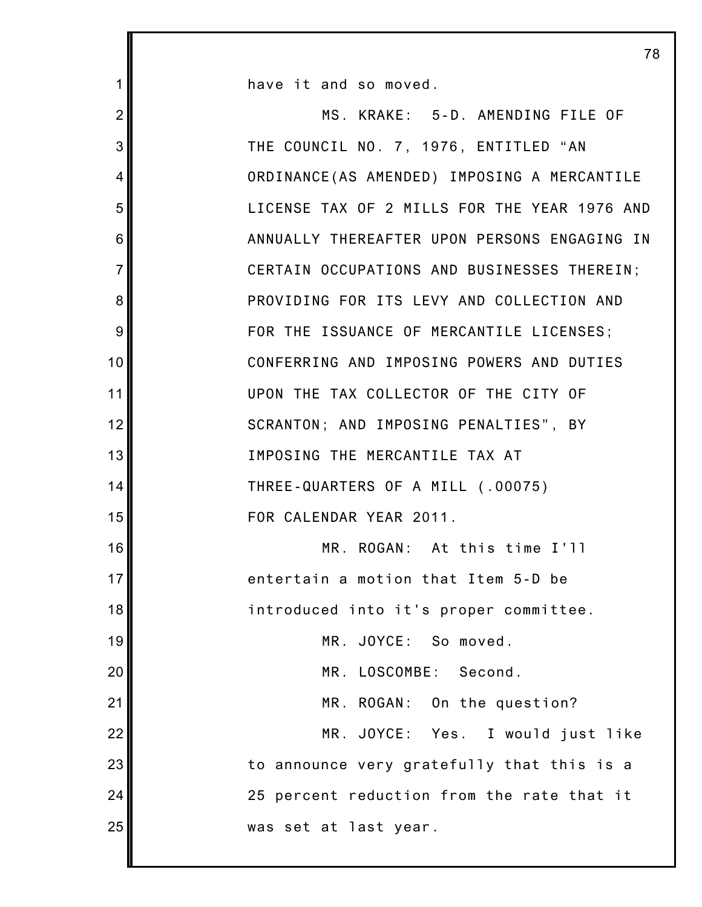have it and so moved.

MS. KRAKE: 5-D. AMENDING FILE OF THE COUNCIL NO. 7, 1976, ENTITLED "AN ORDINANCE(AS AMENDED) IMPOSING A MERCANTILE LICENSE TAX OF 2 MILLS FOR THE YEAR 1976 AND ANNUALLY THEREAFTER UPON PERSONS ENGAGING IN CERTAIN OCCUPATIONS AND BUSINESSES THEREIN; PROVIDING FOR ITS LEVY AND COLLECTION AND FOR THE ISSUANCE OF MERCANTILE LICENSES; CONFERRING AND IMPOSING POWERS AND DUTIES UPON THE TAX COLLECTOR OF THE CITY OF SCRANTON; AND IMPOSING PENALTIES", BY IMPOSING THE MERCANTILE TAX AT THREE-QUARTERS OF A MILL (.00075) FOR CALENDAR YEAR 2011.

MR. ROGAN: At this time I'll entertain a motion that Item 5-D be introduced into it's proper committee.

MR. JOYCE: So moved.

MR. LOSCOMBE: Second.

MR. ROGAN: On the question?

MR. JOYCE: Yes. I would just like to announce very gratefully that this is a 25 percent reduction from the rate that it was set at last year.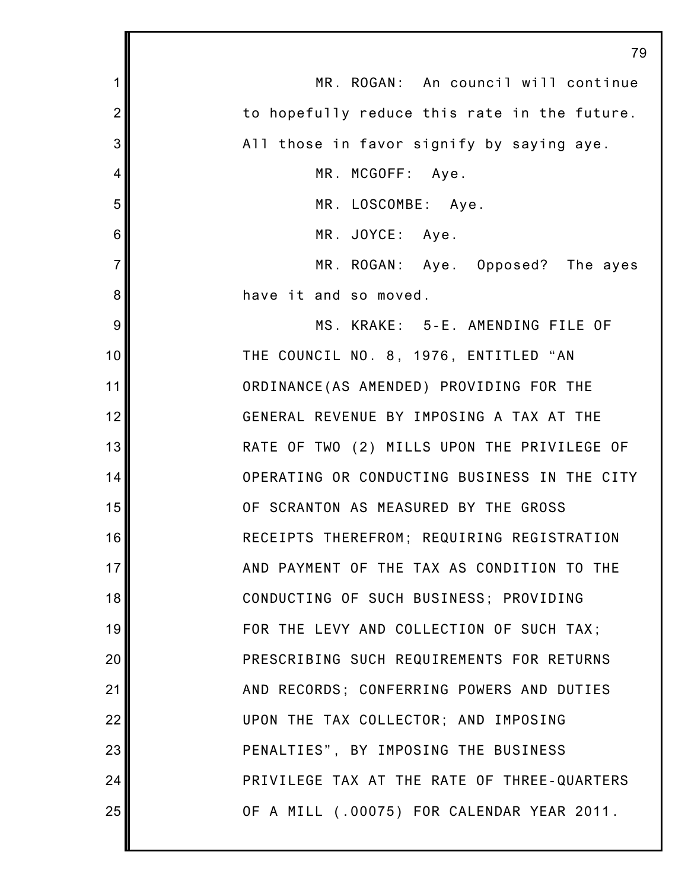MR. ROGAN: An council will continue to hopefully reduce this rate in the future. All those in favor signify by saying aye.

MR. MCGOFF: Aye.

MR. LOSCOMBE: Aye.

MR. JOYCE: Aye.

MR. ROGAN: Aye. Opposed? The ayes have it and so moved.

MS. KRAKE: 5-E. AMENDING FILE OF THE COUNCIL NO. 8, 1976, ENTITLED "AN ORDINANCE(AS AMENDED) PROVIDING FOR THE GENERAL REVENUE BY IMPOSING A TAX AT THE RATE OF TWO (2) MILLS UPON THE PRIVILEGE OF OPERATING OR CONDUCTING BUSINESS IN THE CITY OF SCRANTON AS MEASURED BY THE GROSS RECEIPTS THEREFROM; REQUIRING REGISTRATION AND PAYMENT OF THE TAX AS CONDITION TO THE CONDUCTING OF SUCH BUSINESS; PROVIDING FOR THE LEVY AND COLLECTION OF SUCH TAX; PRESCRIBING SUCH REQUIREMENTS FOR RETURNS AND RECORDS; CONFERRING POWERS AND DUTIES UPON THE TAX COLLECTOR; AND IMPOSING PENALTIES", BY IMPOSING THE BUSINESS PRIVILEGE TAX AT THE RATE OF THREE-QUARTERS OF A MILL (.00075) FOR CALENDAR YEAR 2011.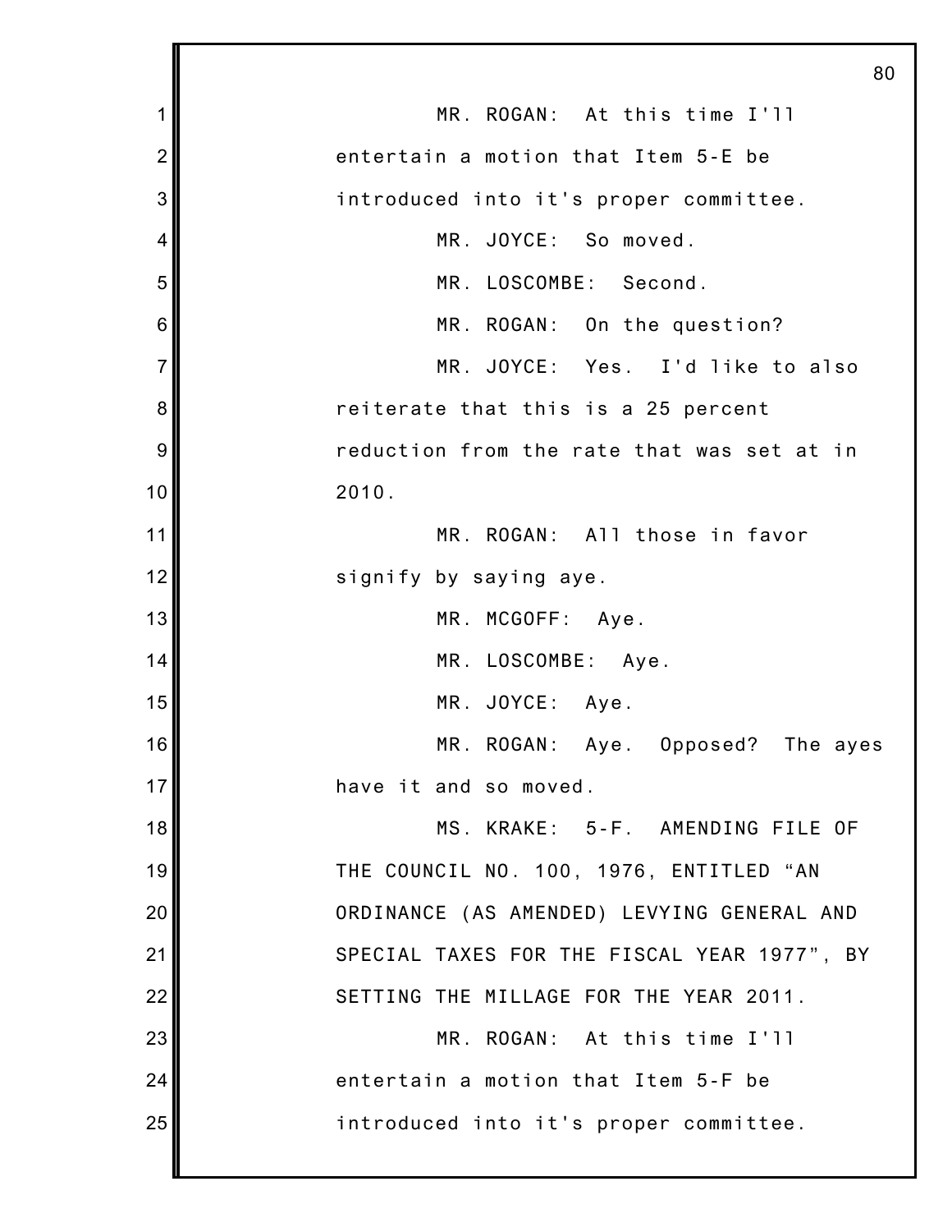MR. ROGAN: At this time I'll entertain a motion that Item 5-E be introduced into it's proper committee.

MR. JOYCE: So moved.

MR. LOSCOMBE: Second.

MR. ROGAN: On the question?

MR. JOYCE: Yes. I'd like to also reiterate that this is a 25 percent reduction from the rate that was set at in 2010.

MR. ROGAN: All those in favor signify by saying aye.

MR. MCGOFF: Aye.

MR. LOSCOMBE: Aye.

MR. JOYCE: Aye.

MR. ROGAN: Aye. Opposed? The ayes have it and so moved.

MS. KRAKE: 5-F. AMENDING FILE OF THE COUNCIL NO. 100, 1976, ENTITLED "AN ORDINANCE (AS AMENDED) LEVYING GENERAL AND SPECIAL TAXES FOR THE FISCAL YEAR 1977", BY SETTING THE MILLAGE FOR THE YEAR 2011.

MR. ROGAN: At this time I'll entertain a motion that Item 5-F be introduced into it's proper committee.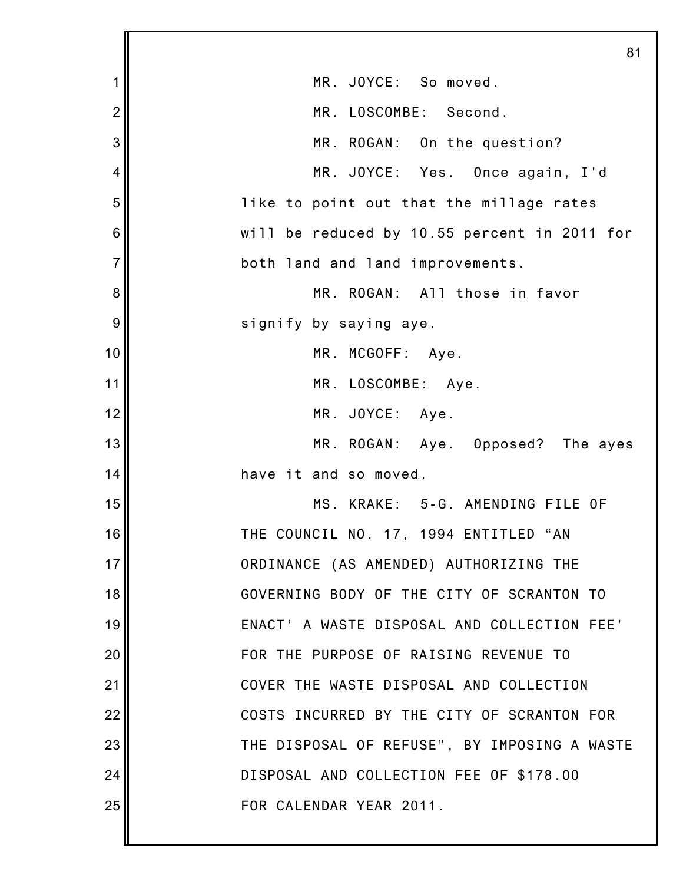MR. JOYCE: So moved.

MR. LOSCOMBE: Second.

MR. ROGAN: On the question?

MR. JOYCE: Yes. Once again, I'd like to point out that the millage rates will be reduced by 10.55 percent in 2011 for both land and land improvements.

MR. ROGAN: All those in favor signify by saying aye.

MR. MCGOFF: Aye.

MR. LOSCOMBE: Aye.

MR. JOYCE: Aye.

MR. ROGAN: Aye. Opposed? The ayes have it and so moved.

MS. KRAKE: 5-G. AMENDING FILE OF THE COUNCIL NO. 17, 1994 ENTITLED "AN ORDINANCE (AS AMENDED) AUTHORIZING THE GOVERNING BODY OF THE CITY OF SCRANTON TO ENACT' A WASTE DISPOSAL AND COLLECTION FEE' FOR THE PURPOSE OF RAISING REVENUE TO COVER THE WASTE DISPOSAL AND COLLECTION COSTS INCURRED BY THE CITY OF SCRANTON FOR THE DISPOSAL OF REFUSE", BY IMPOSING A WASTE DISPOSAL AND COLLECTION FEE OF $178.00 FOR CALENDAR YEAR 2011.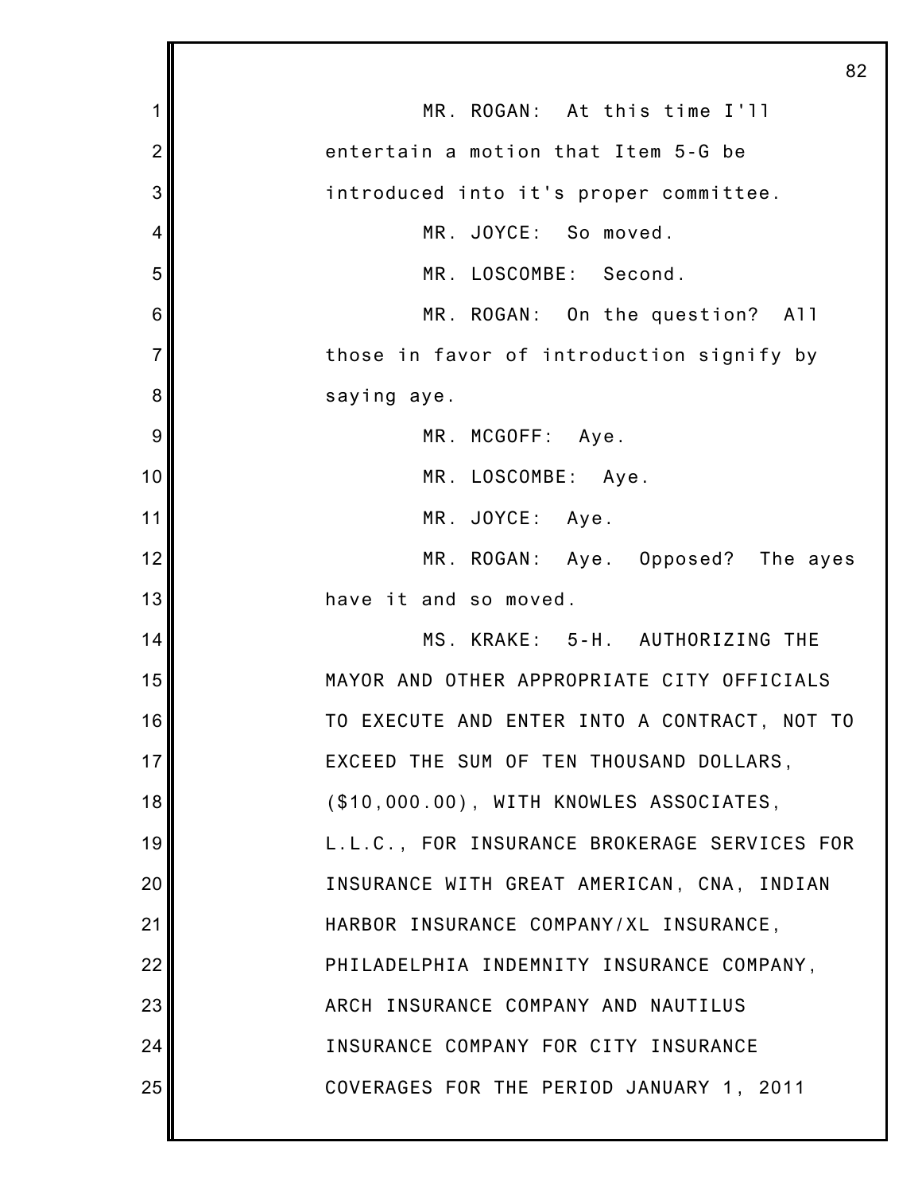MR. ROGAN: At this time I'll entertain a motion that Item 5-G be introduced into it's proper committee.

MR. JOYCE: So moved.

MR. LOSCOMBE: Second.

MR. ROGAN: On the question? All those in favor of introduction signify by saying aye.

MR. MCGOFF: Aye.

MR. LOSCOMBE: Aye.

MR. JOYCE: Aye.

MR. ROGAN: Aye. Opposed? The ayes have it and so moved.

MS. KRAKE: 5-H. AUTHORIZING THE MAYOR AND OTHER APPROPRIATE CITY OFFICIALS TO EXECUTE AND ENTER INTO A CONTRACT, NOT TO EXCEED THE SUM OF TEN THOUSAND DOLLARS, ($10,000.00), WITH KNOWLES ASSOCIATES, L.L.C., FOR INSURANCE BROKERAGE SERVICES FOR INSURANCE WITH GREAT AMERICAN, CNA, INDIAN HARBOR INSURANCE COMPANY/XL INSURANCE, PHILADELPHIA INDEMNITY INSURANCE COMPANY, ARCH INSURANCE COMPANY AND NAUTILUS INSURANCE COMPANY FOR CITY INSURANCE COVERAGES FOR THE PERIOD JANUARY 1, 2011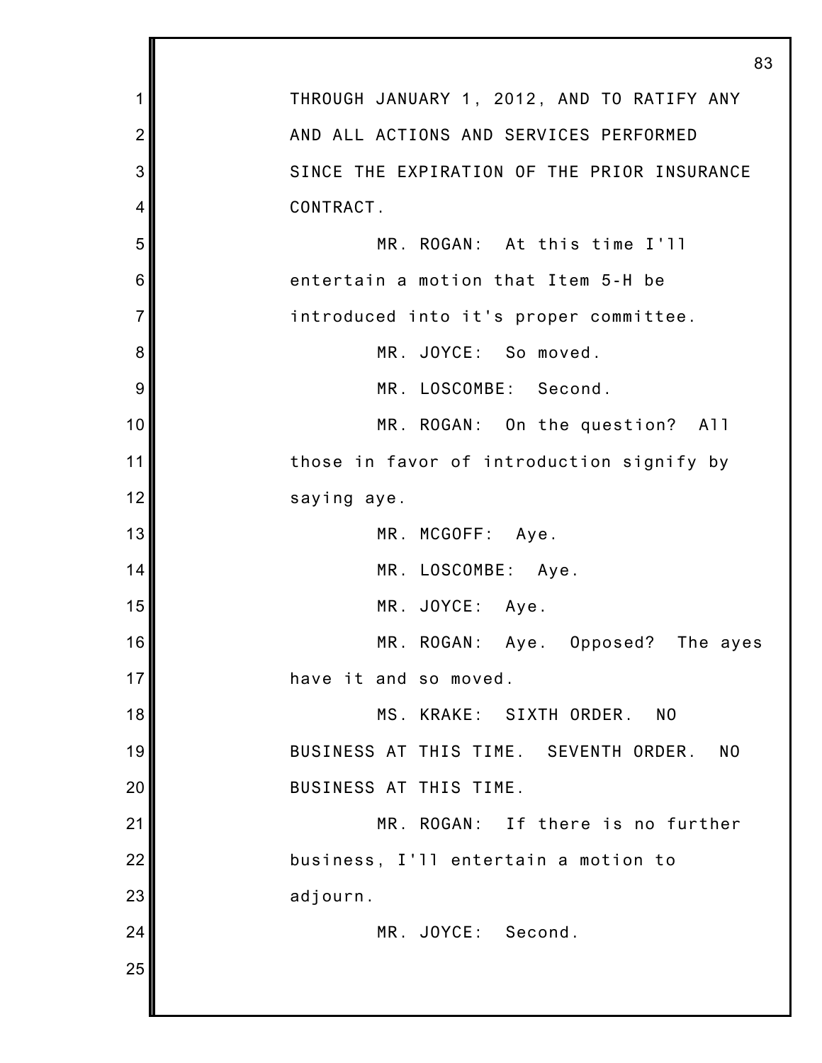THROUGH JANUARY 1, 2012, AND TO RATIFY ANY AND ALL ACTIONS AND SERVICES PERFORMED SINCE THE EXPIRATION OF THE PRIOR INSURANCE CONTRACT.

MR. ROGAN: At this time I'll entertain a motion that Item 5-H be introduced into it's proper committee.

MR. JOYCE: So moved.

MR. LOSCOMBE: Second.

MR. ROGAN: On the question? All those in favor of introduction signify by saying aye.

MR. MCGOFF: Aye.

MR. LOSCOMBE: Aye.

MR. JOYCE: Aye.

MR. ROGAN: Aye. Opposed? The ayes have it and so moved.

MS. KRAKE: SIXTH ORDER. NO BUSINESS AT THIS TIME. SEVENTH ORDER. NO BUSINESS AT THIS TIME.

MR. ROGAN: If there is no further business, I'll entertain a motion to adjourn.

MR. JOYCE: Second.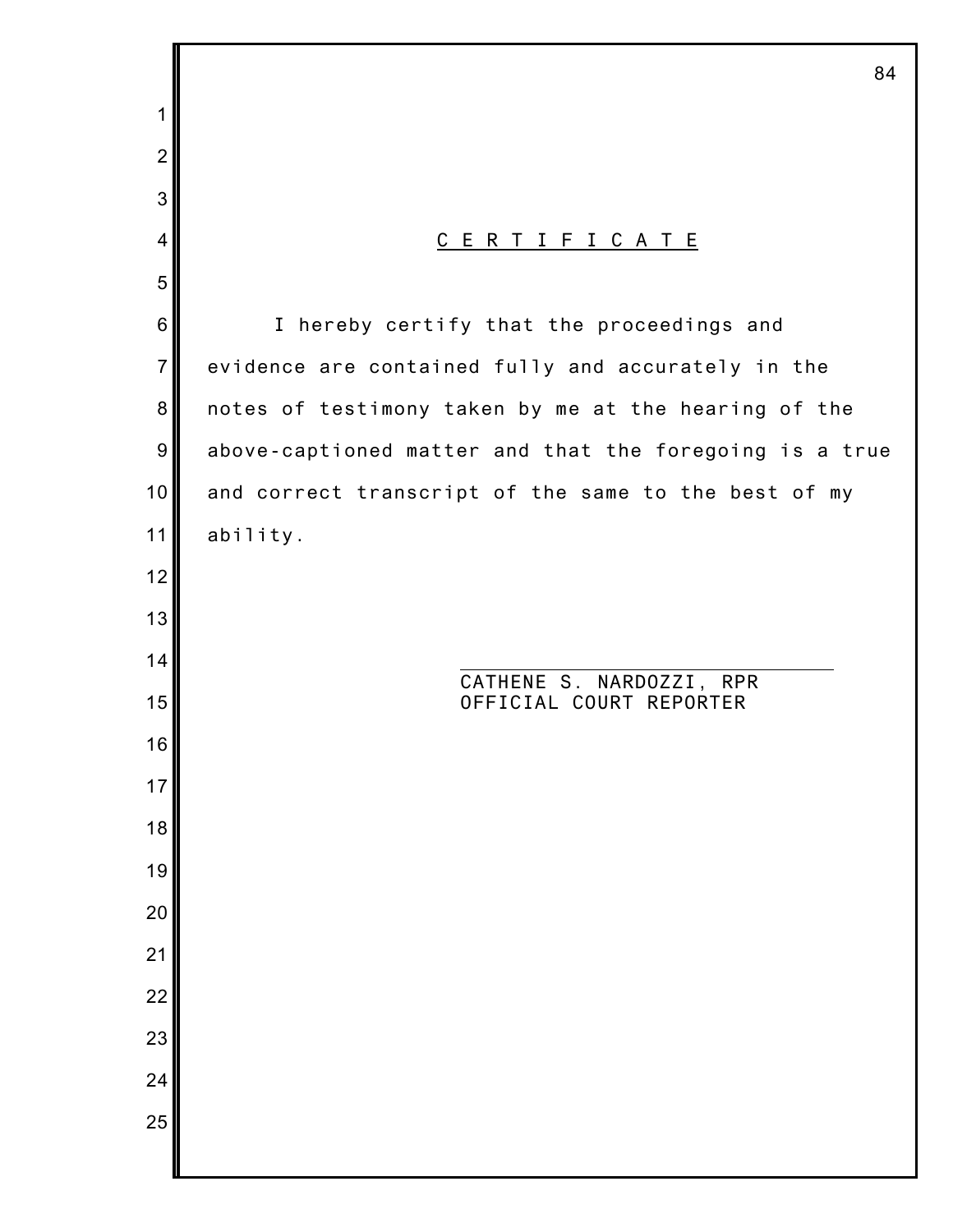# C E R T I F I C A T E

I hereby certify that the proceedings and evidence are contained fully and accurately in the notes of testimony taken by me at the hearing of the above-captioned matter and that the foregoing is a true and correct transcript of the same to the best of my ability.

\_\_\_\_\_\_\_\_\_\_\_\_\_\_\_\_\_\_\_\_\_\_\_\_\_\_\_\_\_\_

CATHENE S. NARDOZZI, RPR
OFFICIAL COURT REPORTER